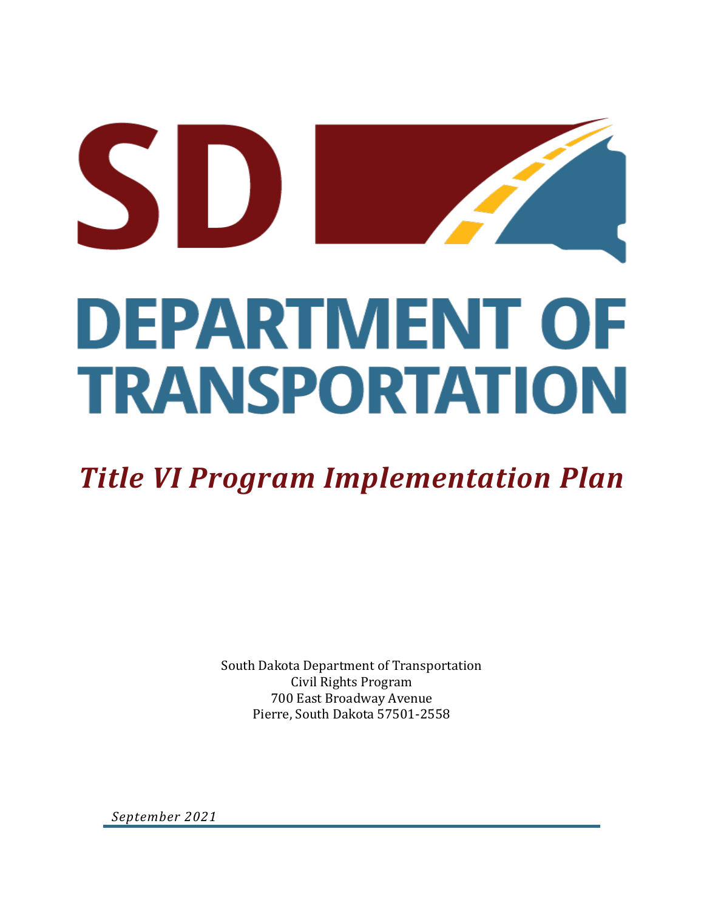# SD DEPARTMENT OF TRANSPORTATION

## *Title VI Program Implementation Plan*

South Dakota Department of Transportation
Civil Rights Program
700 East Broadway Avenue
Pierre, South Dakota 57501-2558

*September 2021*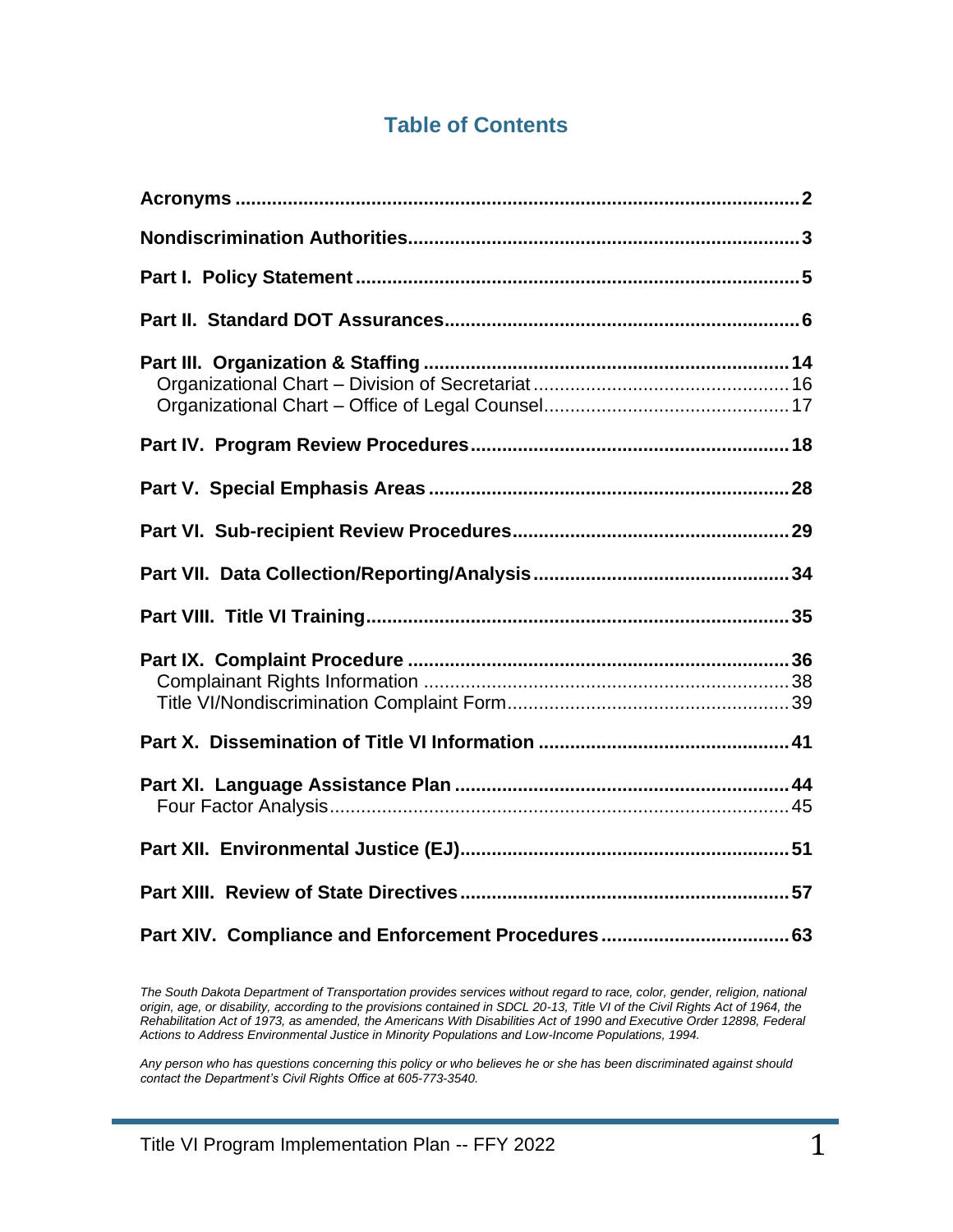# Table of Contents

| | |
|---|---|
| **Acronyms** | **2** |
| **Nondiscrimination Authorities** | **3** |
| **Part I. Policy Statement** | **5** |
| **Part II. Standard DOT Assurances** | **6** |
| **Part III. Organization & Staffing** | **14** |
| Organizational Chart – Division of Secretariat | 16 |
| Organizational Chart – Office of Legal Counsel | 17 |
| **Part IV. Program Review Procedures** | **18** |
| **Part V. Special Emphasis Areas** | **28** |
| **Part VI. Sub-recipient Review Procedures** | **29** |
| **Part VII. Data Collection/Reporting/Analysis** | **34** |
| **Part VIII. Title VI Training** | **35** |
| **Part IX. Complaint Procedure** | **36** |
| Complainant Rights Information | 38 |
| Title VI/Nondiscrimination Complaint Form | 39 |
| **Part X. Dissemination of Title VI Information** | **41** |
| **Part XI. Language Assistance Plan** | **44** |
| Four Factor Analysis | 45 |
| **Part XII. Environmental Justice (EJ)** | **51** |
| **Part XIII. Review of State Directives** | **57** |
| **Part XIV. Compliance and Enforcement Procedures** | **63** |

*The South Dakota Department of Transportation provides services without regard to race, color, gender, religion, national origin, age, or disability, according to the provisions contained in SDCL 20-13, Title VI of the Civil Rights Act of 1964, the Rehabilitation Act of 1973, as amended, the Americans With Disabilities Act of 1990 and Executive Order 12898, Federal Actions to Address Environmental Justice in Minority Populations and Low-Income Populations, 1994.*

*Any person who has questions concerning this policy or who believes he or she has been discriminated against should contact the Department's Civil Rights Office at 605-773-3540.*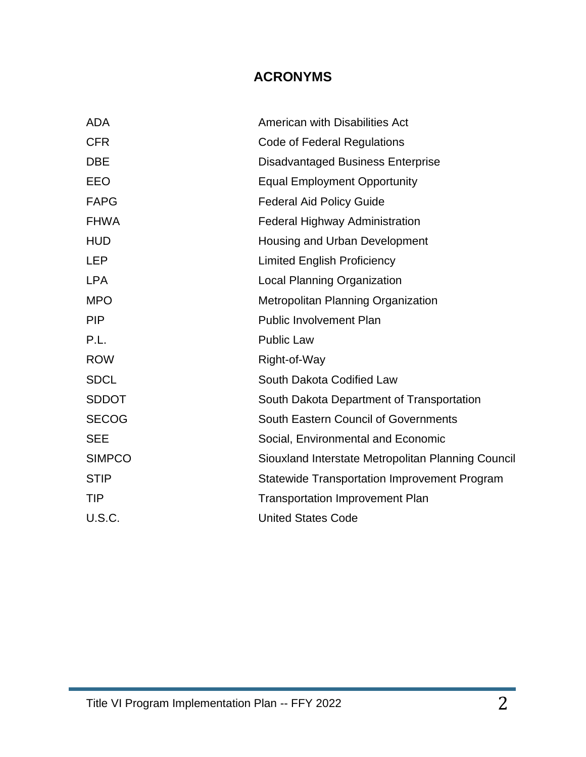## ACRONYMS

| | |
|---|---|
| ADA | American with Disabilities Act |
| CFR | Code of Federal Regulations |
| DBE | Disadvantaged Business Enterprise |
| EEO | Equal Employment Opportunity |
| FAPG | Federal Aid Policy Guide |
| FHWA | Federal Highway Administration |
| HUD | Housing and Urban Development |
| LEP | Limited English Proficiency |
| LPA | Local Planning Organization |
| MPO | Metropolitan Planning Organization |
| PIP | Public Involvement Plan |
| P.L. | Public Law |
| ROW | Right-of-Way |
| SDCL | South Dakota Codified Law |
| SDDOT | South Dakota Department of Transportation |
| SECOG | South Eastern Council of Governments |
| SEE | Social, Environmental and Economic |
| SIMPCO | Siouxland Interstate Metropolitan Planning Council |
| STIP | Statewide Transportation Improvement Program |
| TIP | Transportation Improvement Plan |
| U.S.C. | United States Code |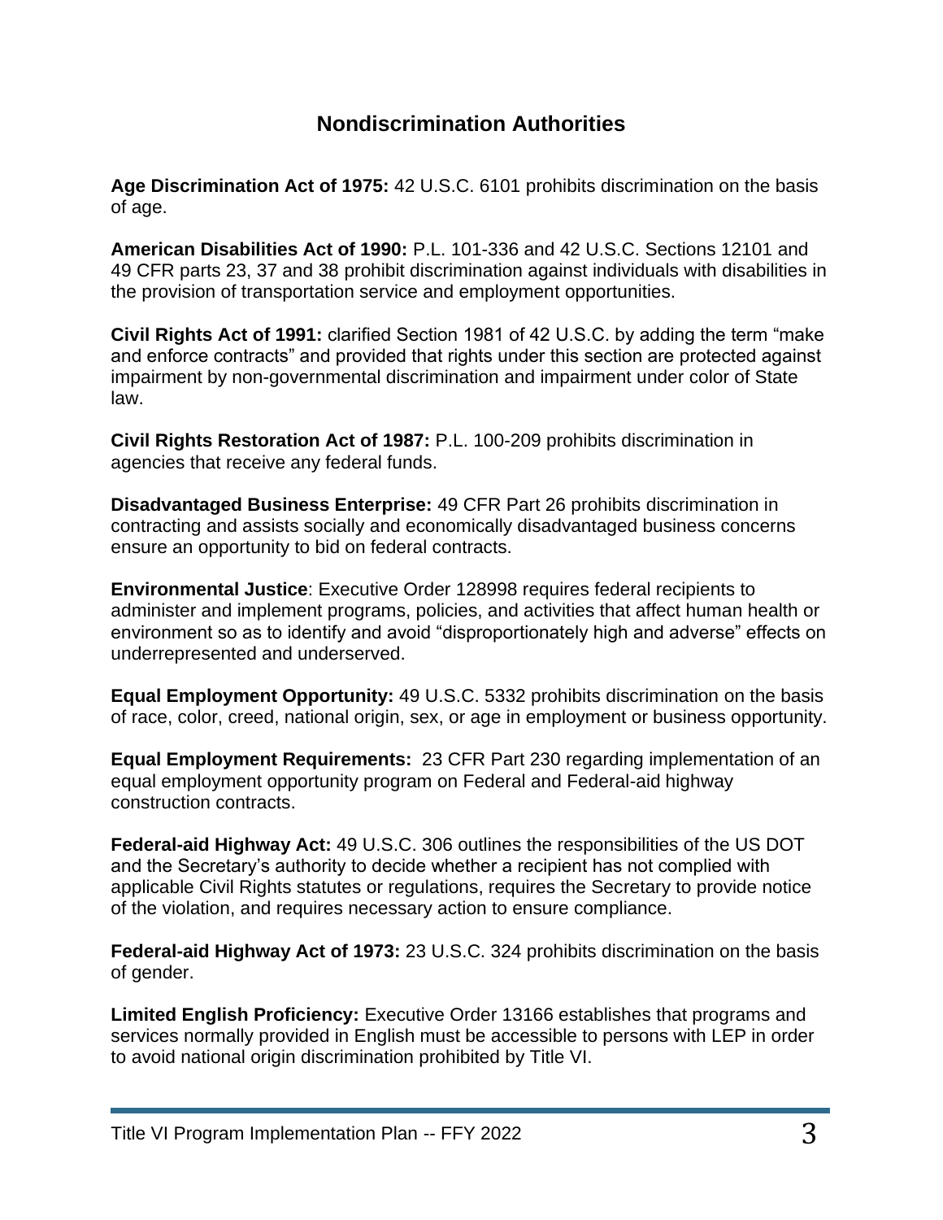# Nondiscrimination Authorities

**Age Discrimination Act of 1975:** 42 U.S.C. 6101 prohibits discrimination on the basis of age.

**American Disabilities Act of 1990:** P.L. 101-336 and 42 U.S.C. Sections 12101 and 49 CFR parts 23, 37 and 38 prohibit discrimination against individuals with disabilities in the provision of transportation service and employment opportunities.

**Civil Rights Act of 1991:** clarified Section 1981 of 42 U.S.C. by adding the term "make and enforce contracts" and provided that rights under this section are protected against impairment by non-governmental discrimination and impairment under color of State law.

**Civil Rights Restoration Act of 1987:** P.L. 100-209 prohibits discrimination in agencies that receive any federal funds.

**Disadvantaged Business Enterprise:** 49 CFR Part 26 prohibits discrimination in contracting and assists socially and economically disadvantaged business concerns ensure an opportunity to bid on federal contracts.

**Environmental Justice**: Executive Order 128998 requires federal recipients to administer and implement programs, policies, and activities that affect human health or environment so as to identify and avoid "disproportionately high and adverse" effects on underrepresented and underserved.

**Equal Employment Opportunity:** 49 U.S.C. 5332 prohibits discrimination on the basis of race, color, creed, national origin, sex, or age in employment or business opportunity.

**Equal Employment Requirements:** 23 CFR Part 230 regarding implementation of an equal employment opportunity program on Federal and Federal-aid highway construction contracts.

**Federal-aid Highway Act:** 49 U.S.C. 306 outlines the responsibilities of the US DOT and the Secretary's authority to decide whether a recipient has not complied with applicable Civil Rights statutes or regulations, requires the Secretary to provide notice of the violation, and requires necessary action to ensure compliance.

**Federal-aid Highway Act of 1973:** 23 U.S.C. 324 prohibits discrimination on the basis of gender.

**Limited English Proficiency:** Executive Order 13166 establishes that programs and services normally provided in English must be accessible to persons with LEP in order to avoid national origin discrimination prohibited by Title VI.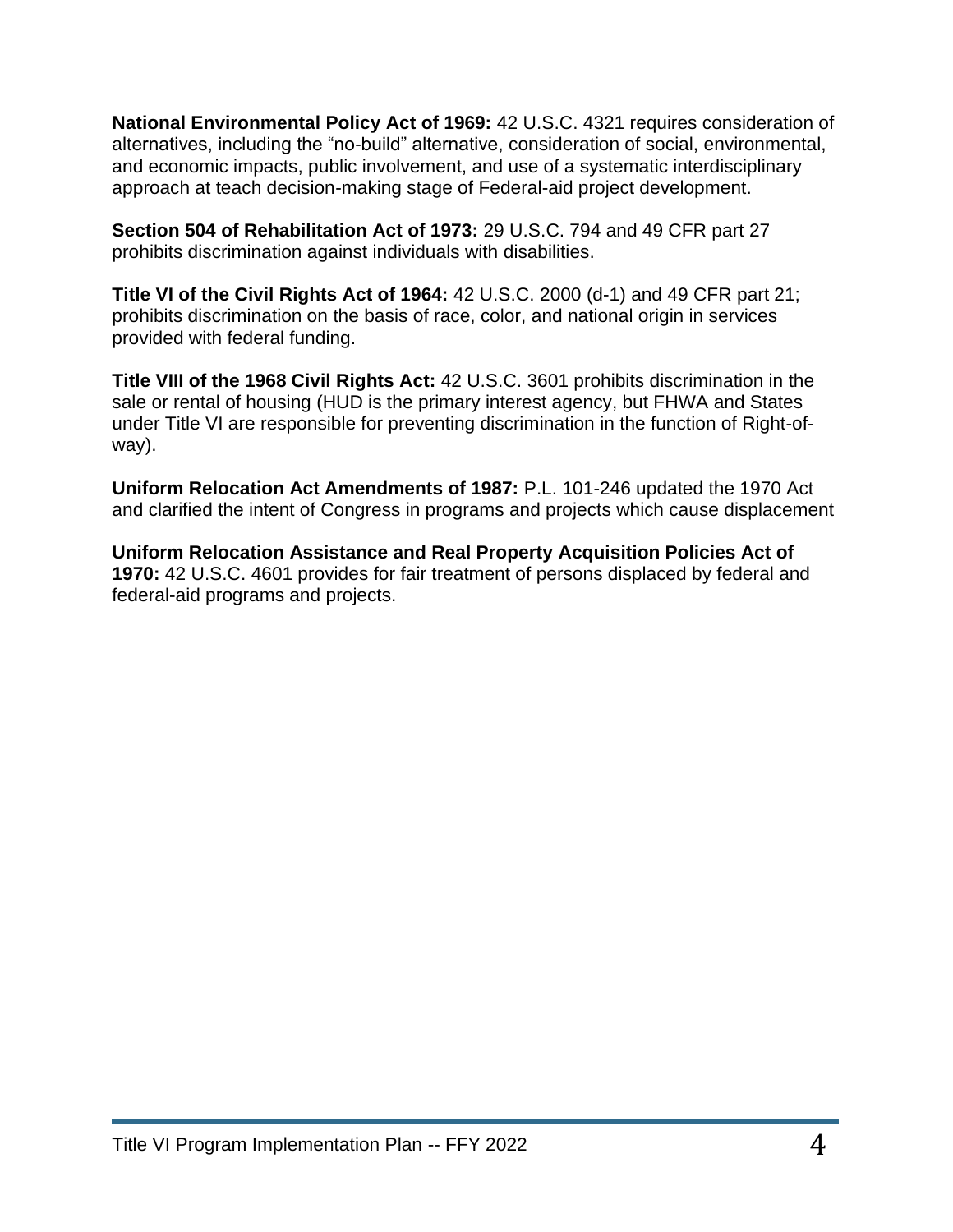**National Environmental Policy Act of 1969:** 42 U.S.C. 4321 requires consideration of alternatives, including the "no-build" alternative, consideration of social, environmental, and economic impacts, public involvement, and use of a systematic interdisciplinary approach at teach decision-making stage of Federal-aid project development.

**Section 504 of Rehabilitation Act of 1973:** 29 U.S.C. 794 and 49 CFR part 27 prohibits discrimination against individuals with disabilities.

**Title VI of the Civil Rights Act of 1964:** 42 U.S.C. 2000 (d-1) and 49 CFR part 21; prohibits discrimination on the basis of race, color, and national origin in services provided with federal funding.

**Title VIII of the 1968 Civil Rights Act:** 42 U.S.C. 3601 prohibits discrimination in the sale or rental of housing (HUD is the primary interest agency, but FHWA and States under Title VI are responsible for preventing discrimination in the function of Right-of-way).

**Uniform Relocation Act Amendments of 1987:** P.L. 101-246 updated the 1970 Act and clarified the intent of Congress in programs and projects which cause displacement

**Uniform Relocation Assistance and Real Property Acquisition Policies Act of 1970:** 42 U.S.C. 4601 provides for fair treatment of persons displaced by federal and federal-aid programs and projects.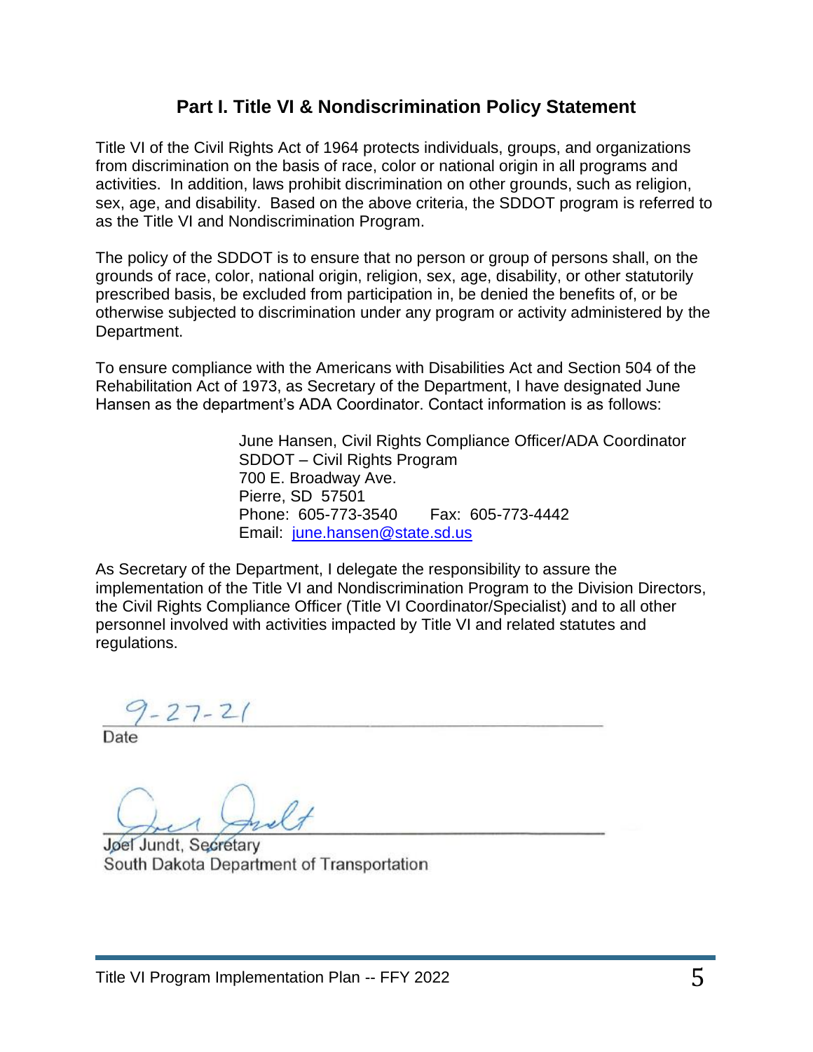## Part I. Title VI & Nondiscrimination Policy Statement

Title VI of the Civil Rights Act of 1964 protects individuals, groups, and organizations from discrimination on the basis of race, color or national origin in all programs and activities. In addition, laws prohibit discrimination on other grounds, such as religion, sex, age, and disability. Based on the above criteria, the SDDOT program is referred to as the Title VI and Nondiscrimination Program.

The policy of the SDDOT is to ensure that no person or group of persons shall, on the grounds of race, color, national origin, religion, sex, age, disability, or other statutorily prescribed basis, be excluded from participation in, be denied the benefits of, or be otherwise subjected to discrimination under any program or activity administered by the Department.

To ensure compliance with the Americans with Disabilities Act and Section 504 of the Rehabilitation Act of 1973, as Secretary of the Department, I have designated June Hansen as the department's ADA Coordinator. Contact information is as follows:

> June Hansen, Civil Rights Compliance Officer/ADA Coordinator
> SDDOT – Civil Rights Program
> 700 E. Broadway Ave.
> Pierre, SD 57501
> Phone: 605-773-3540 Fax: 605-773-4442
> Email: june.hansen@state.sd.us

As Secretary of the Department, I delegate the responsibility to assure the implementation of the Title VI and Nondiscrimination Program to the Division Directors, the Civil Rights Compliance Officer (Title VI Coordinator/Specialist) and to all other personnel involved with activities impacted by Title VI and related statutes and regulations.

9-27-21
Date

Joel Jundt, Secretary
South Dakota Department of Transportation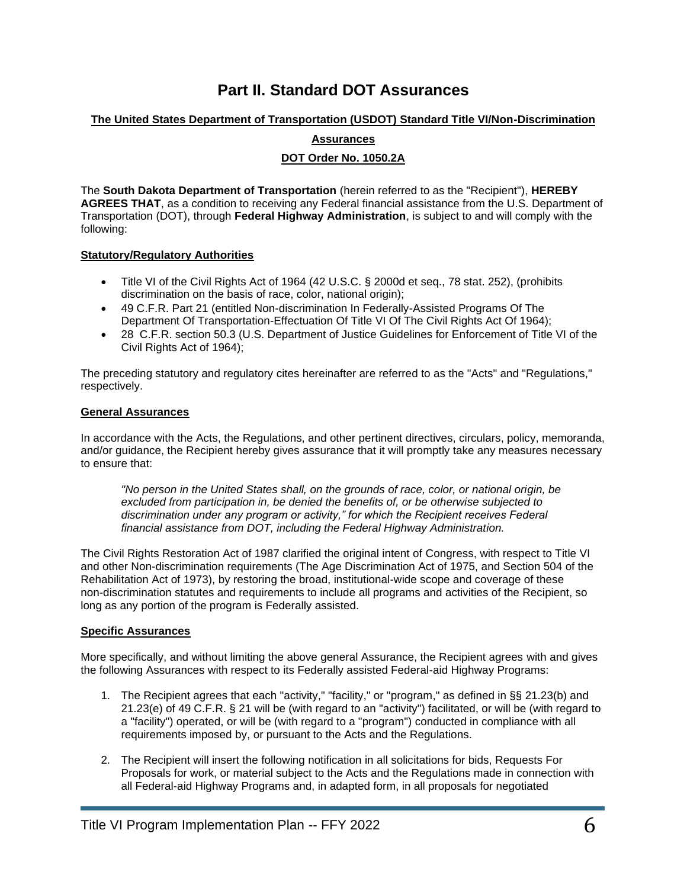# Part II. Standard DOT Assurances

**The United States Department of Transportation (USDOT) Standard Title VI/Non-Discrimination Assurances**

**DOT Order No. 1050.2A**

The **South Dakota Department of Transportation** (herein referred to as the "Recipient"), **HEREBY AGREES THAT**, as a condition to receiving any Federal financial assistance from the U.S. Department of Transportation (DOT), through **Federal Highway Administration**, is subject to and will comply with the following:

**Statutory/Regulatory Authorities**

- Title VI of the Civil Rights Act of 1964 (42 U.S.C. § 2000d et seq., 78 stat. 252), (prohibits discrimination on the basis of race, color, national origin);
- 49 C.F.R. Part 21 (entitled Non-discrimination In Federally-Assisted Programs Of The Department Of Transportation-Effectuation Of Title VI Of The Civil Rights Act Of 1964);
- 28 C.F.R. section 50.3 (U.S. Department of Justice Guidelines for Enforcement of Title VI of the Civil Rights Act of 1964);

The preceding statutory and regulatory cites hereinafter are referred to as the "Acts" and "Regulations," respectively.

**General Assurances**

In accordance with the Acts, the Regulations, and other pertinent directives, circulars, policy, memoranda, and/or guidance, the Recipient hereby gives assurance that it will promptly take any measures necessary to ensure that:

> *"No person in the United States shall, on the grounds of race, color, or national origin, be excluded from participation in, be denied the benefits of, or be otherwise subjected to discrimination under any program or activity," for which the Recipient receives Federal financial assistance from DOT, including the Federal Highway Administration.*

The Civil Rights Restoration Act of 1987 clarified the original intent of Congress, with respect to Title VI and other Non-discrimination requirements (The Age Discrimination Act of 1975, and Section 504 of the Rehabilitation Act of 1973), by restoring the broad, institutional-wide scope and coverage of these non-discrimination statutes and requirements to include all programs and activities of the Recipient, so long as any portion of the program is Federally assisted.

**Specific Assurances**

More specifically, and without limiting the above general Assurance, the Recipient agrees with and gives the following Assurances with respect to its Federally assisted Federal-aid Highway Programs:

1. The Recipient agrees that each "activity," "facility," or "program," as defined in §§ 21.23(b) and 21.23(e) of 49 C.F.R. § 21 will be (with regard to an "activity") facilitated, or will be (with regard to a "facility") operated, or will be (with regard to a "program") conducted in compliance with all requirements imposed by, or pursuant to the Acts and the Regulations.

2. The Recipient will insert the following notification in all solicitations for bids, Requests For Proposals for work, or material subject to the Acts and the Regulations made in connection with all Federal-aid Highway Programs and, in adapted form, in all proposals for negotiated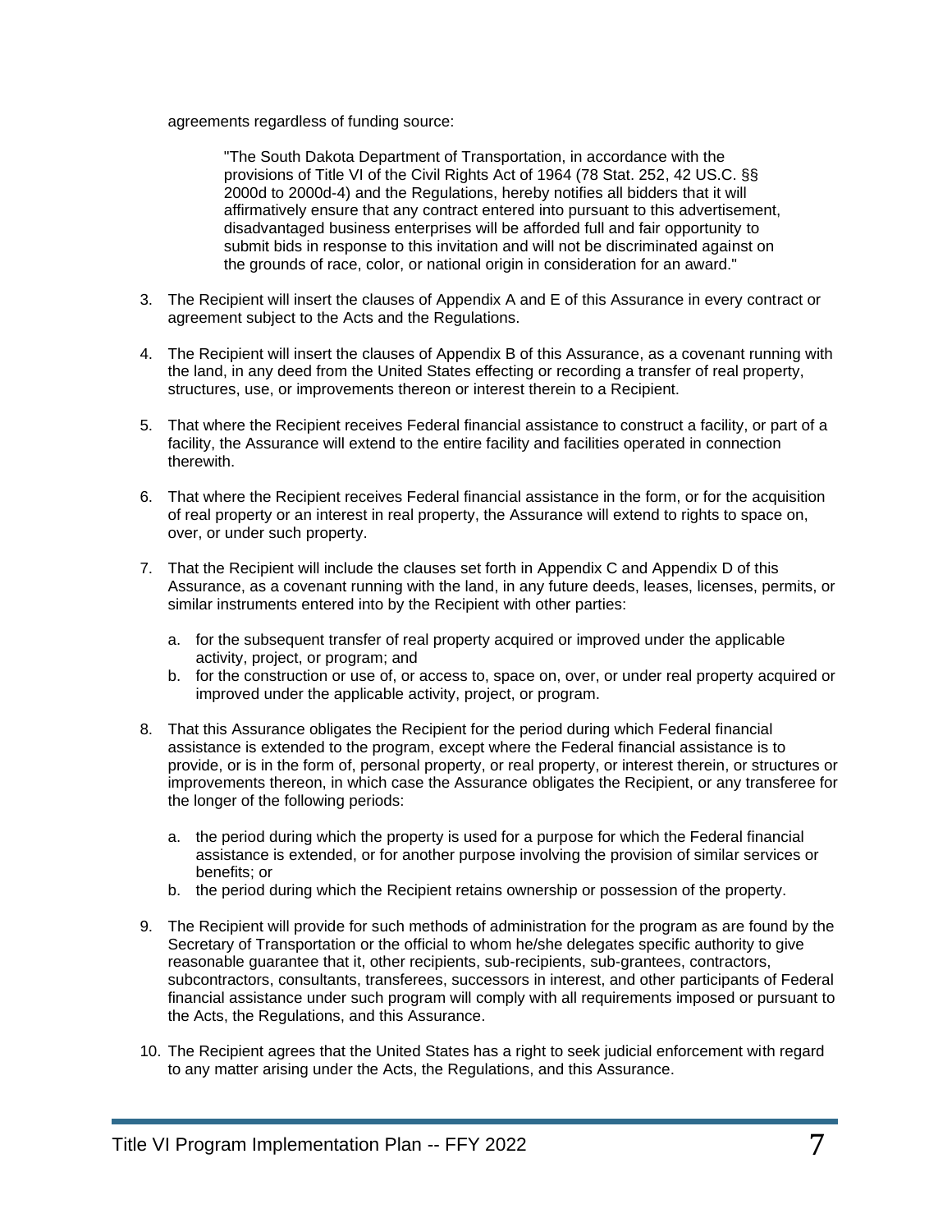agreements regardless of funding source:

> "The South Dakota Department of Transportation, in accordance with the provisions of Title VI of the Civil Rights Act of 1964 (78 Stat. 252, 42 US.C. §§ 2000d to 2000d-4) and the Regulations, hereby notifies all bidders that it will affirmatively ensure that any contract entered into pursuant to this advertisement, disadvantaged business enterprises will be afforded full and fair opportunity to submit bids in response to this invitation and will not be discriminated against on the grounds of race, color, or national origin in consideration for an award."

3. The Recipient will insert the clauses of Appendix A and E of this Assurance in every contract or agreement subject to the Acts and the Regulations.

4. The Recipient will insert the clauses of Appendix B of this Assurance, as a covenant running with the land, in any deed from the United States effecting or recording a transfer of real property, structures, use, or improvements thereon or interest therein to a Recipient.

5. That where the Recipient receives Federal financial assistance to construct a facility, or part of a facility, the Assurance will extend to the entire facility and facilities operated in connection therewith.

6. That where the Recipient receives Federal financial assistance in the form, or for the acquisition of real property or an interest in real property, the Assurance will extend to rights to space on, over, or under such property.

7. That the Recipient will include the clauses set forth in Appendix C and Appendix D of this Assurance, as a covenant running with the land, in any future deeds, leases, licenses, permits, or similar instruments entered into by the Recipient with other parties:

   a. for the subsequent transfer of real property acquired or improved under the applicable activity, project, or program; and
   b. for the construction or use of, or access to, space on, over, or under real property acquired or improved under the applicable activity, project, or program.

8. That this Assurance obligates the Recipient for the period during which Federal financial assistance is extended to the program, except where the Federal financial assistance is to provide, or is in the form of, personal property, or real property, or interest therein, or structures or improvements thereon, in which case the Assurance obligates the Recipient, or any transferee for the longer of the following periods:

   a. the period during which the property is used for a purpose for which the Federal financial assistance is extended, or for another purpose involving the provision of similar services or benefits; or
   b. the period during which the Recipient retains ownership or possession of the property.

9. The Recipient will provide for such methods of administration for the program as are found by the Secretary of Transportation or the official to whom he/she delegates specific authority to give reasonable guarantee that it, other recipients, sub-recipients, sub-grantees, contractors, subcontractors, consultants, transferees, successors in interest, and other participants of Federal financial assistance under such program will comply with all requirements imposed or pursuant to the Acts, the Regulations, and this Assurance.

10. The Recipient agrees that the United States has a right to seek judicial enforcement with regard to any matter arising under the Acts, the Regulations, and this Assurance.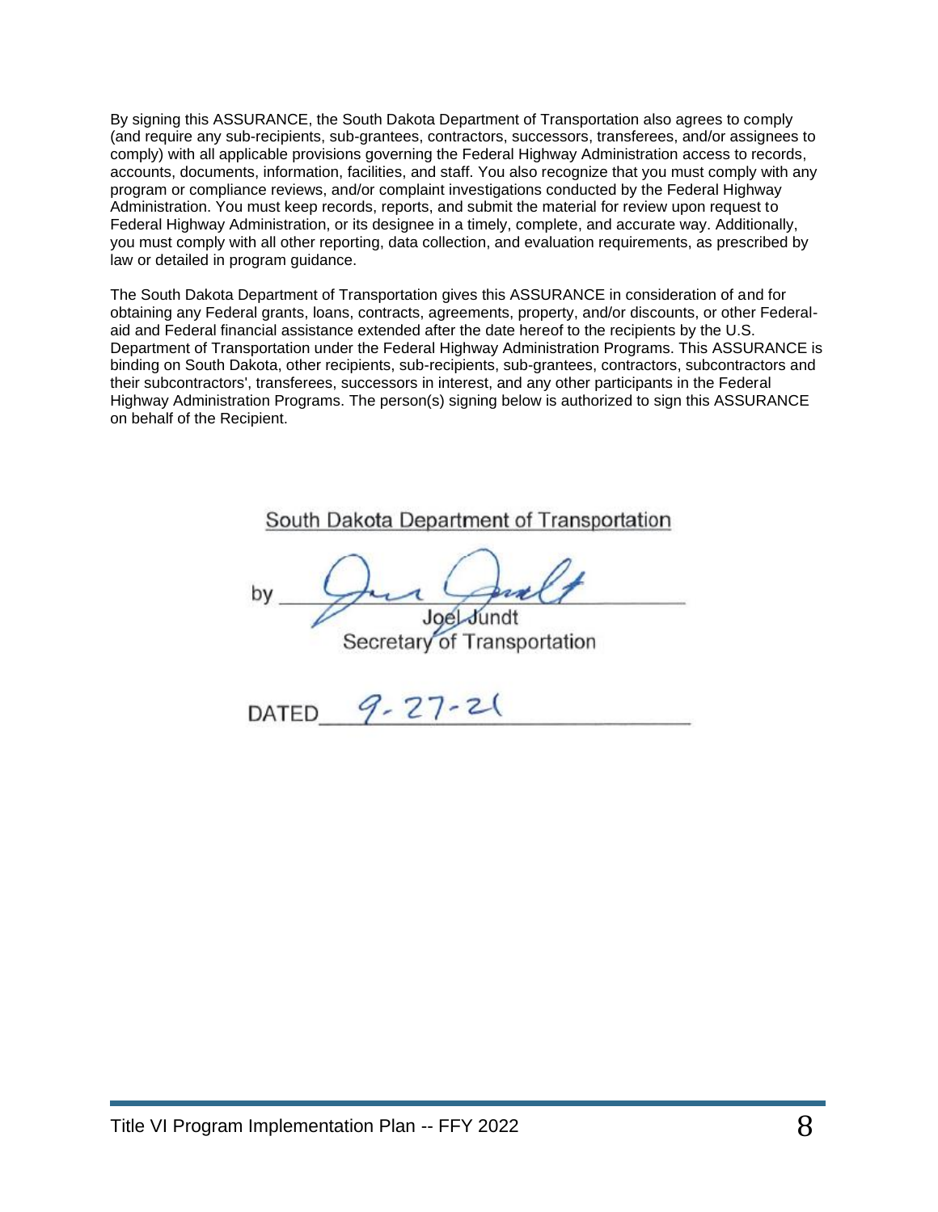By signing this ASSURANCE, the South Dakota Department of Transportation also agrees to comply (and require any sub-recipients, sub-grantees, contractors, successors, transferees, and/or assignees to comply) with all applicable provisions governing the Federal Highway Administration access to records, accounts, documents, information, facilities, and staff. You also recognize that you must comply with any program or compliance reviews, and/or complaint investigations conducted by the Federal Highway Administration. You must keep records, reports, and submit the material for review upon request to Federal Highway Administration, or its designee in a timely, complete, and accurate way. Additionally, you must comply with all other reporting, data collection, and evaluation requirements, as prescribed by law or detailed in program guidance.

The South Dakota Department of Transportation gives this ASSURANCE in consideration of and for obtaining any Federal grants, loans, contracts, agreements, property, and/or discounts, or other Federal-aid and Federal financial assistance extended after the date hereof to the recipients by the U.S. Department of Transportation under the Federal Highway Administration Programs. This ASSURANCE is binding on South Dakota, other recipients, sub-recipients, sub-grantees, contractors, subcontractors and their subcontractors', transferees, successors in interest, and any other participants in the Federal Highway Administration Programs. The person(s) signing below is authorized to sign this ASSURANCE on behalf of the Recipient.

South Dakota Department of Transportation

by ___________________________
Joel Jundt
Secretary of Transportation

DATED 9-27-21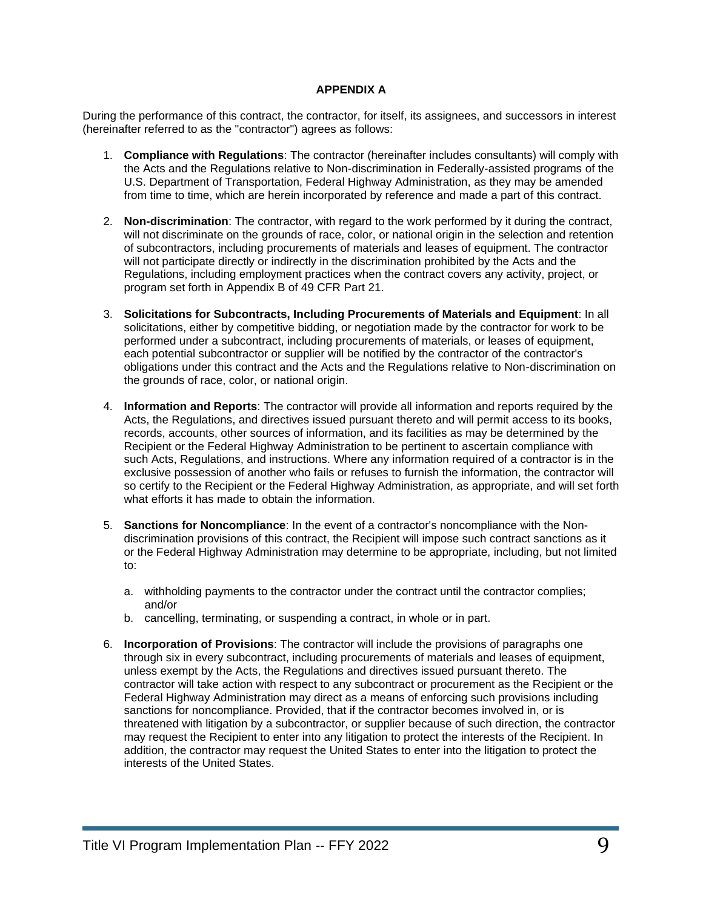## APPENDIX A

During the performance of this contract, the contractor, for itself, its assignees, and successors in interest (hereinafter referred to as the "contractor") agrees as follows:

1. **Compliance with Regulations**: The contractor (hereinafter includes consultants) will comply with the Acts and the Regulations relative to Non-discrimination in Federally-assisted programs of the U.S. Department of Transportation, Federal Highway Administration, as they may be amended from time to time, which are herein incorporated by reference and made a part of this contract.

2. **Non-discrimination**: The contractor, with regard to the work performed by it during the contract, will not discriminate on the grounds of race, color, or national origin in the selection and retention of subcontractors, including procurements of materials and leases of equipment. The contractor will not participate directly or indirectly in the discrimination prohibited by the Acts and the Regulations, including employment practices when the contract covers any activity, project, or program set forth in Appendix B of 49 CFR Part 21.

3. **Solicitations for Subcontracts, Including Procurements of Materials and Equipment**: In all solicitations, either by competitive bidding, or negotiation made by the contractor for work to be performed under a subcontract, including procurements of materials, or leases of equipment, each potential subcontractor or supplier will be notified by the contractor of the contractor's obligations under this contract and the Acts and the Regulations relative to Non-discrimination on the grounds of race, color, or national origin.

4. **Information and Reports**: The contractor will provide all information and reports required by the Acts, the Regulations, and directives issued pursuant thereto and will permit access to its books, records, accounts, other sources of information, and its facilities as may be determined by the Recipient or the Federal Highway Administration to be pertinent to ascertain compliance with such Acts, Regulations, and instructions. Where any information required of a contractor is in the exclusive possession of another who fails or refuses to furnish the information, the contractor will so certify to the Recipient or the Federal Highway Administration, as appropriate, and will set forth what efforts it has made to obtain the information.

5. **Sanctions for Noncompliance**: In the event of a contractor's noncompliance with the Non-discrimination provisions of this contract, the Recipient will impose such contract sanctions as it or the Federal Highway Administration may determine to be appropriate, including, but not limited to:

   a. withholding payments to the contractor under the contract until the contractor complies; and/or
   b. cancelling, terminating, or suspending a contract, in whole or in part.

6. **Incorporation of Provisions**: The contractor will include the provisions of paragraphs one through six in every subcontract, including procurements of materials and leases of equipment, unless exempt by the Acts, the Regulations and directives issued pursuant thereto. The contractor will take action with respect to any subcontract or procurement as the Recipient or the Federal Highway Administration may direct as a means of enforcing such provisions including sanctions for noncompliance. Provided, that if the contractor becomes involved in, or is threatened with litigation by a subcontractor, or supplier because of such direction, the contractor may request the Recipient to enter into any litigation to protect the interests of the Recipient. In addition, the contractor may request the United States to enter into the litigation to protect the interests of the United States.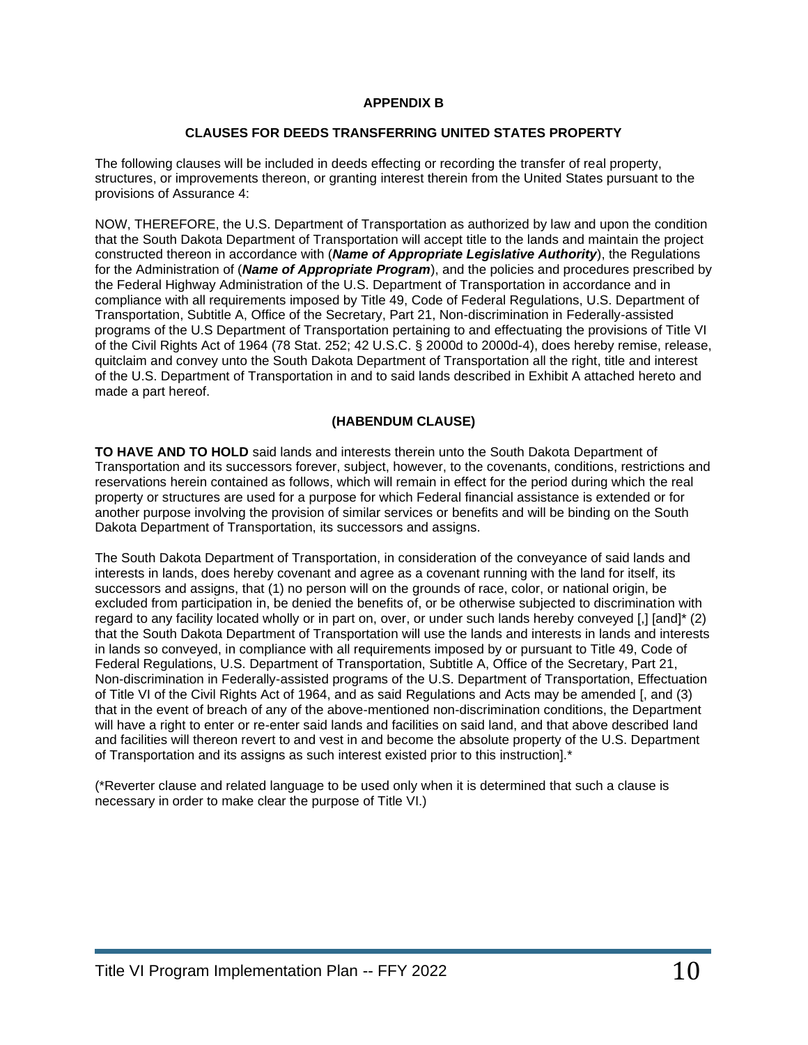# APPENDIX B

## CLAUSES FOR DEEDS TRANSFERRING UNITED STATES PROPERTY

The following clauses will be included in deeds effecting or recording the transfer of real property, structures, or improvements thereon, or granting interest therein from the United States pursuant to the provisions of Assurance 4:

NOW, THEREFORE, the U.S. Department of Transportation as authorized by law and upon the condition that the South Dakota Department of Transportation will accept title to the lands and maintain the project constructed thereon in accordance with (***Name of Appropriate Legislative Authority***), the Regulations for the Administration of (***Name of Appropriate Program***), and the policies and procedures prescribed by the Federal Highway Administration of the U.S. Department of Transportation in accordance and in compliance with all requirements imposed by Title 49, Code of Federal Regulations, U.S. Department of Transportation, Subtitle A, Office of the Secretary, Part 21, Non-discrimination in Federally-assisted programs of the U.S Department of Transportation pertaining to and effectuating the provisions of Title VI of the Civil Rights Act of 1964 (78 Stat. 252; 42 U.S.C. § 2000d to 2000d-4), does hereby remise, release, quitclaim and convey unto the South Dakota Department of Transportation all the right, title and interest of the U.S. Department of Transportation in and to said lands described in Exhibit A attached hereto and made a part hereof.

### (HABENDUM CLAUSE)

**TO HAVE AND TO HOLD** said lands and interests therein unto the South Dakota Department of Transportation and its successors forever, subject, however, to the covenants, conditions, restrictions and reservations herein contained as follows, which will remain in effect for the period during which the real property or structures are used for a purpose for which Federal financial assistance is extended or for another purpose involving the provision of similar services or benefits and will be binding on the South Dakota Department of Transportation, its successors and assigns.

The South Dakota Department of Transportation, in consideration of the conveyance of said lands and interests in lands, does hereby covenant and agree as a covenant running with the land for itself, its successors and assigns, that (1) no person will on the grounds of race, color, or national origin, be excluded from participation in, be denied the benefits of, or be otherwise subjected to discrimination with regard to any facility located wholly or in part on, over, or under such lands hereby conveyed [,] [and]* (2) that the South Dakota Department of Transportation will use the lands and interests in lands and interests in lands so conveyed, in compliance with all requirements imposed by or pursuant to Title 49, Code of Federal Regulations, U.S. Department of Transportation, Subtitle A, Office of the Secretary, Part 21, Non-discrimination in Federally-assisted programs of the U.S. Department of Transportation, Effectuation of Title VI of the Civil Rights Act of 1964, and as said Regulations and Acts may be amended [, and (3) that in the event of breach of any of the above-mentioned non-discrimination conditions, the Department will have a right to enter or re-enter said lands and facilities on said land, and that above described land and facilities will thereon revert to and vest in and become the absolute property of the U.S. Department of Transportation and its assigns as such interest existed prior to this instruction].*

(*Reverter clause and related language to be used only when it is determined that such a clause is necessary in order to make clear the purpose of Title VI.)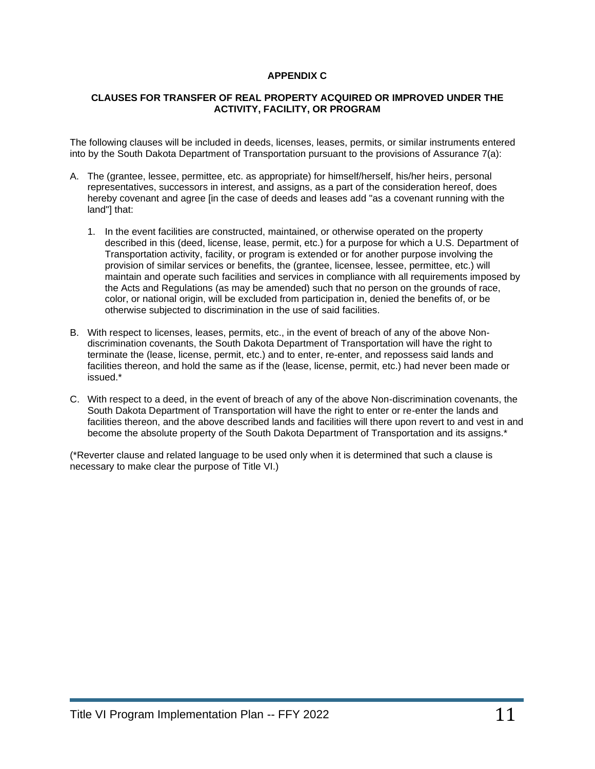## APPENDIX C

### CLAUSES FOR TRANSFER OF REAL PROPERTY ACQUIRED OR IMPROVED UNDER THE ACTIVITY, FACILITY, OR PROGRAM

The following clauses will be included in deeds, licenses, leases, permits, or similar instruments entered into by the South Dakota Department of Transportation pursuant to the provisions of Assurance 7(a):

A. The (grantee, lessee, permittee, etc. as appropriate) for himself/herself, his/her heirs, personal representatives, successors in interest, and assigns, as a part of the consideration hereof, does hereby covenant and agree [in the case of deeds and leases add "as a covenant running with the land"] that:

   1. In the event facilities are constructed, maintained, or otherwise operated on the property described in this (deed, license, lease, permit, etc.) for a purpose for which a U.S. Department of Transportation activity, facility, or program is extended or for another purpose involving the provision of similar services or benefits, the (grantee, licensee, lessee, permittee, etc.) will maintain and operate such facilities and services in compliance with all requirements imposed by the Acts and Regulations (as may be amended) such that no person on the grounds of race, color, or national origin, will be excluded from participation in, denied the benefits of, or be otherwise subjected to discrimination in the use of said facilities.

B. With respect to licenses, leases, permits, etc., in the event of breach of any of the above Non-discrimination covenants, the South Dakota Department of Transportation will have the right to terminate the (lease, license, permit, etc.) and to enter, re-enter, and repossess said lands and facilities thereon, and hold the same as if the (lease, license, permit, etc.) had never been made or issued.*

C. With respect to a deed, in the event of breach of any of the above Non-discrimination covenants, the South Dakota Department of Transportation will have the right to enter or re-enter the lands and facilities thereon, and the above described lands and facilities will there upon revert to and vest in and become the absolute property of the South Dakota Department of Transportation and its assigns.*

(*Reverter clause and related language to be used only when it is determined that such a clause is necessary to make clear the purpose of Title VI.)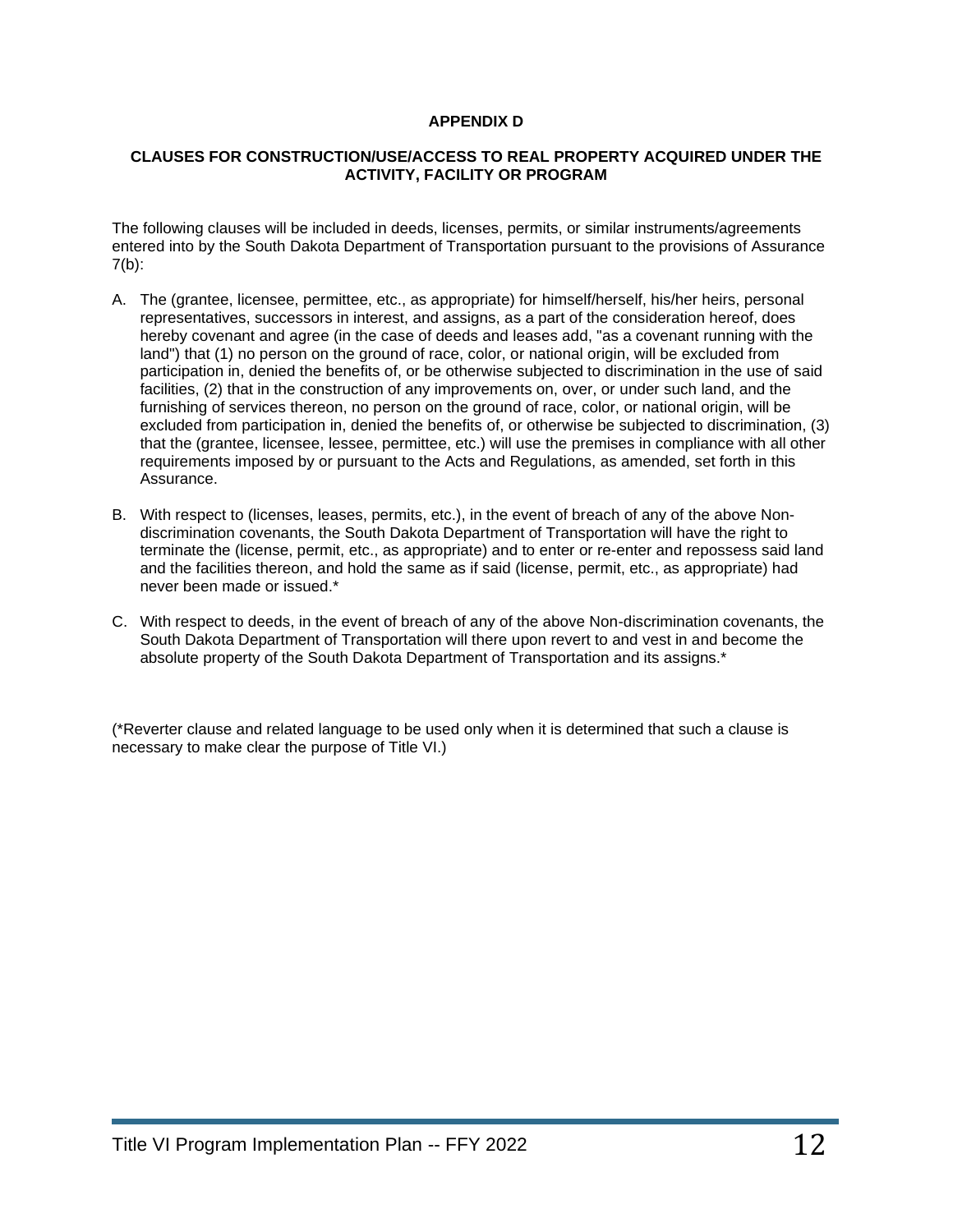**APPENDIX D**

**CLAUSES FOR CONSTRUCTION/USE/ACCESS TO REAL PROPERTY ACQUIRED UNDER THE ACTIVITY, FACILITY OR PROGRAM**

The following clauses will be included in deeds, licenses, permits, or similar instruments/agreements entered into by the South Dakota Department of Transportation pursuant to the provisions of Assurance 7(b):

A. The (grantee, licensee, permittee, etc., as appropriate) for himself/herself, his/her heirs, personal representatives, successors in interest, and assigns, as a part of the consideration hereof, does hereby covenant and agree (in the case of deeds and leases add, "as a covenant running with the land") that (1) no person on the ground of race, color, or national origin, will be excluded from participation in, denied the benefits of, or be otherwise subjected to discrimination in the use of said facilities, (2) that in the construction of any improvements on, over, or under such land, and the furnishing of services thereon, no person on the ground of race, color, or national origin, will be excluded from participation in, denied the benefits of, or otherwise be subjected to discrimination, (3) that the (grantee, licensee, lessee, permittee, etc.) will use the premises in compliance with all other requirements imposed by or pursuant to the Acts and Regulations, as amended, set forth in this Assurance.

B. With respect to (licenses, leases, permits, etc.), in the event of breach of any of the above Non-discrimination covenants, the South Dakota Department of Transportation will have the right to terminate the (license, permit, etc., as appropriate) and to enter or re-enter and repossess said land and the facilities thereon, and hold the same as if said (license, permit, etc., as appropriate) had never been made or issued.*

C. With respect to deeds, in the event of breach of any of the above Non-discrimination covenants, the South Dakota Department of Transportation will there upon revert to and vest in and become the absolute property of the South Dakota Department of Transportation and its assigns.*

(*Reverter clause and related language to be used only when it is determined that such a clause is necessary to make clear the purpose of Title VI.)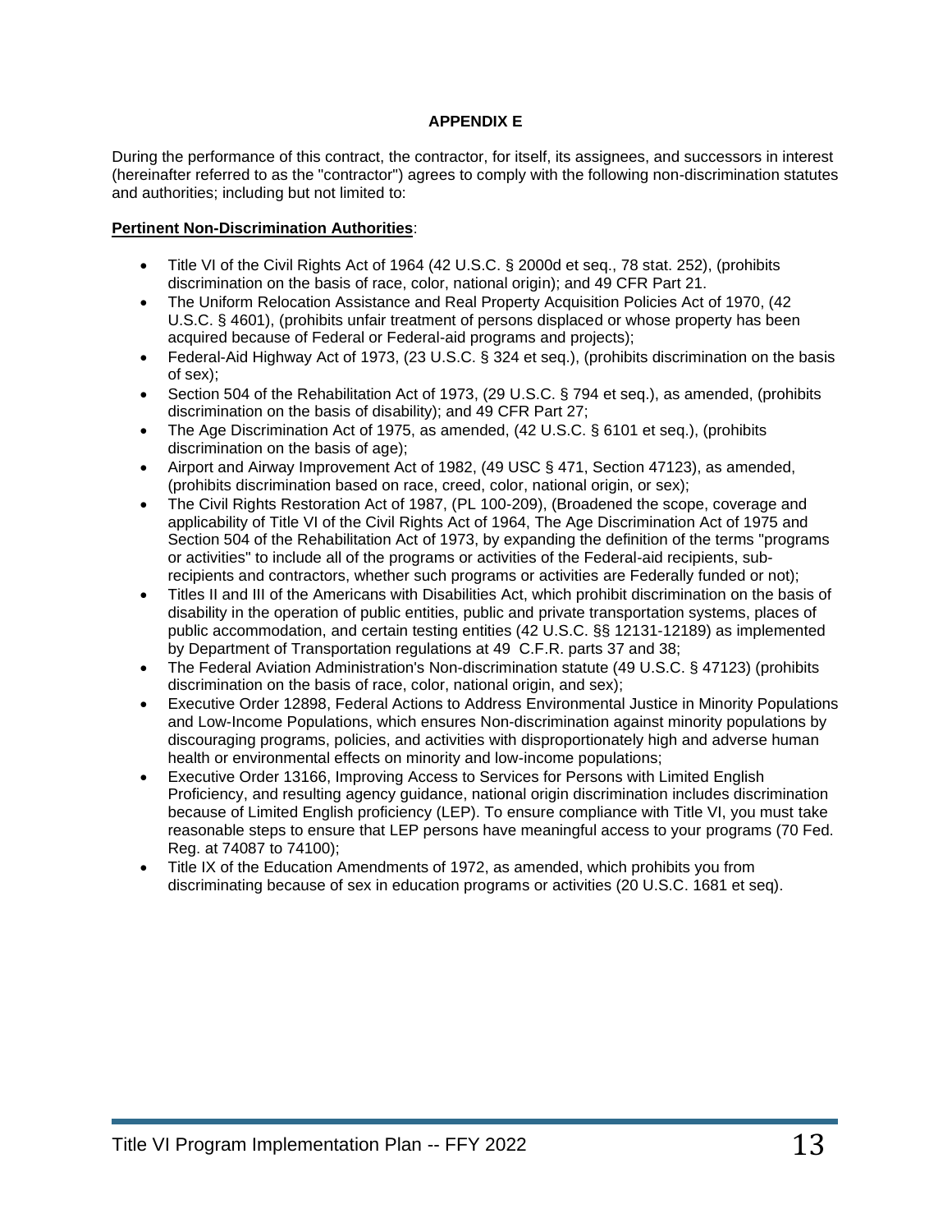**APPENDIX E**

During the performance of this contract, the contractor, for itself, its assignees, and successors in interest (hereinafter referred to as the "contractor") agrees to comply with the following non-discrimination statutes and authorities; including but not limited to:

**Pertinent Non-Discrimination Authorities**:

- Title VI of the Civil Rights Act of 1964 (42 U.S.C. § 2000d et seq., 78 stat. 252), (prohibits discrimination on the basis of race, color, national origin); and 49 CFR Part 21.
- The Uniform Relocation Assistance and Real Property Acquisition Policies Act of 1970, (42 U.S.C. § 4601), (prohibits unfair treatment of persons displaced or whose property has been acquired because of Federal or Federal-aid programs and projects);
- Federal-Aid Highway Act of 1973, (23 U.S.C. § 324 et seq.), (prohibits discrimination on the basis of sex);
- Section 504 of the Rehabilitation Act of 1973, (29 U.S.C. § 794 et seq.), as amended, (prohibits discrimination on the basis of disability); and 49 CFR Part 27;
- The Age Discrimination Act of 1975, as amended, (42 U.S.C. § 6101 et seq.), (prohibits discrimination on the basis of age);
- Airport and Airway Improvement Act of 1982, (49 USC § 471, Section 47123), as amended, (prohibits discrimination based on race, creed, color, national origin, or sex);
- The Civil Rights Restoration Act of 1987, (PL 100-209), (Broadened the scope, coverage and applicability of Title VI of the Civil Rights Act of 1964, The Age Discrimination Act of 1975 and Section 504 of the Rehabilitation Act of 1973, by expanding the definition of the terms "programs or activities" to include all of the programs or activities of the Federal-aid recipients, sub-recipients and contractors, whether such programs or activities are Federally funded or not);
- Titles II and III of the Americans with Disabilities Act, which prohibit discrimination on the basis of disability in the operation of public entities, public and private transportation systems, places of public accommodation, and certain testing entities (42 U.S.C. §§ 12131-12189) as implemented by Department of Transportation regulations at 49 C.F.R. parts 37 and 38;
- The Federal Aviation Administration's Non-discrimination statute (49 U.S.C. § 47123) (prohibits discrimination on the basis of race, color, national origin, and sex);
- Executive Order 12898, Federal Actions to Address Environmental Justice in Minority Populations and Low-Income Populations, which ensures Non-discrimination against minority populations by discouraging programs, policies, and activities with disproportionately high and adverse human health or environmental effects on minority and low-income populations;
- Executive Order 13166, Improving Access to Services for Persons with Limited English Proficiency, and resulting agency guidance, national origin discrimination includes discrimination because of Limited English proficiency (LEP). To ensure compliance with Title VI, you must take reasonable steps to ensure that LEP persons have meaningful access to your programs (70 Fed. Reg. at 74087 to 74100);
- Title IX of the Education Amendments of 1972, as amended, which prohibits you from discriminating because of sex in education programs or activities (20 U.S.C. 1681 et seq).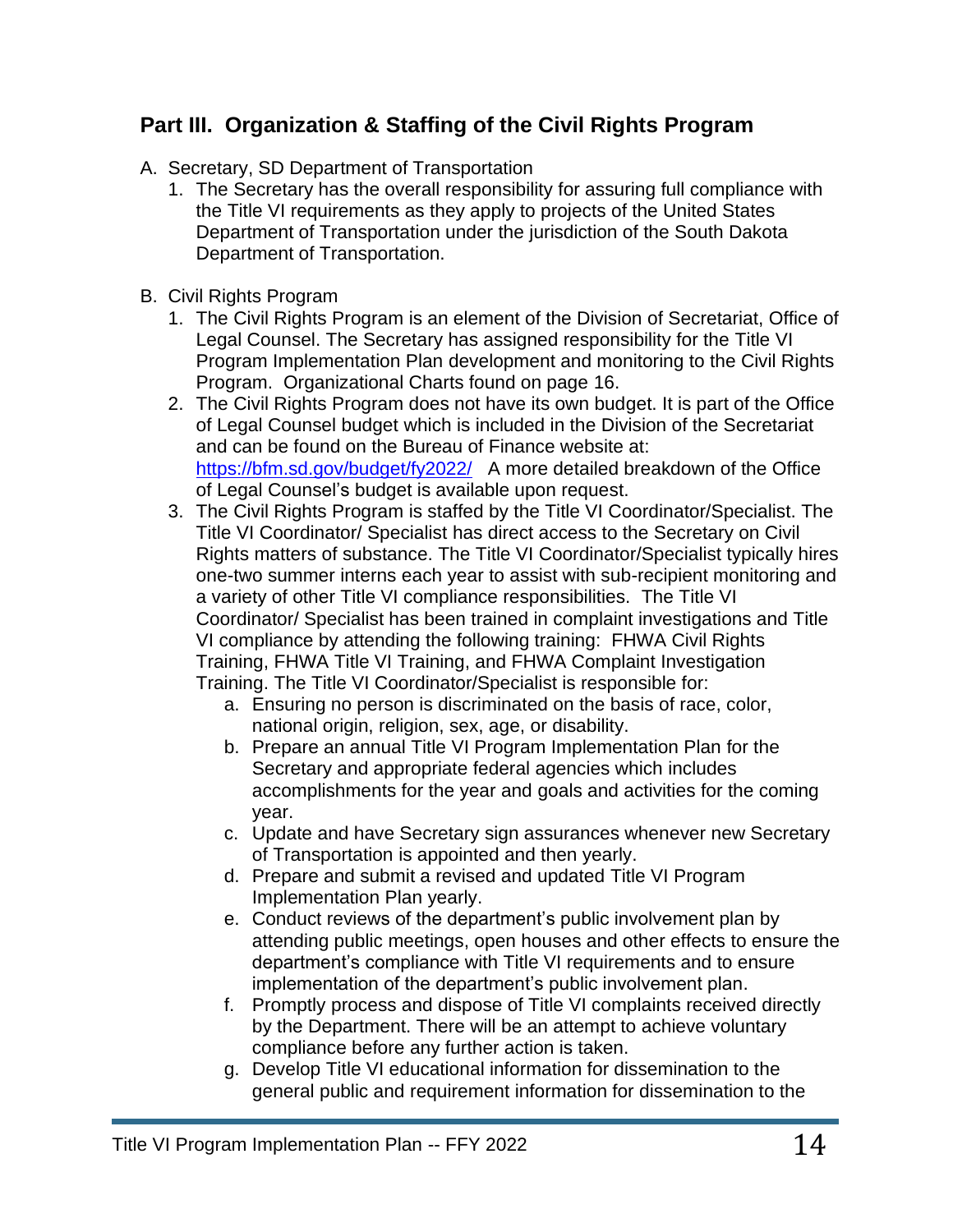## Part III. Organization & Staffing of the Civil Rights Program

A. Secretary, SD Department of Transportation

1. The Secretary has the overall responsibility for assuring full compliance with the Title VI requirements as they apply to projects of the United States Department of Transportation under the jurisdiction of the South Dakota Department of Transportation.

B. Civil Rights Program

1. The Civil Rights Program is an element of the Division of Secretariat, Office of Legal Counsel. The Secretary has assigned responsibility for the Title VI Program Implementation Plan development and monitoring to the Civil Rights Program. Organizational Charts found on page 16.
2. The Civil Rights Program does not have its own budget. It is part of the Office of Legal Counsel budget which is included in the Division of the Secretariat and can be found on the Bureau of Finance website at: https://bfm.sd.gov/budget/fy2022/ A more detailed breakdown of the Office of Legal Counsel's budget is available upon request.
3. The Civil Rights Program is staffed by the Title VI Coordinator/Specialist. The Title VI Coordinator/ Specialist has direct access to the Secretary on Civil Rights matters of substance. The Title VI Coordinator/Specialist typically hires one-two summer interns each year to assist with sub-recipient monitoring and a variety of other Title VI compliance responsibilities. The Title VI Coordinator/ Specialist has been trained in complaint investigations and Title VI compliance by attending the following training: FHWA Civil Rights Training, FHWA Title VI Training, and FHWA Complaint Investigation Training. The Title VI Coordinator/Specialist is responsible for:
   a. Ensuring no person is discriminated on the basis of race, color, national origin, religion, sex, age, or disability.
   b. Prepare an annual Title VI Program Implementation Plan for the Secretary and appropriate federal agencies which includes accomplishments for the year and goals and activities for the coming year.
   c. Update and have Secretary sign assurances whenever new Secretary of Transportation is appointed and then yearly.
   d. Prepare and submit a revised and updated Title VI Program Implementation Plan yearly.
   e. Conduct reviews of the department's public involvement plan by attending public meetings, open houses and other effects to ensure the department's compliance with Title VI requirements and to ensure implementation of the department's public involvement plan.
   f. Promptly process and dispose of Title VI complaints received directly by the Department. There will be an attempt to achieve voluntary compliance before any further action is taken.
   g. Develop Title VI educational information for dissemination to the general public and requirement information for dissemination to the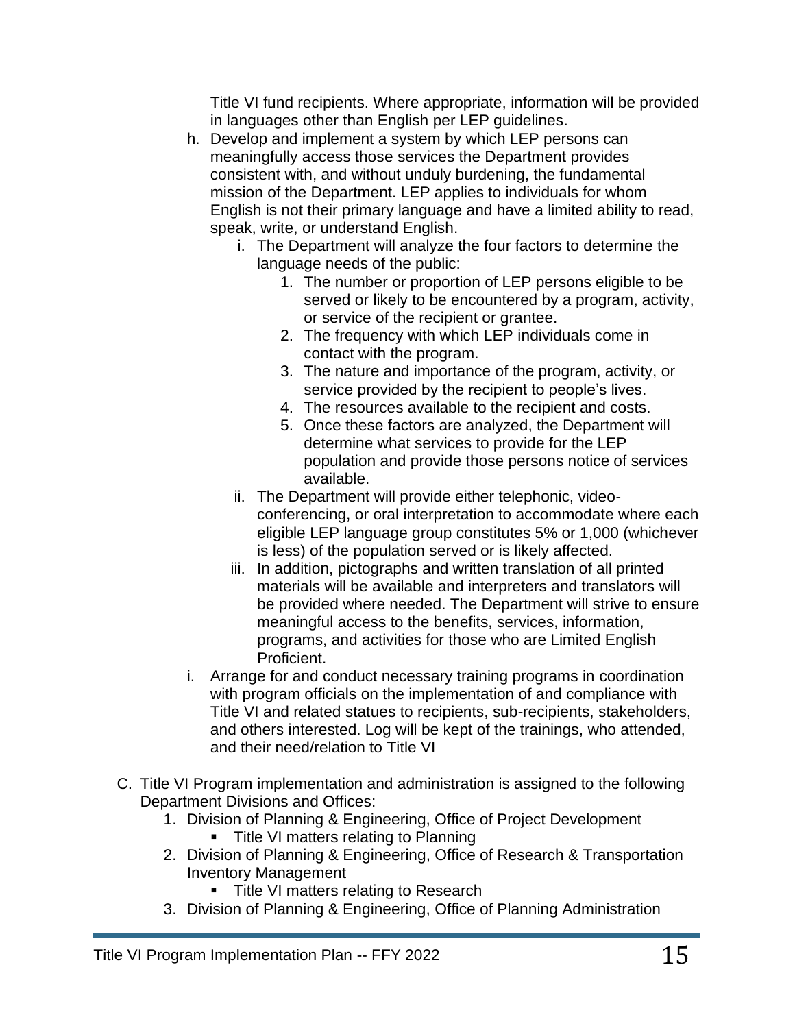Title VI fund recipients. Where appropriate, information will be provided in languages other than English per LEP guidelines.

h. Develop and implement a system by which LEP persons can meaningfully access those services the Department provides consistent with, and without unduly burdening, the fundamental mission of the Department. LEP applies to individuals for whom English is not their primary language and have a limited ability to read, speak, write, or understand English.
   i. The Department will analyze the four factors to determine the language needs of the public:
      1. The number or proportion of LEP persons eligible to be served or likely to be encountered by a program, activity, or service of the recipient or grantee.
      2. The frequency with which LEP individuals come in contact with the program.
      3. The nature and importance of the program, activity, or service provided by the recipient to people's lives.
      4. The resources available to the recipient and costs.
      5. Once these factors are analyzed, the Department will determine what services to provide for the LEP population and provide those persons notice of services available.
   ii. The Department will provide either telephonic, video-conferencing, or oral interpretation to accommodate where each eligible LEP language group constitutes 5% or 1,000 (whichever is less) of the population served or is likely affected.
   iii. In addition, pictographs and written translation of all printed materials will be available and interpreters and translators will be provided where needed. The Department will strive to ensure meaningful access to the benefits, services, information, programs, and activities for those who are Limited English Proficient.

i. Arrange for and conduct necessary training programs in coordination with program officials on the implementation of and compliance with Title VI and related statues to recipients, sub-recipients, stakeholders, and others interested. Log will be kept of the trainings, who attended, and their need/relation to Title VI

C. Title VI Program implementation and administration is assigned to the following Department Divisions and Offices:
   1. Division of Planning & Engineering, Office of Project Development
      - Title VI matters relating to Planning
   2. Division of Planning & Engineering, Office of Research & Transportation Inventory Management
      - Title VI matters relating to Research
   3. Division of Planning & Engineering, Office of Planning Administration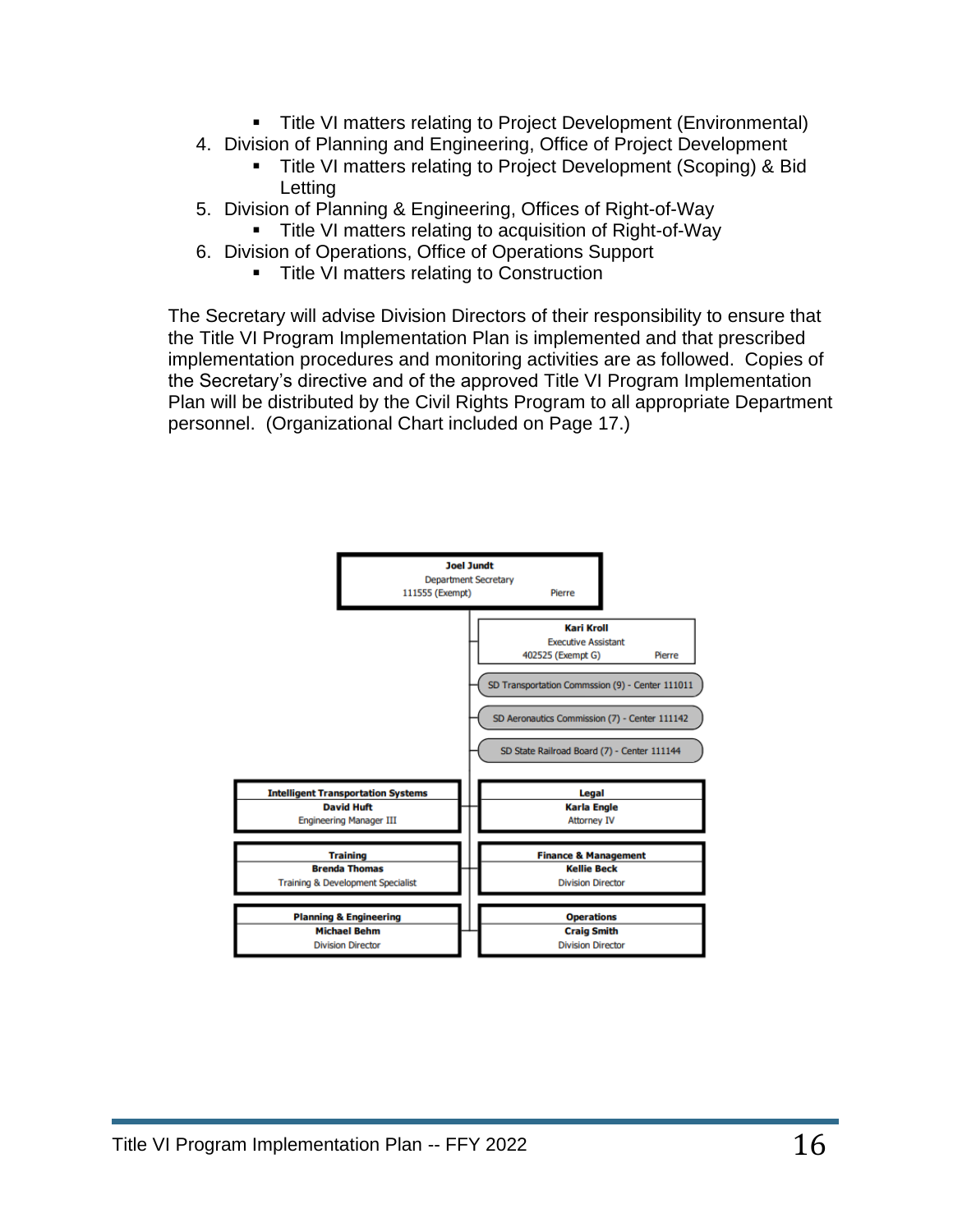- Title VI matters relating to Project Development (Environmental)

4. Division of Planning and Engineering, Office of Project Development
   - Title VI matters relating to Project Development (Scoping) & Bid Letting
5. Division of Planning & Engineering, Offices of Right-of-Way
   - Title VI matters relating to acquisition of Right-of-Way
6. Division of Operations, Office of Operations Support
   - Title VI matters relating to Construction

The Secretary will advise Division Directors of their responsibility to ensure that the Title VI Program Implementation Plan is implemented and that prescribed implementation procedures and monitoring activities are as followed. Copies of the Secretary's directive and of the approved Title VI Program Implementation Plan will be distributed by the Civil Rights Program to all appropriate Department personnel. (Organizational Chart included on Page 17.)

**Joel Jundt**
Department Secretary
111555 (Exempt) Pierre

**Kari Kroll**
Executive Assistant
402525 (Exempt G) Pierre

SD Transportation Commssion (9) - Center 111011

SD Aeronautics Commission (7) - Center 111142

SD State Railroad Board (7) - Center 111144

**Intelligent Transportation Systems**
**David Huft**
Engineering Manager III

**Legal**
**Karla Engle**
Attorney IV

**Training**
**Brenda Thomas**
Training & Development Specialist

**Finance & Management**
**Kellie Beck**
Division Director

**Planning & Engineering**
**Michael Behm**
Division Director

**Operations**
**Craig Smith**
Division Director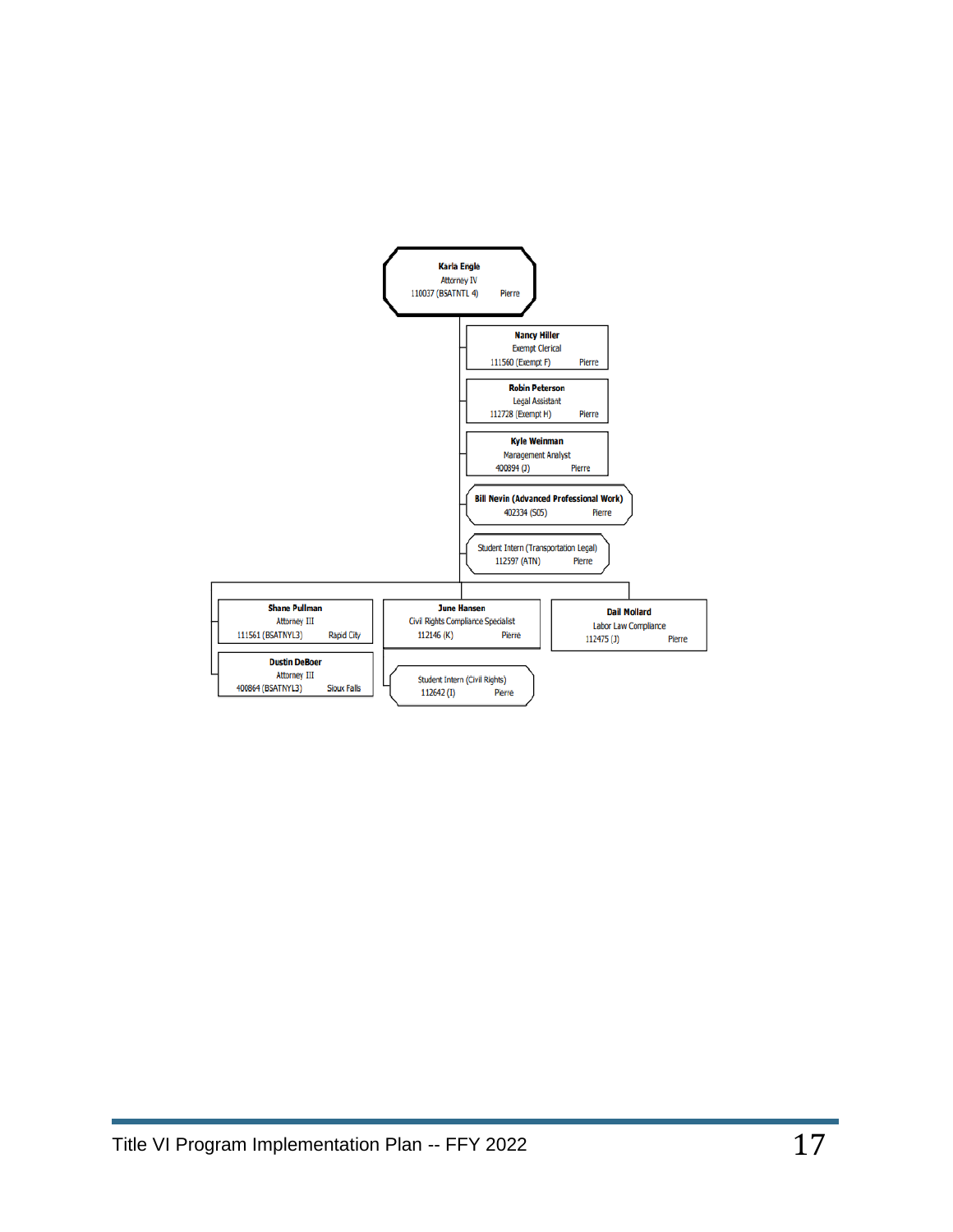**Karla Engle**
Attorney IV
110037 (BSATNTL 4) Pierre

- **Nancy Hiller**
  Exempt Clerical
  111560 (Exempt F) Pierre
- **Robin Peterson**
  Legal Assistant
  112728 (Exempt H) Pierre
- **Kyle Weinman**
  Management Analyst
  400894 (J) Pierre
- **Bill Nevin (Advanced Professional Work)**
  402334 (S05) Pierre
- Student Intern (Transportation Legal)
  112597 (ATN) Pierre
- **Shane Pullman**
  Attorney III
  111561 (BSATNYL3) Rapid City
  - **Dustin DeBoer**
    Attorney III
    400864 (BSATNYL3) Sioux Falls
- **June Hansen**
  Civil Rights Compliance Specialist
  112146 (K) Pierre
  - Student Intern (Civil Rights)
    112642 (I) Pierre
- **Dail Mollard**
  Labor Law Compliance
  112475 (J) Pierre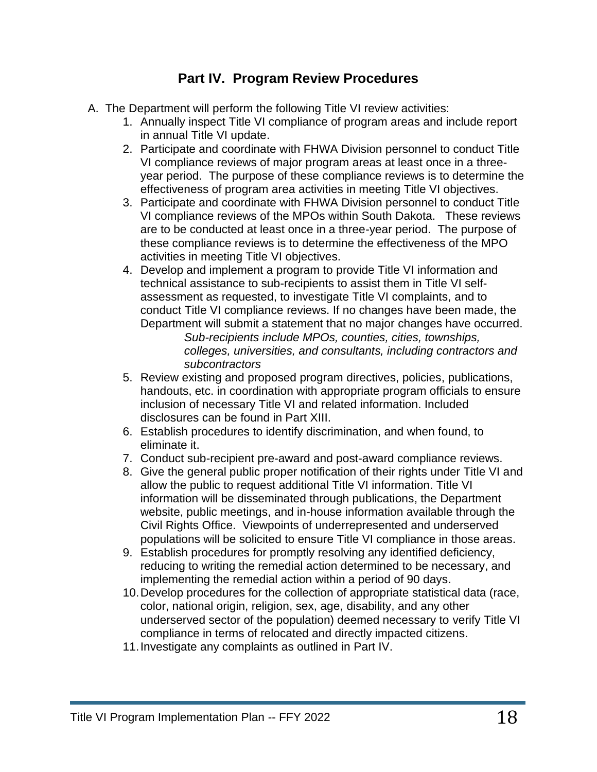## Part IV. Program Review Procedures

A. The Department will perform the following Title VI review activities:

1. Annually inspect Title VI compliance of program areas and include report in annual Title VI update.
2. Participate and coordinate with FHWA Division personnel to conduct Title VI compliance reviews of major program areas at least once in a three-year period. The purpose of these compliance reviews is to determine the effectiveness of program area activities in meeting Title VI objectives.
3. Participate and coordinate with FHWA Division personnel to conduct Title VI compliance reviews of the MPOs within South Dakota. These reviews are to be conducted at least once in a three-year period. The purpose of these compliance reviews is to determine the effectiveness of the MPO activities in meeting Title VI objectives.
4. Develop and implement a program to provide Title VI information and technical assistance to sub-recipients to assist them in Title VI self-assessment as requested, to investigate Title VI complaints, and to conduct Title VI compliance reviews. If no changes have been made, the Department will submit a statement that no major changes have occurred.

   *Sub-recipients include MPOs, counties, cities, townships, colleges, universities, and consultants, including contractors and subcontractors*

5. Review existing and proposed program directives, policies, publications, handouts, etc. in coordination with appropriate program officials to ensure inclusion of necessary Title VI and related information. Included disclosures can be found in Part XIII.
6. Establish procedures to identify discrimination, and when found, to eliminate it.
7. Conduct sub-recipient pre-award and post-award compliance reviews.
8. Give the general public proper notification of their rights under Title VI and allow the public to request additional Title VI information. Title VI information will be disseminated through publications, the Department website, public meetings, and in-house information available through the Civil Rights Office. Viewpoints of underrepresented and underserved populations will be solicited to ensure Title VI compliance in those areas.
9. Establish procedures for promptly resolving any identified deficiency, reducing to writing the remedial action determined to be necessary, and implementing the remedial action within a period of 90 days.
10. Develop procedures for the collection of appropriate statistical data (race, color, national origin, religion, sex, age, disability, and any other underserved sector of the population) deemed necessary to verify Title VI compliance in terms of relocated and directly impacted citizens.
11. Investigate any complaints as outlined in Part IV.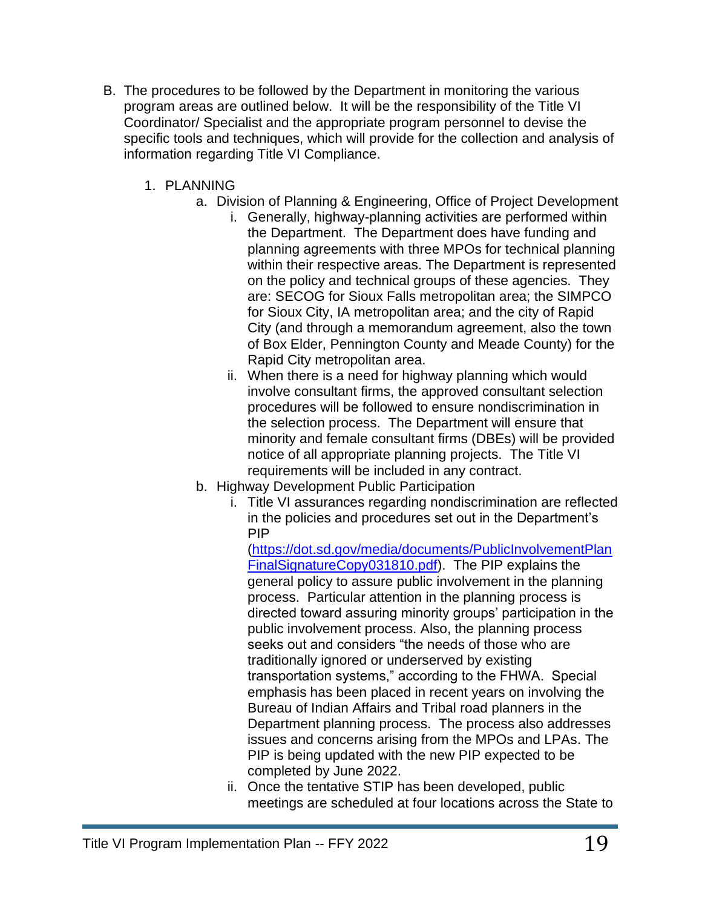B. The procedures to be followed by the Department in monitoring the various program areas are outlined below. It will be the responsibility of the Title VI Coordinator/ Specialist and the appropriate program personnel to devise the specific tools and techniques, which will provide for the collection and analysis of information regarding Title VI Compliance.

   1. PLANNING
      a. Division of Planning & Engineering, Office of Project Development
         i. Generally, highway-planning activities are performed within the Department. The Department does have funding and planning agreements with three MPOs for technical planning within their respective areas. The Department is represented on the policy and technical groups of these agencies. They are: SECOG for Sioux Falls metropolitan area; the SIMPCO for Sioux City, IA metropolitan area; and the city of Rapid City (and through a memorandum agreement, also the town of Box Elder, Pennington County and Meade County) for the Rapid City metropolitan area.
         ii. When there is a need for highway planning which would involve consultant firms, the approved consultant selection procedures will be followed to ensure nondiscrimination in the selection process. The Department will ensure that minority and female consultant firms (DBEs) will be provided notice of all appropriate planning projects. The Title VI requirements will be included in any contract.
      b. Highway Development Public Participation
         i. Title VI assurances regarding nondiscrimination are reflected in the policies and procedures set out in the Department's PIP ([https://dot.sd.gov/media/documents/PublicInvolvementPlanFinalSignatureCopy031810.pdf](https://dot.sd.gov/media/documents/PublicInvolvementPlanFinalSignatureCopy031810.pdf)). The PIP explains the general policy to assure public involvement in the planning process. Particular attention in the planning process is directed toward assuring minority groups' participation in the public involvement process. Also, the planning process seeks out and considers "the needs of those who are traditionally ignored or underserved by existing transportation systems," according to the FHWA. Special emphasis has been placed in recent years on involving the Bureau of Indian Affairs and Tribal road planners in the Department planning process. The process also addresses issues and concerns arising from the MPOs and LPAs. The PIP is being updated with the new PIP expected to be completed by June 2022.
         ii. Once the tentative STIP has been developed, public meetings are scheduled at four locations across the State to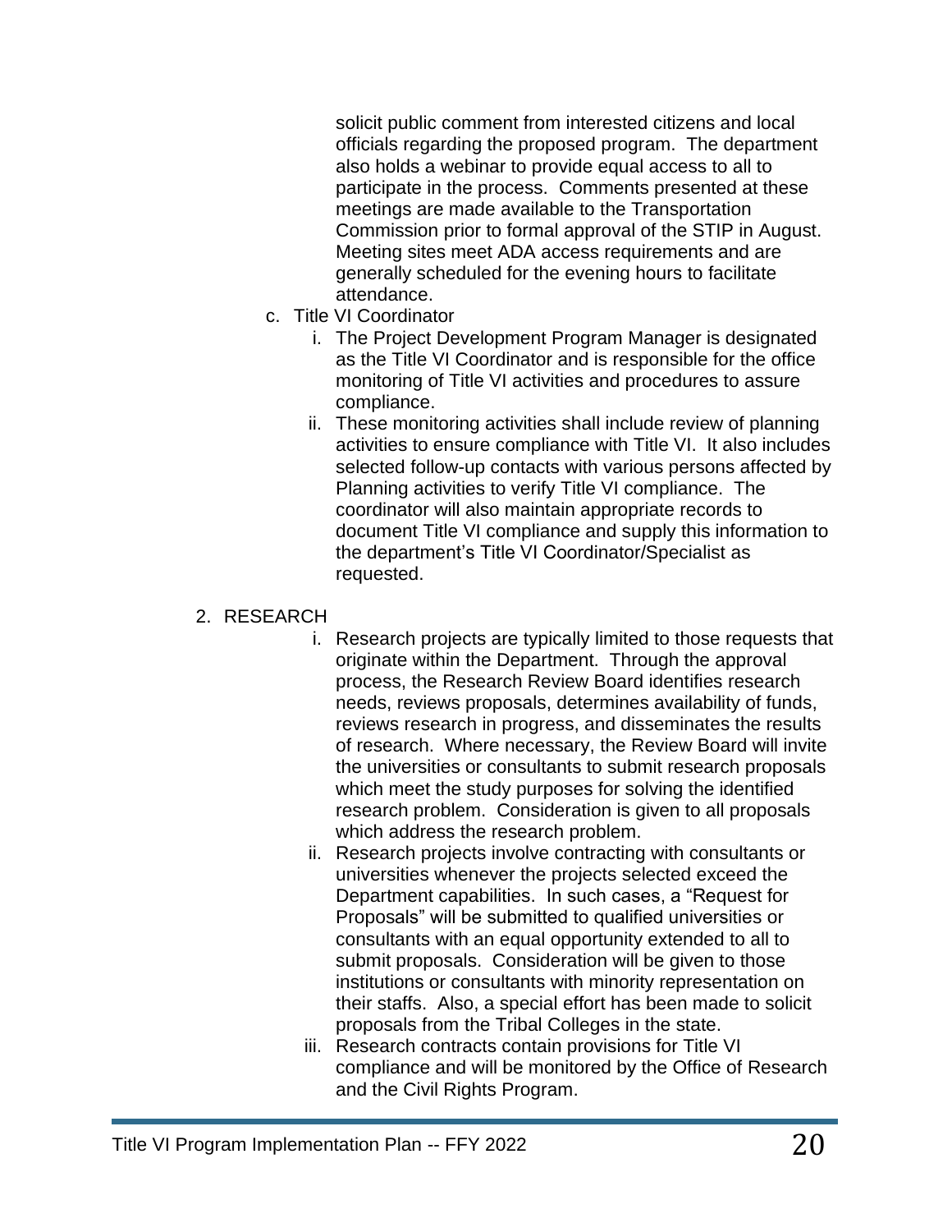solicit public comment from interested citizens and local officials regarding the proposed program. The department also holds a webinar to provide equal access to all to participate in the process. Comments presented at these meetings are made available to the Transportation Commission prior to formal approval of the STIP in August. Meeting sites meet ADA access requirements and are generally scheduled for the evening hours to facilitate attendance.

c. Title VI Coordinator
   i. The Project Development Program Manager is designated as the Title VI Coordinator and is responsible for the office monitoring of Title VI activities and procedures to assure compliance.
   ii. These monitoring activities shall include review of planning activities to ensure compliance with Title VI. It also includes selected follow-up contacts with various persons affected by Planning activities to verify Title VI compliance. The coordinator will also maintain appropriate records to document Title VI compliance and supply this information to the department's Title VI Coordinator/Specialist as requested.

2. RESEARCH
   i. Research projects are typically limited to those requests that originate within the Department. Through the approval process, the Research Review Board identifies research needs, reviews proposals, determines availability of funds, reviews research in progress, and disseminates the results of research. Where necessary, the Review Board will invite the universities or consultants to submit research proposals which meet the study purposes for solving the identified research problem. Consideration is given to all proposals which address the research problem.
   ii. Research projects involve contracting with consultants or universities whenever the projects selected exceed the Department capabilities. In such cases, a "Request for Proposals" will be submitted to qualified universities or consultants with an equal opportunity extended to all to submit proposals. Consideration will be given to those institutions or consultants with minority representation on their staffs. Also, a special effort has been made to solicit proposals from the Tribal Colleges in the state.
   iii. Research contracts contain provisions for Title VI compliance and will be monitored by the Office of Research and the Civil Rights Program.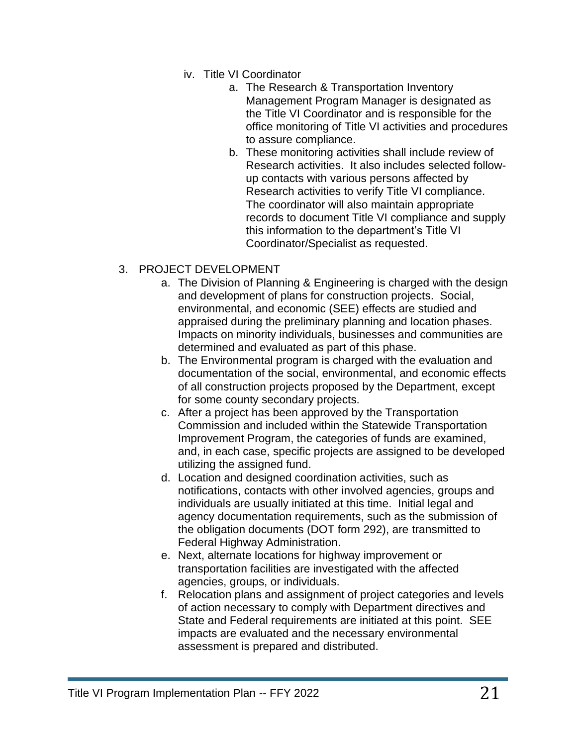iv. Title VI Coordinator

a. The Research & Transportation Inventory Management Program Manager is designated as the Title VI Coordinator and is responsible for the office monitoring of Title VI activities and procedures to assure compliance.

b. These monitoring activities shall include review of Research activities. It also includes selected follow-up contacts with various persons affected by Research activities to verify Title VI compliance. The coordinator will also maintain appropriate records to document Title VI compliance and supply this information to the department's Title VI Coordinator/Specialist as requested.

3. PROJECT DEVELOPMENT

a. The Division of Planning & Engineering is charged with the design and development of plans for construction projects. Social, environmental, and economic (SEE) effects are studied and appraised during the preliminary planning and location phases. Impacts on minority individuals, businesses and communities are determined and evaluated as part of this phase.

b. The Environmental program is charged with the evaluation and documentation of the social, environmental, and economic effects of all construction projects proposed by the Department, except for some county secondary projects.

c. After a project has been approved by the Transportation Commission and included within the Statewide Transportation Improvement Program, the categories of funds are examined, and, in each case, specific projects are assigned to be developed utilizing the assigned fund.

d. Location and designed coordination activities, such as notifications, contacts with other involved agencies, groups and individuals are usually initiated at this time. Initial legal and agency documentation requirements, such as the submission of the obligation documents (DOT form 292), are transmitted to Federal Highway Administration.

e. Next, alternate locations for highway improvement or transportation facilities are investigated with the affected agencies, groups, or individuals.

f. Relocation plans and assignment of project categories and levels of action necessary to comply with Department directives and State and Federal requirements are initiated at this point. SEE impacts are evaluated and the necessary environmental assessment is prepared and distributed.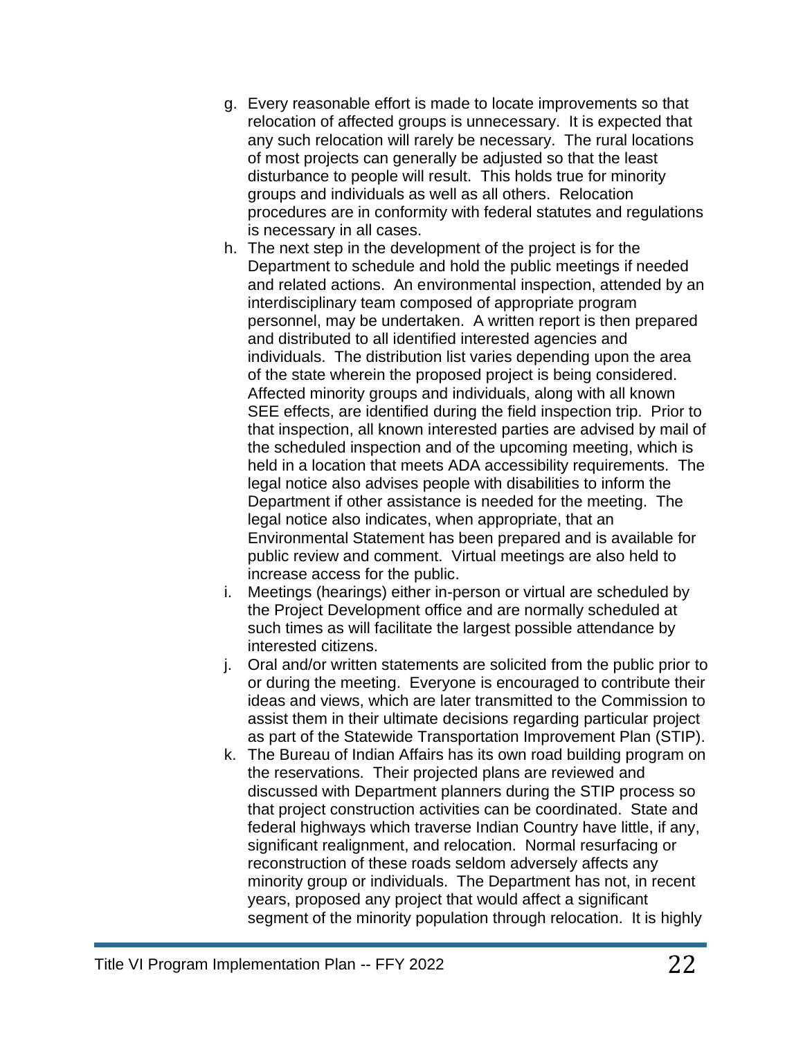g. Every reasonable effort is made to locate improvements so that relocation of affected groups is unnecessary. It is expected that any such relocation will rarely be necessary. The rural locations of most projects can generally be adjusted so that the least disturbance to people will result. This holds true for minority groups and individuals as well as all others. Relocation procedures are in conformity with federal statutes and regulations is necessary in all cases.
h. The next step in the development of the project is for the Department to schedule and hold the public meetings if needed and related actions. An environmental inspection, attended by an interdisciplinary team composed of appropriate program personnel, may be undertaken. A written report is then prepared and distributed to all identified interested agencies and individuals. The distribution list varies depending upon the area of the state wherein the proposed project is being considered. Affected minority groups and individuals, along with all known SEE effects, are identified during the field inspection trip. Prior to that inspection, all known interested parties are advised by mail of the scheduled inspection and of the upcoming meeting, which is held in a location that meets ADA accessibility requirements. The legal notice also advises people with disabilities to inform the Department if other assistance is needed for the meeting. The legal notice also indicates, when appropriate, that an Environmental Statement has been prepared and is available for public review and comment. Virtual meetings are also held to increase access for the public.
i. Meetings (hearings) either in-person or virtual are scheduled by the Project Development office and are normally scheduled at such times as will facilitate the largest possible attendance by interested citizens.
j. Oral and/or written statements are solicited from the public prior to or during the meeting. Everyone is encouraged to contribute their ideas and views, which are later transmitted to the Commission to assist them in their ultimate decisions regarding particular project as part of the Statewide Transportation Improvement Plan (STIP).
k. The Bureau of Indian Affairs has its own road building program on the reservations. Their projected plans are reviewed and discussed with Department planners during the STIP process so that project construction activities can be coordinated. State and federal highways which traverse Indian Country have little, if any, significant realignment, and relocation. Normal resurfacing or reconstruction of these roads seldom adversely affects any minority group or individuals. The Department has not, in recent years, proposed any project that would affect a significant segment of the minority population through relocation. It is highly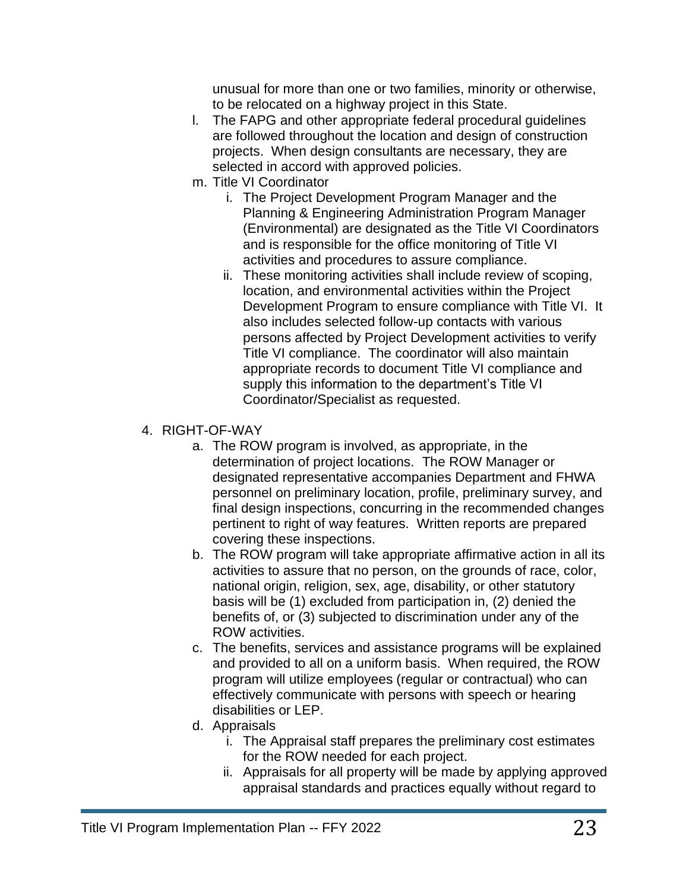unusual for more than one or two families, minority or otherwise, to be relocated on a highway project in this State.

l. The FAPG and other appropriate federal procedural guidelines are followed throughout the location and design of construction projects. When design consultants are necessary, they are selected in accord with approved policies.

m. Title VI Coordinator
    i. The Project Development Program Manager and the Planning & Engineering Administration Program Manager (Environmental) are designated as the Title VI Coordinators and is responsible for the office monitoring of Title VI activities and procedures to assure compliance.
    ii. These monitoring activities shall include review of scoping, location, and environmental activities within the Project Development Program to ensure compliance with Title VI. It also includes selected follow-up contacts with various persons affected by Project Development activities to verify Title VI compliance. The coordinator will also maintain appropriate records to document Title VI compliance and supply this information to the department's Title VI Coordinator/Specialist as requested.

4. RIGHT-OF-WAY
    a. The ROW program is involved, as appropriate, in the determination of project locations. The ROW Manager or designated representative accompanies Department and FHWA personnel on preliminary location, profile, preliminary survey, and final design inspections, concurring in the recommended changes pertinent to right of way features. Written reports are prepared covering these inspections.
    b. The ROW program will take appropriate affirmative action in all its activities to assure that no person, on the grounds of race, color, national origin, religion, sex, age, disability, or other statutory basis will be (1) excluded from participation in, (2) denied the benefits of, or (3) subjected to discrimination under any of the ROW activities.
    c. The benefits, services and assistance programs will be explained and provided to all on a uniform basis. When required, the ROW program will utilize employees (regular or contractual) who can effectively communicate with persons with speech or hearing disabilities or LEP.
    d. Appraisals
        i. The Appraisal staff prepares the preliminary cost estimates for the ROW needed for each project.
        ii. Appraisals for all property will be made by applying approved appraisal standards and practices equally without regard to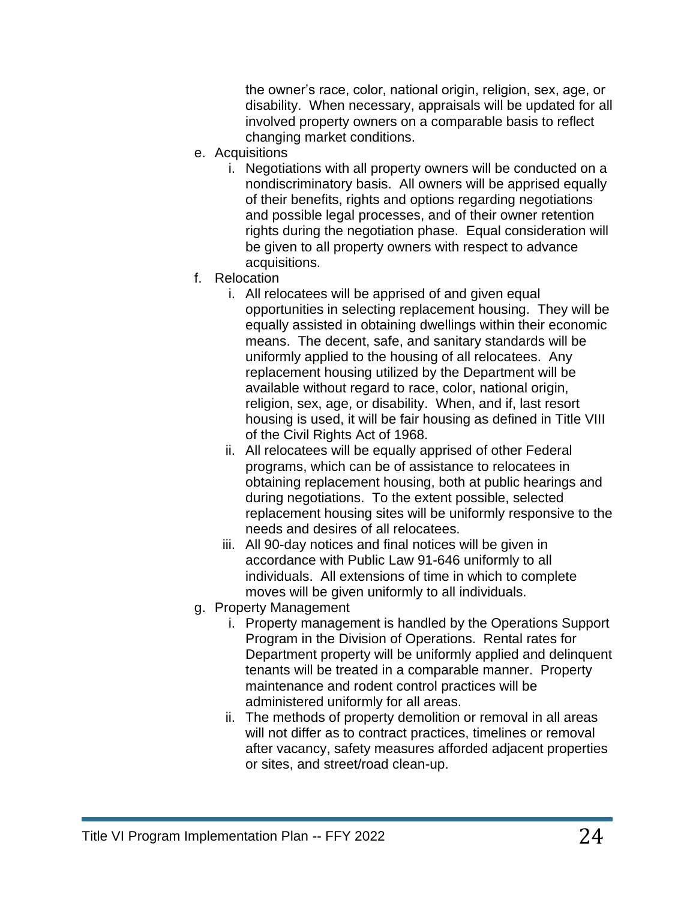the owner's race, color, national origin, religion, sex, age, or disability. When necessary, appraisals will be updated for all involved property owners on a comparable basis to reflect changing market conditions.

e. Acquisitions
    i. Negotiations with all property owners will be conducted on a nondiscriminatory basis. All owners will be apprised equally of their benefits, rights and options regarding negotiations and possible legal processes, and of their owner retention rights during the negotiation phase. Equal consideration will be given to all property owners with respect to advance acquisitions.
f. Relocation
    i. All relocatees will be apprised of and given equal opportunities in selecting replacement housing. They will be equally assisted in obtaining dwellings within their economic means. The decent, safe, and sanitary standards will be uniformly applied to the housing of all relocatees. Any replacement housing utilized by the Department will be available without regard to race, color, national origin, religion, sex, age, or disability. When, and if, last resort housing is used, it will be fair housing as defined in Title VIII of the Civil Rights Act of 1968.
    ii. All relocatees will be equally apprised of other Federal programs, which can be of assistance to relocatees in obtaining replacement housing, both at public hearings and during negotiations. To the extent possible, selected replacement housing sites will be uniformly responsive to the needs and desires of all relocatees.
    iii. All 90-day notices and final notices will be given in accordance with Public Law 91-646 uniformly to all individuals. All extensions of time in which to complete moves will be given uniformly to all individuals.
g. Property Management
    i. Property management is handled by the Operations Support Program in the Division of Operations. Rental rates for Department property will be uniformly applied and delinquent tenants will be treated in a comparable manner. Property maintenance and rodent control practices will be administered uniformly for all areas.
    ii. The methods of property demolition or removal in all areas will not differ as to contract practices, timelines or removal after vacancy, safety measures afforded adjacent properties or sites, and street/road clean-up.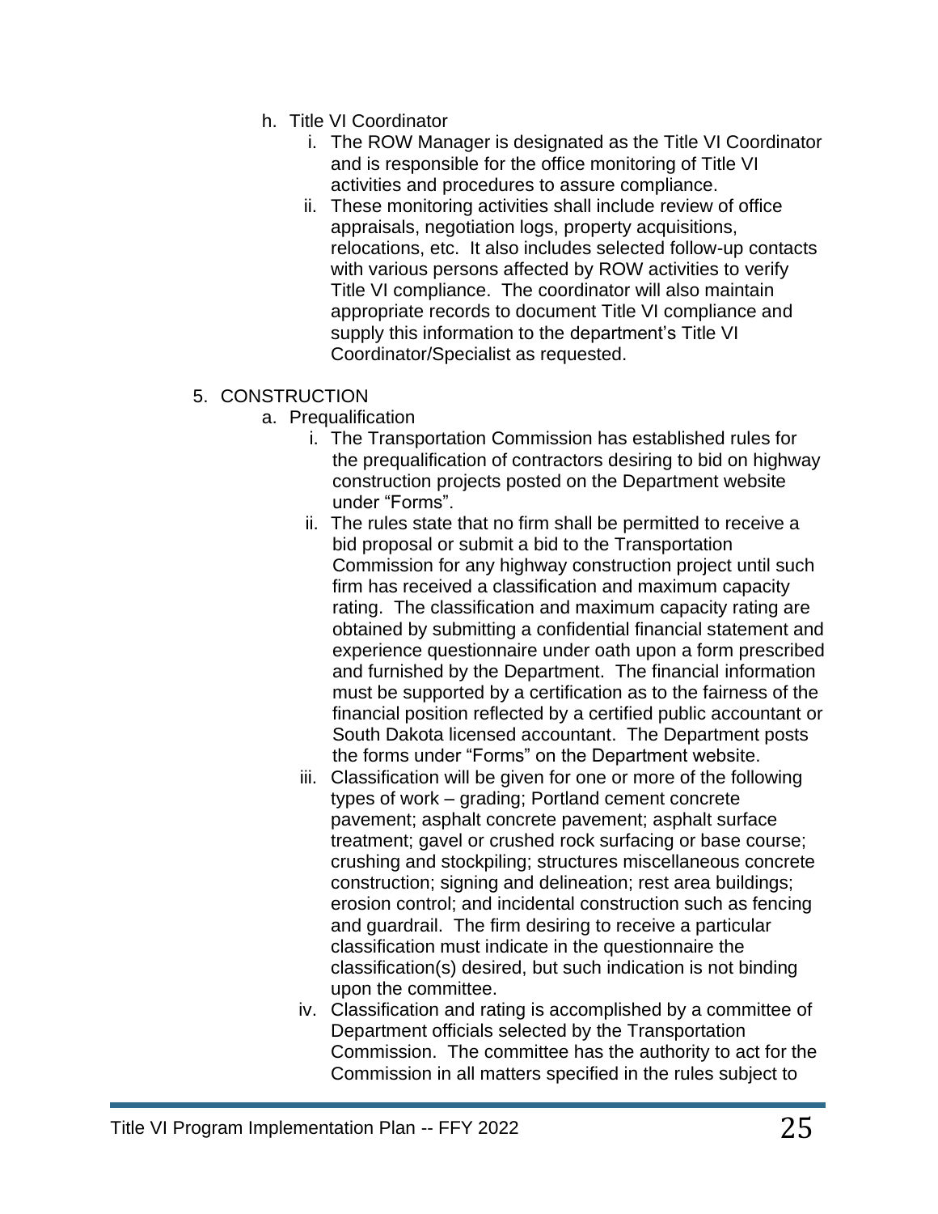h. Title VI Coordinator
   i. The ROW Manager is designated as the Title VI Coordinator and is responsible for the office monitoring of Title VI activities and procedures to assure compliance.
   ii. These monitoring activities shall include review of office appraisals, negotiation logs, property acquisitions, relocations, etc. It also includes selected follow-up contacts with various persons affected by ROW activities to verify Title VI compliance. The coordinator will also maintain appropriate records to document Title VI compliance and supply this information to the department's Title VI Coordinator/Specialist as requested.

5. CONSTRUCTION
   a. Prequalification
      i. The Transportation Commission has established rules for the prequalification of contractors desiring to bid on highway construction projects posted on the Department website under "Forms".
      ii. The rules state that no firm shall be permitted to receive a bid proposal or submit a bid to the Transportation Commission for any highway construction project until such firm has received a classification and maximum capacity rating. The classification and maximum capacity rating are obtained by submitting a confidential financial statement and experience questionnaire under oath upon a form prescribed and furnished by the Department. The financial information must be supported by a certification as to the fairness of the financial position reflected by a certified public accountant or South Dakota licensed accountant. The Department posts the forms under "Forms" on the Department website.
      iii. Classification will be given for one or more of the following types of work – grading; Portland cement concrete pavement; asphalt concrete pavement; asphalt surface treatment; gavel or crushed rock surfacing or base course; crushing and stockpiling; structures miscellaneous concrete construction; signing and delineation; rest area buildings; erosion control; and incidental construction such as fencing and guardrail. The firm desiring to receive a particular classification must indicate in the questionnaire the classification(s) desired, but such indication is not binding upon the committee.
      iv. Classification and rating is accomplished by a committee of Department officials selected by the Transportation Commission. The committee has the authority to act for the Commission in all matters specified in the rules subject to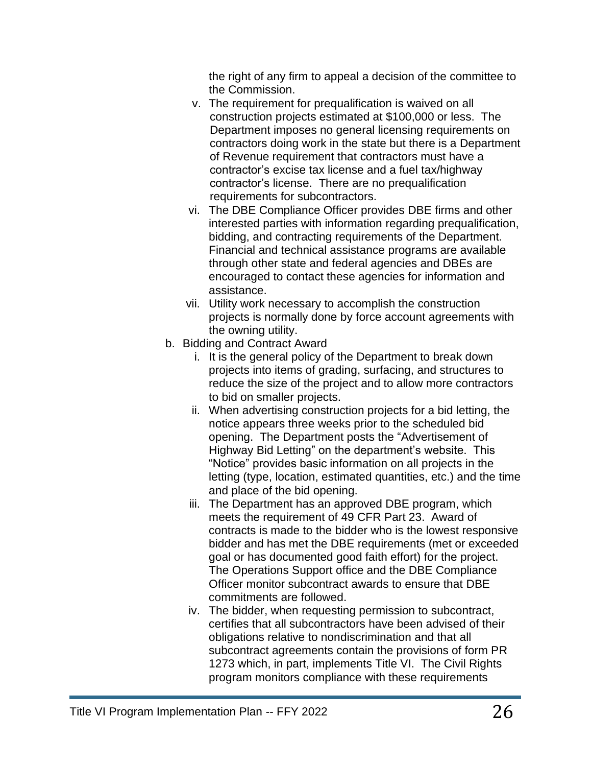the right of any firm to appeal a decision of the committee to the Commission.

v. The requirement for prequalification is waived on all construction projects estimated at $100,000 or less. The Department imposes no general licensing requirements on contractors doing work in the state but there is a Department of Revenue requirement that contractors must have a contractor's excise tax license and a fuel tax/highway contractor's license. There are no prequalification requirements for subcontractors.

vi. The DBE Compliance Officer provides DBE firms and other interested parties with information regarding prequalification, bidding, and contracting requirements of the Department. Financial and technical assistance programs are available through other state and federal agencies and DBEs are encouraged to contact these agencies for information and assistance.

vii. Utility work necessary to accomplish the construction projects is normally done by force account agreements with the owning utility.

b. Bidding and Contract Award

   i. It is the general policy of the Department to break down projects into items of grading, surfacing, and structures to reduce the size of the project and to allow more contractors to bid on smaller projects.

   ii. When advertising construction projects for a bid letting, the notice appears three weeks prior to the scheduled bid opening. The Department posts the "Advertisement of Highway Bid Letting" on the department's website. This "Notice" provides basic information on all projects in the letting (type, location, estimated quantities, etc.) and the time and place of the bid opening.

   iii. The Department has an approved DBE program, which meets the requirement of 49 CFR Part 23. Award of contracts is made to the bidder who is the lowest responsive bidder and has met the DBE requirements (met or exceeded goal or has documented good faith effort) for the project. The Operations Support office and the DBE Compliance Officer monitor subcontract awards to ensure that DBE commitments are followed.

   iv. The bidder, when requesting permission to subcontract, certifies that all subcontractors have been advised of their obligations relative to nondiscrimination and that all subcontract agreements contain the provisions of form PR 1273 which, in part, implements Title VI. The Civil Rights program monitors compliance with these requirements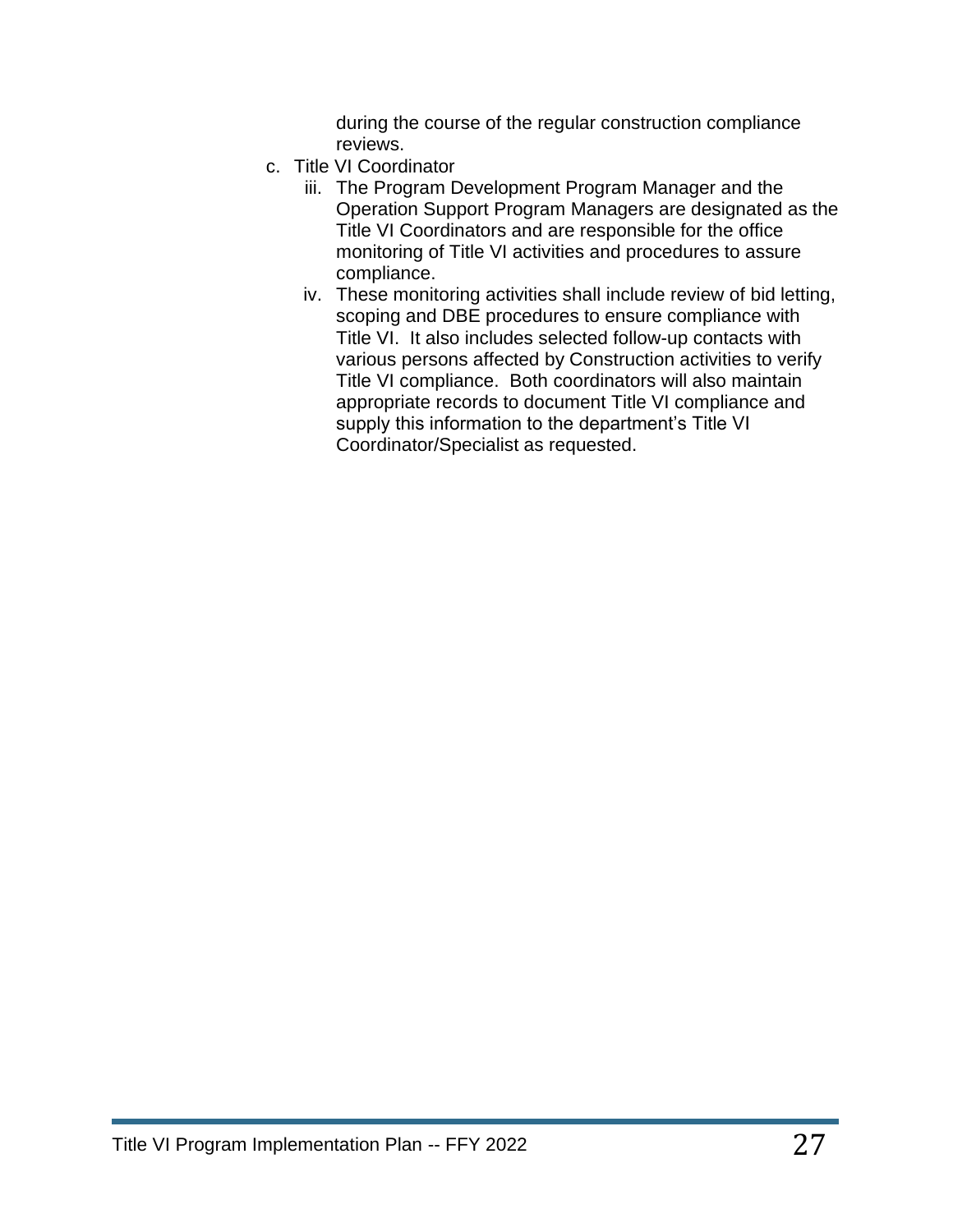during the course of the regular construction compliance reviews.

c. Title VI Coordinator

   iii. The Program Development Program Manager and the Operation Support Program Managers are designated as the Title VI Coordinators and are responsible for the office monitoring of Title VI activities and procedures to assure compliance.

   iv. These monitoring activities shall include review of bid letting, scoping and DBE procedures to ensure compliance with Title VI. It also includes selected follow-up contacts with various persons affected by Construction activities to verify Title VI compliance. Both coordinators will also maintain appropriate records to document Title VI compliance and supply this information to the department's Title VI Coordinator/Specialist as requested.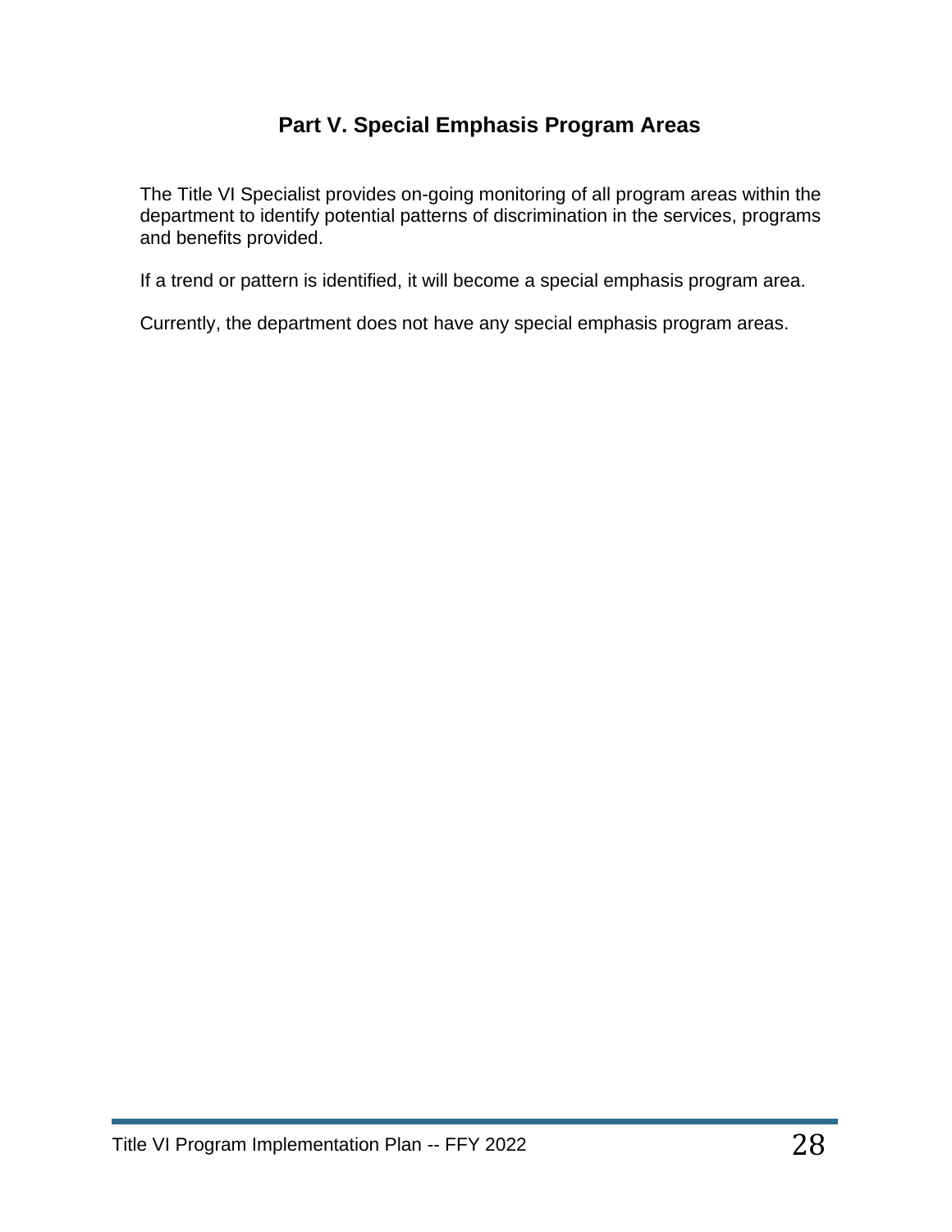# Part V. Special Emphasis Program Areas

The Title VI Specialist provides on-going monitoring of all program areas within the department to identify potential patterns of discrimination in the services, programs and benefits provided.

If a trend or pattern is identified, it will become a special emphasis program area.

Currently, the department does not have any special emphasis program areas.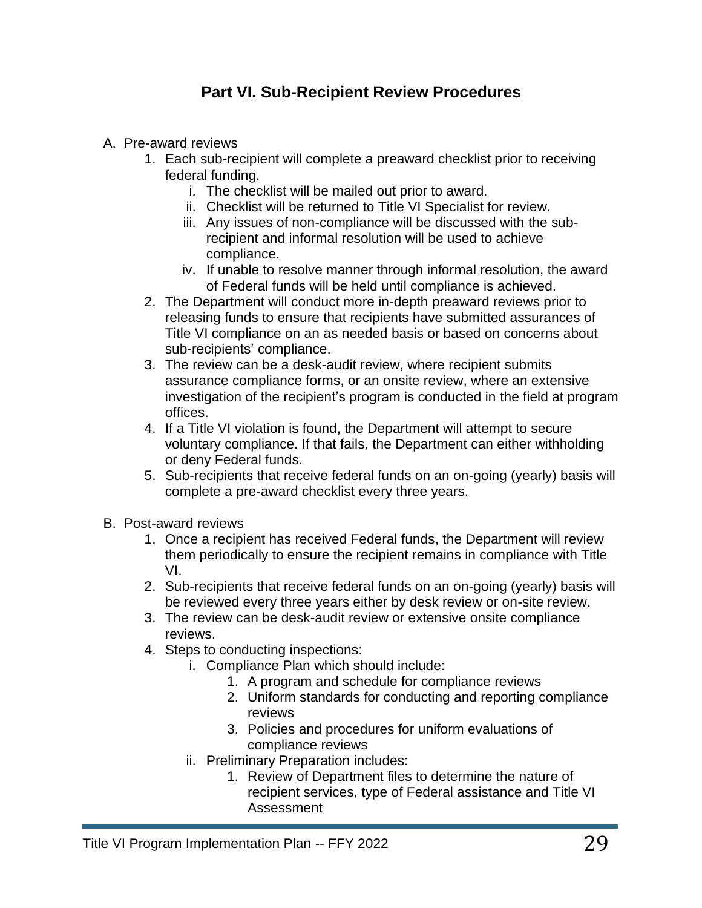## Part VI. Sub-Recipient Review Procedures

A. Pre-award reviews
   1. Each sub-recipient will complete a preaward checklist prior to receiving federal funding.
      i. The checklist will be mailed out prior to award.
      ii. Checklist will be returned to Title VI Specialist for review.
      iii. Any issues of non-compliance will be discussed with the sub-recipient and informal resolution will be used to achieve compliance.
      iv. If unable to resolve manner through informal resolution, the award of Federal funds will be held until compliance is achieved.
   2. The Department will conduct more in-depth preaward reviews prior to releasing funds to ensure that recipients have submitted assurances of Title VI compliance on an as needed basis or based on concerns about sub-recipients' compliance.
   3. The review can be a desk-audit review, where recipient submits assurance compliance forms, or an onsite review, where an extensive investigation of the recipient's program is conducted in the field at program offices.
   4. If a Title VI violation is found, the Department will attempt to secure voluntary compliance. If that fails, the Department can either withholding or deny Federal funds.
   5. Sub-recipients that receive federal funds on an on-going (yearly) basis will complete a pre-award checklist every three years.

B. Post-award reviews
   1. Once a recipient has received Federal funds, the Department will review them periodically to ensure the recipient remains in compliance with Title VI.
   2. Sub-recipients that receive federal funds on an on-going (yearly) basis will be reviewed every three years either by desk review or on-site review.
   3. The review can be desk-audit review or extensive onsite compliance reviews.
   4. Steps to conducting inspections:
      i. Compliance Plan which should include:
         1. A program and schedule for compliance reviews
         2. Uniform standards for conducting and reporting compliance reviews
         3. Policies and procedures for uniform evaluations of compliance reviews
      ii. Preliminary Preparation includes:
         1. Review of Department files to determine the nature of recipient services, type of Federal assistance and Title VI Assessment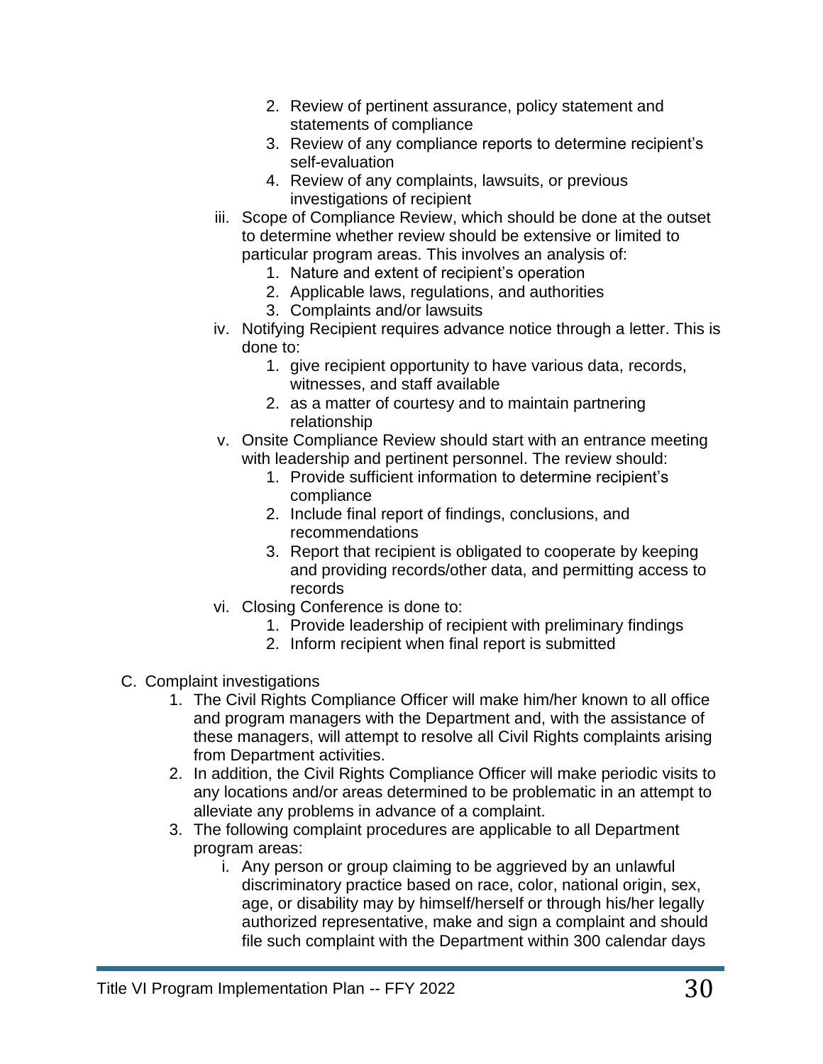2. Review of pertinent assurance, policy statement and statements of compliance
        3. Review of any compliance reports to determine recipient's self-evaluation
        4. Review of any complaints, lawsuits, or previous investigations of recipient
    iii. Scope of Compliance Review, which should be done at the outset to determine whether review should be extensive or limited to particular program areas. This involves an analysis of:
        1. Nature and extent of recipient's operation
        2. Applicable laws, regulations, and authorities
        3. Complaints and/or lawsuits
    iv. Notifying Recipient requires advance notice through a letter. This is done to:
        1. give recipient opportunity to have various data, records, witnesses, and staff available
        2. as a matter of courtesy and to maintain partnering relationship
    v. Onsite Compliance Review should start with an entrance meeting with leadership and pertinent personnel. The review should:
        1. Provide sufficient information to determine recipient's compliance
        2. Include final report of findings, conclusions, and recommendations
        3. Report that recipient is obligated to cooperate by keeping and providing records/other data, and permitting access to records
    vi. Closing Conference is done to:
        1. Provide leadership of recipient with preliminary findings
        2. Inform recipient when final report is submitted

C. Complaint investigations
    1. The Civil Rights Compliance Officer will make him/her known to all office and program managers with the Department and, with the assistance of these managers, will attempt to resolve all Civil Rights complaints arising from Department activities.
    2. In addition, the Civil Rights Compliance Officer will make periodic visits to any locations and/or areas determined to be problematic in an attempt to alleviate any problems in advance of a complaint.
    3. The following complaint procedures are applicable to all Department program areas:
        i. Any person or group claiming to be aggrieved by an unlawful discriminatory practice based on race, color, national origin, sex, age, or disability may by himself/herself or through his/her legally authorized representative, make and sign a complaint and should file such complaint with the Department within 300 calendar days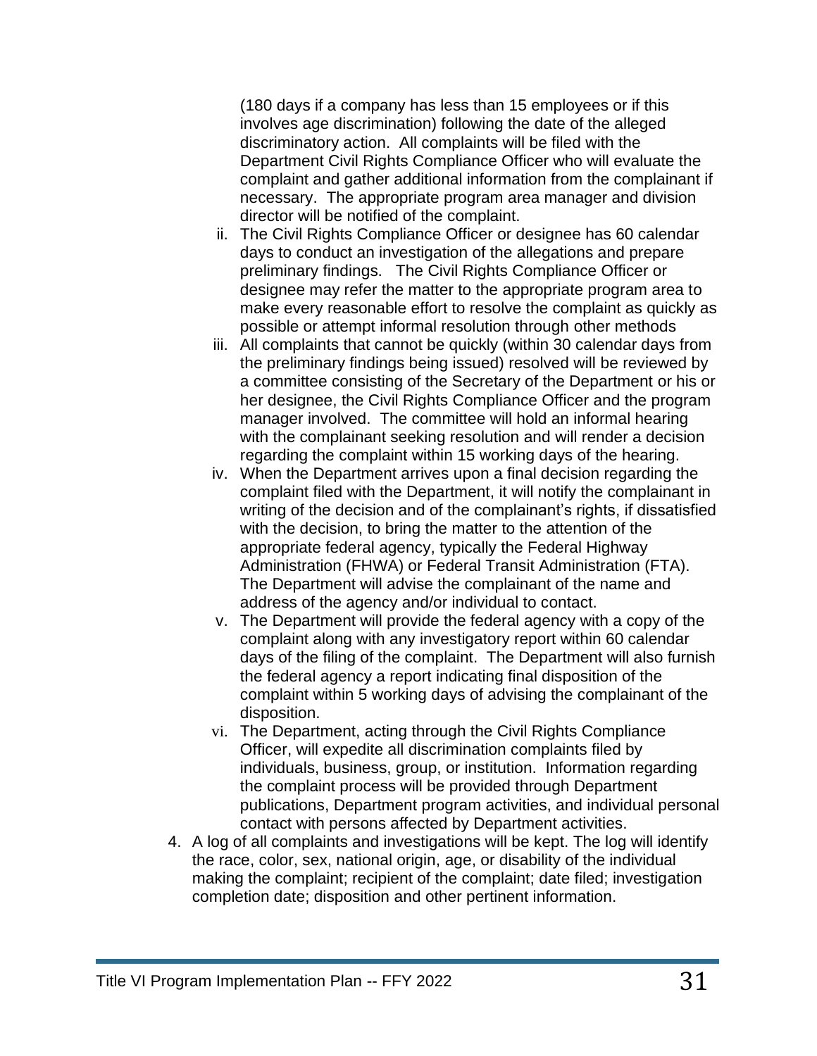(180 days if a company has less than 15 employees or if this involves age discrimination) following the date of the alleged discriminatory action. All complaints will be filed with the Department Civil Rights Compliance Officer who will evaluate the complaint and gather additional information from the complainant if necessary. The appropriate program area manager and division director will be notified of the complaint.

ii. The Civil Rights Compliance Officer or designee has 60 calendar days to conduct an investigation of the allegations and prepare preliminary findings. The Civil Rights Compliance Officer or designee may refer the matter to the appropriate program area to make every reasonable effort to resolve the complaint as quickly as possible or attempt informal resolution through other methods

iii. All complaints that cannot be quickly (within 30 calendar days from the preliminary findings being issued) resolved will be reviewed by a committee consisting of the Secretary of the Department or his or her designee, the Civil Rights Compliance Officer and the program manager involved. The committee will hold an informal hearing with the complainant seeking resolution and will render a decision regarding the complaint within 15 working days of the hearing.

iv. When the Department arrives upon a final decision regarding the complaint filed with the Department, it will notify the complainant in writing of the decision and of the complainant's rights, if dissatisfied with the decision, to bring the matter to the attention of the appropriate federal agency, typically the Federal Highway Administration (FHWA) or Federal Transit Administration (FTA). The Department will advise the complainant of the name and address of the agency and/or individual to contact.

v. The Department will provide the federal agency with a copy of the complaint along with any investigatory report within 60 calendar days of the filing of the complaint. The Department will also furnish the federal agency a report indicating final disposition of the complaint within 5 working days of advising the complainant of the disposition.

vi. The Department, acting through the Civil Rights Compliance Officer, will expedite all discrimination complaints filed by individuals, business, group, or institution. Information regarding the complaint process will be provided through Department publications, Department program activities, and individual personal contact with persons affected by Department activities.

4. A log of all complaints and investigations will be kept. The log will identify the race, color, sex, national origin, age, or disability of the individual making the complaint; recipient of the complaint; date filed; investigation completion date; disposition and other pertinent information.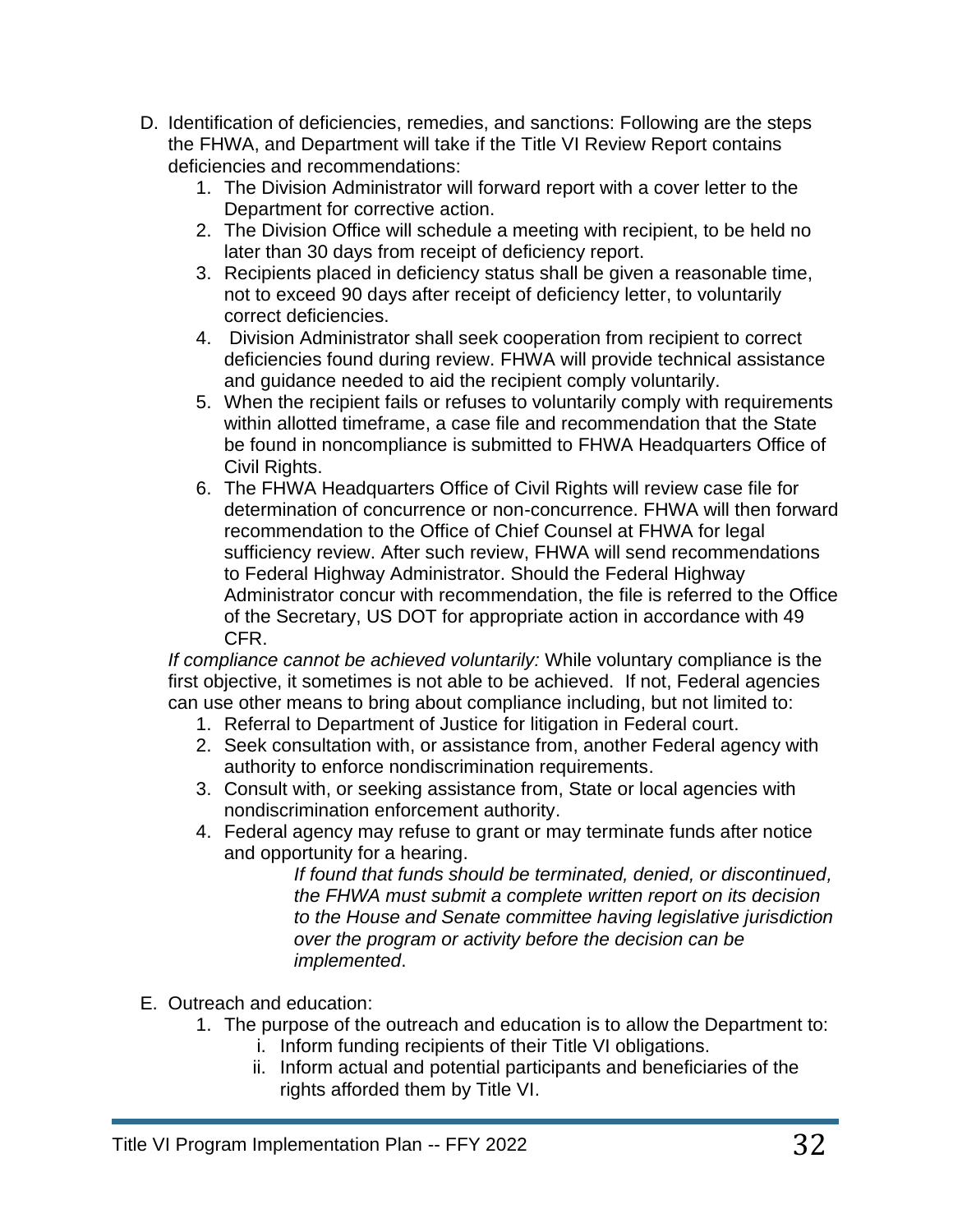D. Identification of deficiencies, remedies, and sanctions: Following are the steps the FHWA, and Department will take if the Title VI Review Report contains deficiencies and recommendations:
   1. The Division Administrator will forward report with a cover letter to the Department for corrective action.
   2. The Division Office will schedule a meeting with recipient, to be held no later than 30 days from receipt of deficiency report.
   3. Recipients placed in deficiency status shall be given a reasonable time, not to exceed 90 days after receipt of deficiency letter, to voluntarily correct deficiencies.
   4. Division Administrator shall seek cooperation from recipient to correct deficiencies found during review. FHWA will provide technical assistance and guidance needed to aid the recipient comply voluntarily.
   5. When the recipient fails or refuses to voluntarily comply with requirements within allotted timeframe, a case file and recommendation that the State be found in noncompliance is submitted to FHWA Headquarters Office of Civil Rights.
   6. The FHWA Headquarters Office of Civil Rights will review case file for determination of concurrence or non-concurrence. FHWA will then forward recommendation to the Office of Chief Counsel at FHWA for legal sufficiency review. After such review, FHWA will send recommendations to Federal Highway Administrator. Should the Federal Highway Administrator concur with recommendation, the file is referred to the Office of the Secretary, US DOT for appropriate action in accordance with 49 CFR.

   *If compliance cannot be achieved voluntarily:* While voluntary compliance is the first objective, it sometimes is not able to be achieved. If not, Federal agencies can use other means to bring about compliance including, but not limited to:
   1. Referral to Department of Justice for litigation in Federal court.
   2. Seek consultation with, or assistance from, another Federal agency with authority to enforce nondiscrimination requirements.
   3. Consult with, or seeking assistance from, State or local agencies with nondiscrimination enforcement authority.
   4. Federal agency may refuse to grant or may terminate funds after notice and opportunity for a hearing.

      *If found that funds should be terminated, denied, or discontinued, the FHWA must submit a complete written report on its decision to the House and Senate committee having legislative jurisdiction over the program or activity before the decision can be implemented*.

E. Outreach and education:
   1. The purpose of the outreach and education is to allow the Department to:
      i. Inform funding recipients of their Title VI obligations.
      ii. Inform actual and potential participants and beneficiaries of the rights afforded them by Title VI.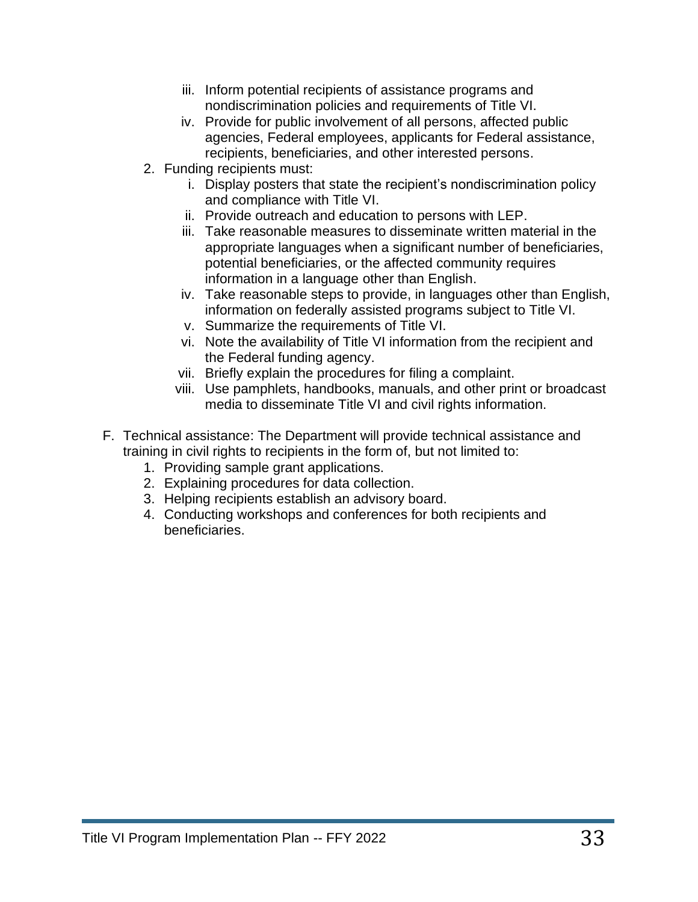iii. Inform potential recipients of assistance programs and nondiscrimination policies and requirements of Title VI.
   iv. Provide for public involvement of all persons, affected public agencies, Federal employees, applicants for Federal assistance, recipients, beneficiaries, and other interested persons.
2. Funding recipients must:
   i. Display posters that state the recipient's nondiscrimination policy and compliance with Title VI.
   ii. Provide outreach and education to persons with LEP.
   iii. Take reasonable measures to disseminate written material in the appropriate languages when a significant number of beneficiaries, potential beneficiaries, or the affected community requires information in a language other than English.
   iv. Take reasonable steps to provide, in languages other than English, information on federally assisted programs subject to Title VI.
   v. Summarize the requirements of Title VI.
   vi. Note the availability of Title VI information from the recipient and the Federal funding agency.
   vii. Briefly explain the procedures for filing a complaint.
   viii. Use pamphlets, handbooks, manuals, and other print or broadcast media to disseminate Title VI and civil rights information.

F. Technical assistance: The Department will provide technical assistance and training in civil rights to recipients in the form of, but not limited to:
   1. Providing sample grant applications.
   2. Explaining procedures for data collection.
   3. Helping recipients establish an advisory board.
   4. Conducting workshops and conferences for both recipients and beneficiaries.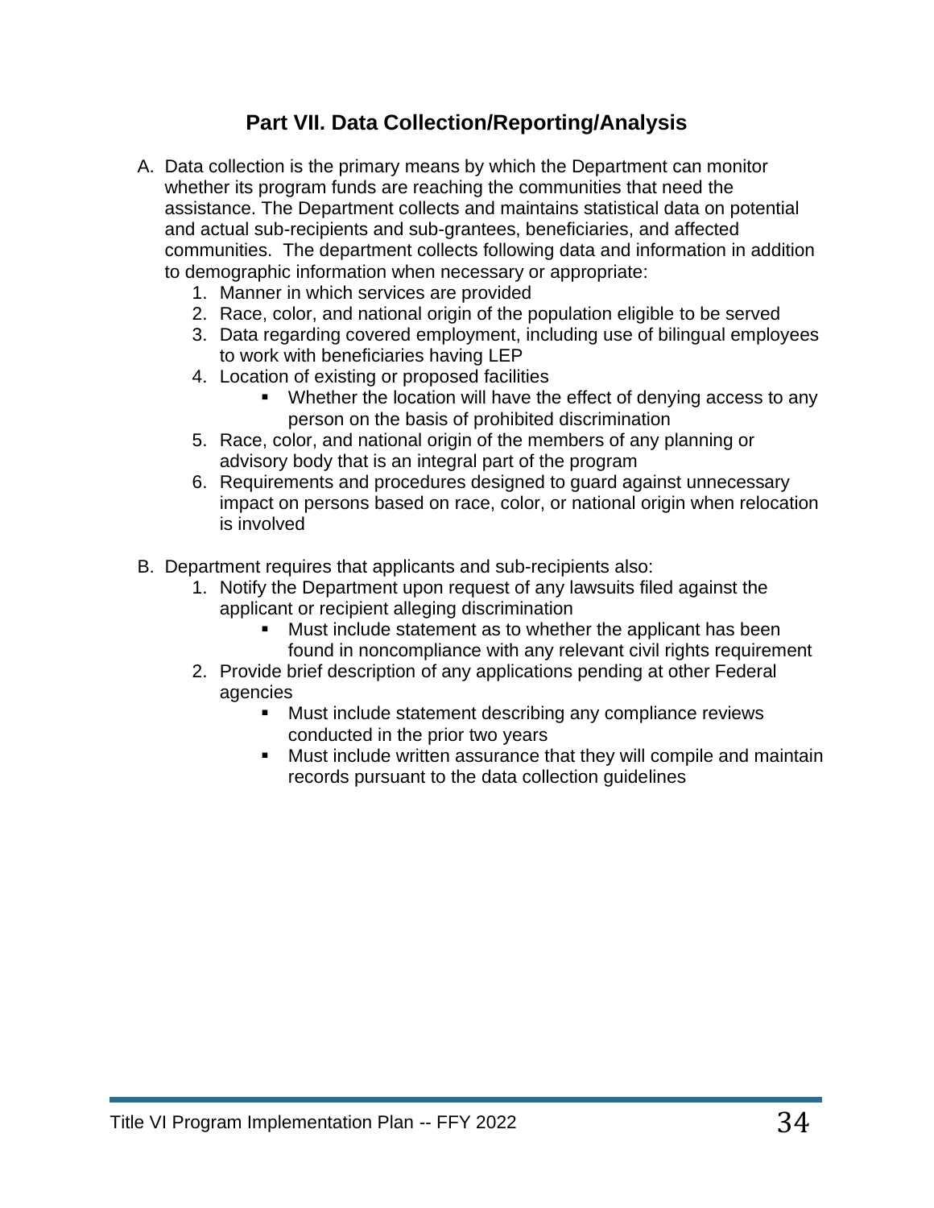## Part VII. Data Collection/Reporting/Analysis

A. Data collection is the primary means by which the Department can monitor whether its program funds are reaching the communities that need the assistance. The Department collects and maintains statistical data on potential and actual sub-recipients and sub-grantees, beneficiaries, and affected communities. The department collects following data and information in addition to demographic information when necessary or appropriate:
   1. Manner in which services are provided
   2. Race, color, and national origin of the population eligible to be served
   3. Data regarding covered employment, including use of bilingual employees to work with beneficiaries having LEP
   4. Location of existing or proposed facilities
      - Whether the location will have the effect of denying access to any person on the basis of prohibited discrimination
   5. Race, color, and national origin of the members of any planning or advisory body that is an integral part of the program
   6. Requirements and procedures designed to guard against unnecessary impact on persons based on race, color, or national origin when relocation is involved

B. Department requires that applicants and sub-recipients also:
   1. Notify the Department upon request of any lawsuits filed against the applicant or recipient alleging discrimination
      - Must include statement as to whether the applicant has been found in noncompliance with any relevant civil rights requirement
   2. Provide brief description of any applications pending at other Federal agencies
      - Must include statement describing any compliance reviews conducted in the prior two years
      - Must include written assurance that they will compile and maintain records pursuant to the data collection guidelines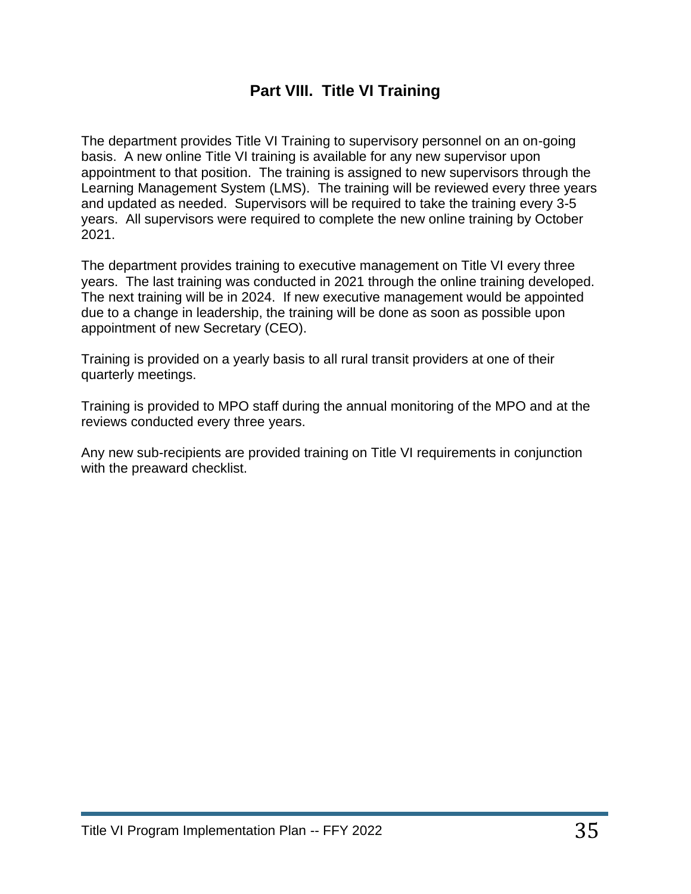## Part VIII. Title VI Training

The department provides Title VI Training to supervisory personnel on an on-going basis. A new online Title VI training is available for any new supervisor upon appointment to that position. The training is assigned to new supervisors through the Learning Management System (LMS). The training will be reviewed every three years and updated as needed. Supervisors will be required to take the training every 3-5 years. All supervisors were required to complete the new online training by October 2021.

The department provides training to executive management on Title VI every three years. The last training was conducted in 2021 through the online training developed. The next training will be in 2024. If new executive management would be appointed due to a change in leadership, the training will be done as soon as possible upon appointment of new Secretary (CEO).

Training is provided on a yearly basis to all rural transit providers at one of their quarterly meetings.

Training is provided to MPO staff during the annual monitoring of the MPO and at the reviews conducted every three years.

Any new sub-recipients are provided training on Title VI requirements in conjunction with the preaward checklist.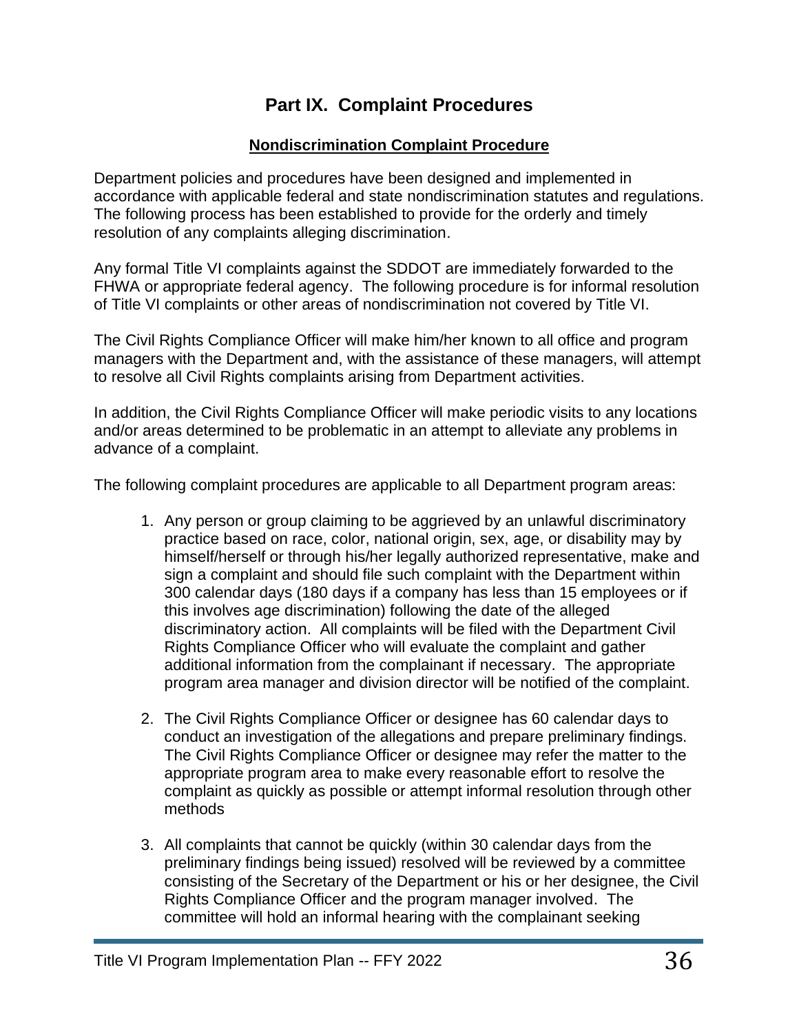# Part IX. Complaint Procedures

## Nondiscrimination Complaint Procedure

Department policies and procedures have been designed and implemented in accordance with applicable federal and state nondiscrimination statutes and regulations. The following process has been established to provide for the orderly and timely resolution of any complaints alleging discrimination.

Any formal Title VI complaints against the SDDOT are immediately forwarded to the FHWA or appropriate federal agency. The following procedure is for informal resolution of Title VI complaints or other areas of nondiscrimination not covered by Title VI.

The Civil Rights Compliance Officer will make him/her known to all office and program managers with the Department and, with the assistance of these managers, will attempt to resolve all Civil Rights complaints arising from Department activities.

In addition, the Civil Rights Compliance Officer will make periodic visits to any locations and/or areas determined to be problematic in an attempt to alleviate any problems in advance of a complaint.

The following complaint procedures are applicable to all Department program areas:

1. Any person or group claiming to be aggrieved by an unlawful discriminatory practice based on race, color, national origin, sex, age, or disability may by himself/herself or through his/her legally authorized representative, make and sign a complaint and should file such complaint with the Department within 300 calendar days (180 days if a company has less than 15 employees or if this involves age discrimination) following the date of the alleged discriminatory action. All complaints will be filed with the Department Civil Rights Compliance Officer who will evaluate the complaint and gather additional information from the complainant if necessary. The appropriate program area manager and division director will be notified of the complaint.

2. The Civil Rights Compliance Officer or designee has 60 calendar days to conduct an investigation of the allegations and prepare preliminary findings. The Civil Rights Compliance Officer or designee may refer the matter to the appropriate program area to make every reasonable effort to resolve the complaint as quickly as possible or attempt informal resolution through other methods

3. All complaints that cannot be quickly (within 30 calendar days from the preliminary findings being issued) resolved will be reviewed by a committee consisting of the Secretary of the Department or his or her designee, the Civil Rights Compliance Officer and the program manager involved. The committee will hold an informal hearing with the complainant seeking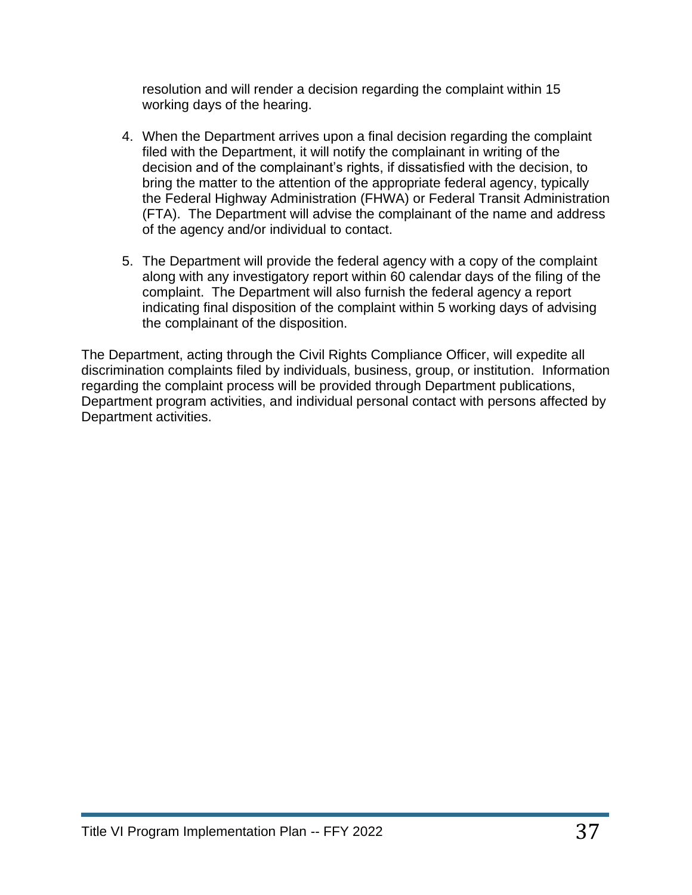resolution and will render a decision regarding the complaint within 15 working days of the hearing.

4. When the Department arrives upon a final decision regarding the complaint filed with the Department, it will notify the complainant in writing of the decision and of the complainant's rights, if dissatisfied with the decision, to bring the matter to the attention of the appropriate federal agency, typically the Federal Highway Administration (FHWA) or Federal Transit Administration (FTA). The Department will advise the complainant of the name and address of the agency and/or individual to contact.

5. The Department will provide the federal agency with a copy of the complaint along with any investigatory report within 60 calendar days of the filing of the complaint. The Department will also furnish the federal agency a report indicating final disposition of the complaint within 5 working days of advising the complainant of the disposition.

The Department, acting through the Civil Rights Compliance Officer, will expedite all discrimination complaints filed by individuals, business, group, or institution. Information regarding the complaint process will be provided through Department publications, Department program activities, and individual personal contact with persons affected by Department activities.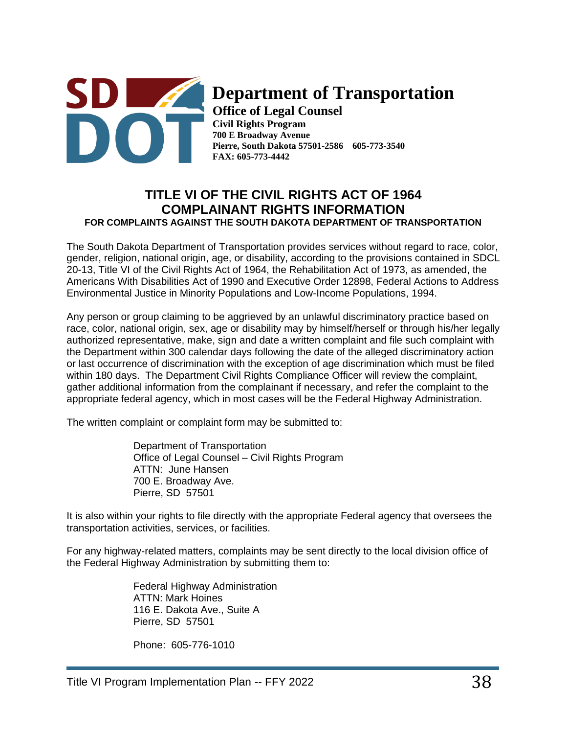# Department of Transportation

**Office of Legal Counsel**
**Civil Rights Program**
**700 E Broadway Avenue**
**Pierre, South Dakota 57501-2586 605-773-3540**
**FAX: 605-773-4442**

## TITLE VI OF THE CIVIL RIGHTS ACT OF 1964
## COMPLAINANT RIGHTS INFORMATION

**FOR COMPLAINTS AGAINST THE SOUTH DAKOTA DEPARTMENT OF TRANSPORTATION**

The South Dakota Department of Transportation provides services without regard to race, color, gender, religion, national origin, age, or disability, according to the provisions contained in SDCL 20-13, Title VI of the Civil Rights Act of 1964, the Rehabilitation Act of 1973, as amended, the Americans With Disabilities Act of 1990 and Executive Order 12898, Federal Actions to Address Environmental Justice in Minority Populations and Low-Income Populations, 1994.

Any person or group claiming to be aggrieved by an unlawful discriminatory practice based on race, color, national origin, sex, age or disability may by himself/herself or through his/her legally authorized representative, make, sign and date a written complaint and file such complaint with the Department within 300 calendar days following the date of the alleged discriminatory action or last occurrence of discrimination with the exception of age discrimination which must be filed within 180 days. The Department Civil Rights Compliance Officer will review the complaint, gather additional information from the complainant if necessary, and refer the complaint to the appropriate federal agency, which in most cases will be the Federal Highway Administration.

The written complaint or complaint form may be submitted to:

Department of Transportation
Office of Legal Counsel – Civil Rights Program
ATTN: June Hansen
700 E. Broadway Ave.
Pierre, SD 57501

It is also within your rights to file directly with the appropriate Federal agency that oversees the transportation activities, services, or facilities.

For any highway-related matters, complaints may be sent directly to the local division office of the Federal Highway Administration by submitting them to:

Federal Highway Administration
ATTN: Mark Hoines
116 E. Dakota Ave., Suite A
Pierre, SD 57501

Phone: 605-776-1010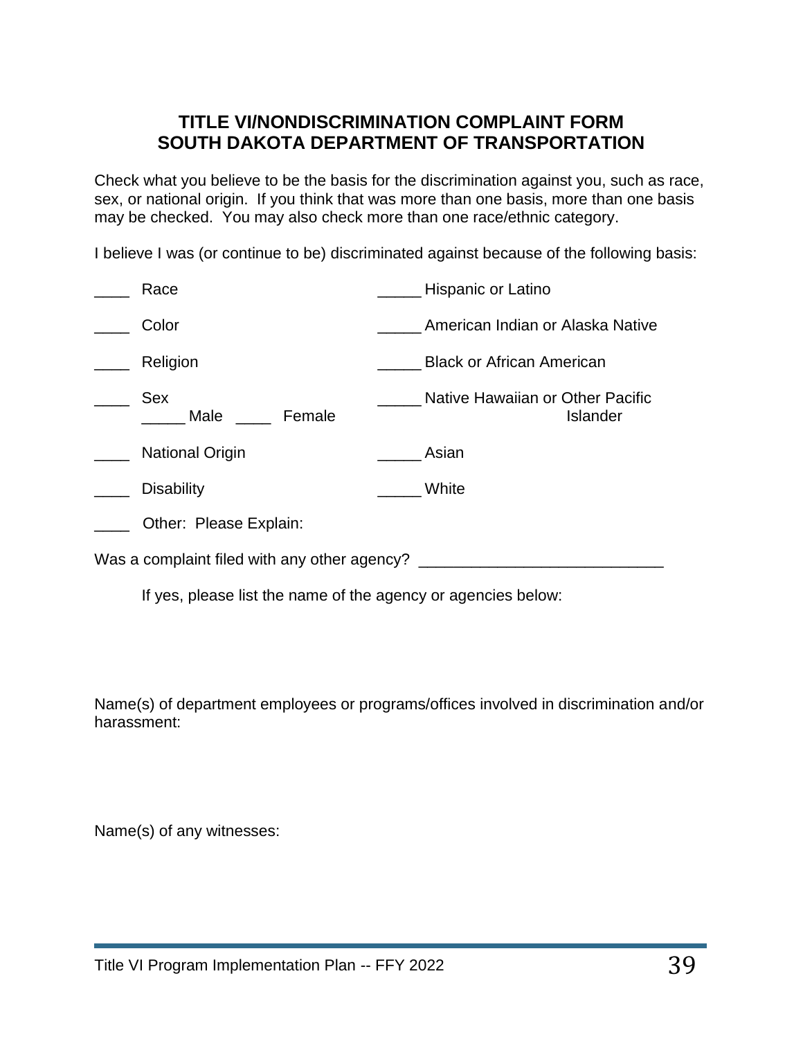## TITLE VI/NONDISCRIMINATION COMPLAINT FORM
## SOUTH DAKOTA DEPARTMENT OF TRANSPORTATION

Check what you believe to be the basis for the discrimination against you, such as race, sex, or national origin. If you think that was more than one basis, more than one basis may be checked. You may also check more than one race/ethnic category.

I believe I was (or continue to be) discriminated against because of the following basis:

| | |
|---|---|
| ____ Race | _____ Hispanic or Latino |
| ____ Color | _____ American Indian or Alaska Native |
| ____ Religion | _____ Black or African American |
| ____ Sex<br>_____ Male ____ Female | _____ Native Hawaiian or Other Pacific Islander |
| ____ National Origin | _____ Asian |
| ____ Disability | _____ White |
| ____ Other: Please Explain: | |

Was a complaint filed with any other agency? ___________________________

If yes, please list the name of the agency or agencies below:

Name(s) of department employees or programs/offices involved in discrimination and/or harassment:

Name(s) of any witnesses: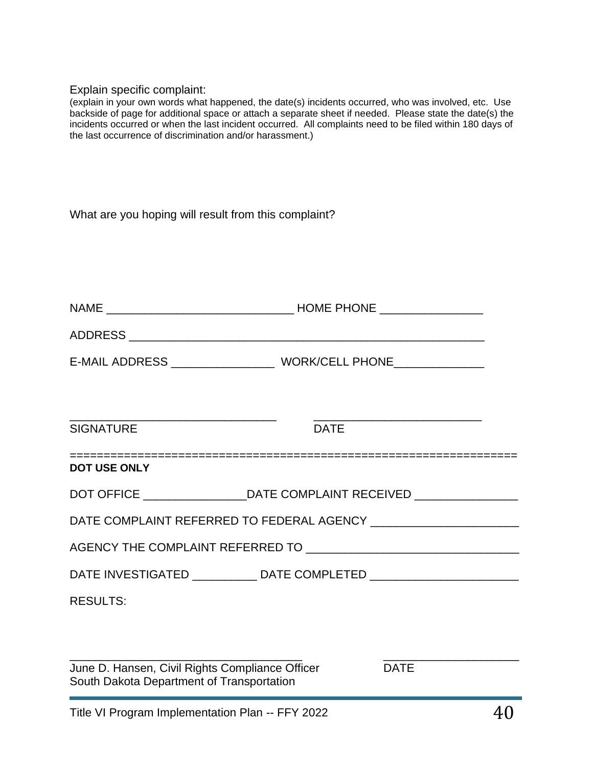Explain specific complaint:

(explain in your own words what happened, the date(s) incidents occurred, who was involved, etc. Use backside of page for additional space or attach a separate sheet if needed. Please state the date(s) the incidents occurred or when the last incident occurred. All complaints need to be filed within 180 days of the last occurrence of discrimination and/or harassment.)

What are you hoping will result from this complaint?

NAME _____________________________ HOME PHONE ________________

ADDRESS _______________________________________________________

E-MAIL ADDRESS ________________ WORK/CELL PHONE______________

_________________________________ ___________________________

SIGNATURE DATE

=================================================================

**DOT USE ONLY**

DOT OFFICE ________________DATE COMPLAINT RECEIVED ________________

DATE COMPLAINT REFERRED TO FEDERAL AGENCY _______________________

AGENCY THE COMPLAINT REFERRED TO _________________________________

DATE INVESTIGATED __________ DATE COMPLETED _______________________

RESULTS:

_____________________________________ _____________________

June D. Hansen, Civil Rights Compliance Officer DATE

South Dakota Department of Transportation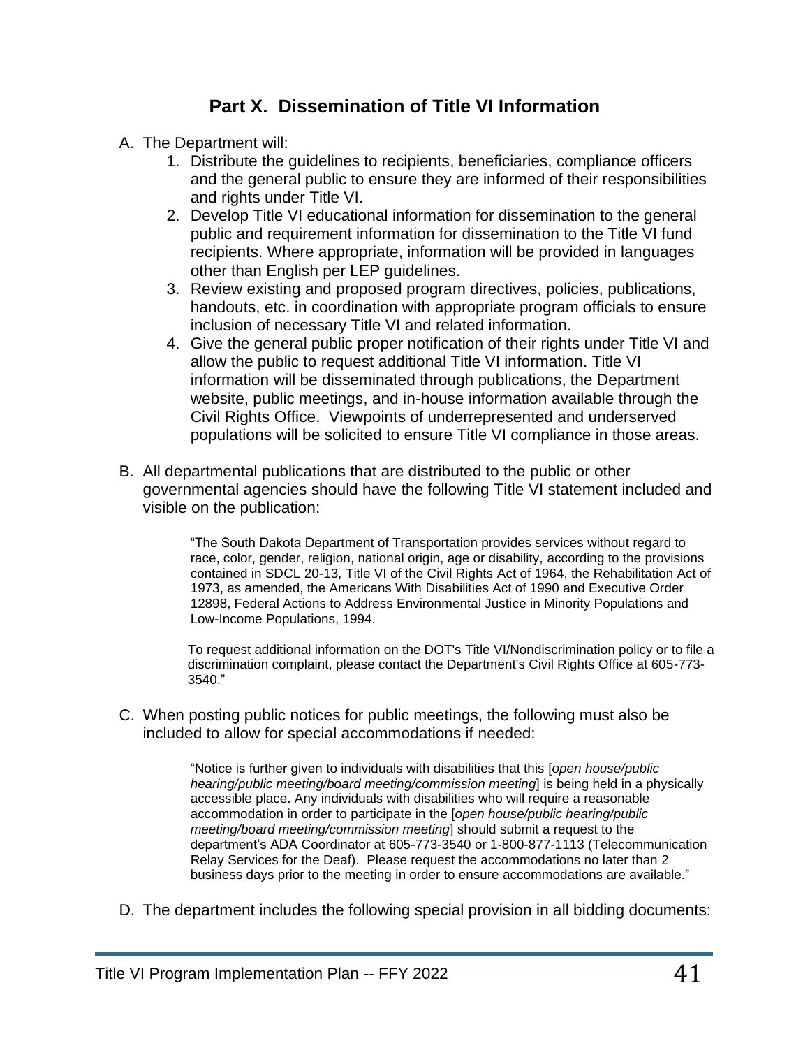## Part X. Dissemination of Title VI Information

A. The Department will:

1. Distribute the guidelines to recipients, beneficiaries, compliance officers and the general public to ensure they are informed of their responsibilities and rights under Title VI.
2. Develop Title VI educational information for dissemination to the general public and requirement information for dissemination to the Title VI fund recipients. Where appropriate, information will be provided in languages other than English per LEP guidelines.
3. Review existing and proposed program directives, policies, publications, handouts, etc. in coordination with appropriate program officials to ensure inclusion of necessary Title VI and related information.
4. Give the general public proper notification of their rights under Title VI and allow the public to request additional Title VI information. Title VI information will be disseminated through publications, the Department website, public meetings, and in-house information available through the Civil Rights Office. Viewpoints of underrepresented and underserved populations will be solicited to ensure Title VI compliance in those areas.

B. All departmental publications that are distributed to the public or other governmental agencies should have the following Title VI statement included and visible on the publication:

> "The South Dakota Department of Transportation provides services without regard to race, color, gender, religion, national origin, age or disability, according to the provisions contained in SDCL 20-13, Title VI of the Civil Rights Act of 1964, the Rehabilitation Act of 1973, as amended, the Americans With Disabilities Act of 1990 and Executive Order 12898, Federal Actions to Address Environmental Justice in Minority Populations and Low-Income Populations, 1994.
>
> To request additional information on the DOT's Title VI/Nondiscrimination policy or to file a discrimination complaint, please contact the Department's Civil Rights Office at 605-773-3540."

C. When posting public notices for public meetings, the following must also be included to allow for special accommodations if needed:

> "Notice is further given to individuals with disabilities that this [*open house/public hearing/public meeting/board meeting/commission meeting*] is being held in a physically accessible place. Any individuals with disabilities who will require a reasonable accommodation in order to participate in the [*open house/public hearing/public meeting/board meeting/commission meeting*] should submit a request to the department's ADA Coordinator at 605-773-3540 or 1-800-877-1113 (Telecommunication Relay Services for the Deaf). Please request the accommodations no later than 2 business days prior to the meeting in order to ensure accommodations are available."

D. The department includes the following special provision in all bidding documents: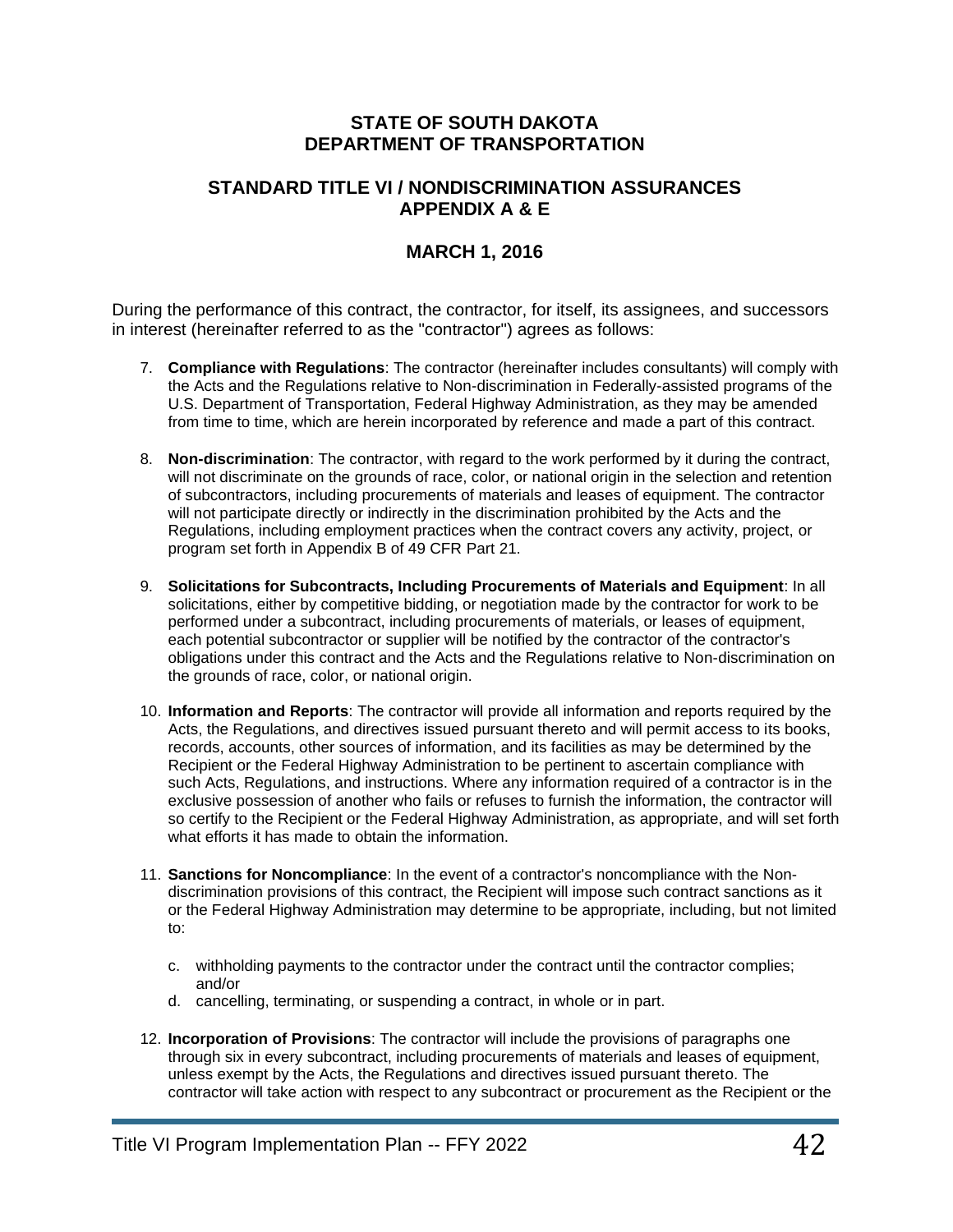# STATE OF SOUTH DAKOTA
# DEPARTMENT OF TRANSPORTATION

## STANDARD TITLE VI / NONDISCRIMINATION ASSURANCES APPENDIX A & E

## MARCH 1, 2016

During the performance of this contract, the contractor, for itself, its assignees, and successors in interest (hereinafter referred to as the "contractor") agrees as follows:

7. **Compliance with Regulations**: The contractor (hereinafter includes consultants) will comply with the Acts and the Regulations relative to Non-discrimination in Federally-assisted programs of the U.S. Department of Transportation, Federal Highway Administration, as they may be amended from time to time, which are herein incorporated by reference and made a part of this contract.

8. **Non-discrimination**: The contractor, with regard to the work performed by it during the contract, will not discriminate on the grounds of race, color, or national origin in the selection and retention of subcontractors, including procurements of materials and leases of equipment. The contractor will not participate directly or indirectly in the discrimination prohibited by the Acts and the Regulations, including employment practices when the contract covers any activity, project, or program set forth in Appendix B of 49 CFR Part 21.

9. **Solicitations for Subcontracts, Including Procurements of Materials and Equipment**: In all solicitations, either by competitive bidding, or negotiation made by the contractor for work to be performed under a subcontract, including procurements of materials, or leases of equipment, each potential subcontractor or supplier will be notified by the contractor of the contractor's obligations under this contract and the Acts and the Regulations relative to Non-discrimination on the grounds of race, color, or national origin.

10. **Information and Reports**: The contractor will provide all information and reports required by the Acts, the Regulations, and directives issued pursuant thereto and will permit access to its books, records, accounts, other sources of information, and its facilities as may be determined by the Recipient or the Federal Highway Administration to be pertinent to ascertain compliance with such Acts, Regulations, and instructions. Where any information required of a contractor is in the exclusive possession of another who fails or refuses to furnish the information, the contractor will so certify to the Recipient or the Federal Highway Administration, as appropriate, and will set forth what efforts it has made to obtain the information.

11. **Sanctions for Noncompliance**: In the event of a contractor's noncompliance with the Non-discrimination provisions of this contract, the Recipient will impose such contract sanctions as it or the Federal Highway Administration may determine to be appropriate, including, but not limited to:

    c. withholding payments to the contractor under the contract until the contractor complies; and/or
    d. cancelling, terminating, or suspending a contract, in whole or in part.

12. **Incorporation of Provisions**: The contractor will include the provisions of paragraphs one through six in every subcontract, including procurements of materials and leases of equipment, unless exempt by the Acts, the Regulations and directives issued pursuant thereto. The contractor will take action with respect to any subcontract or procurement as the Recipient or the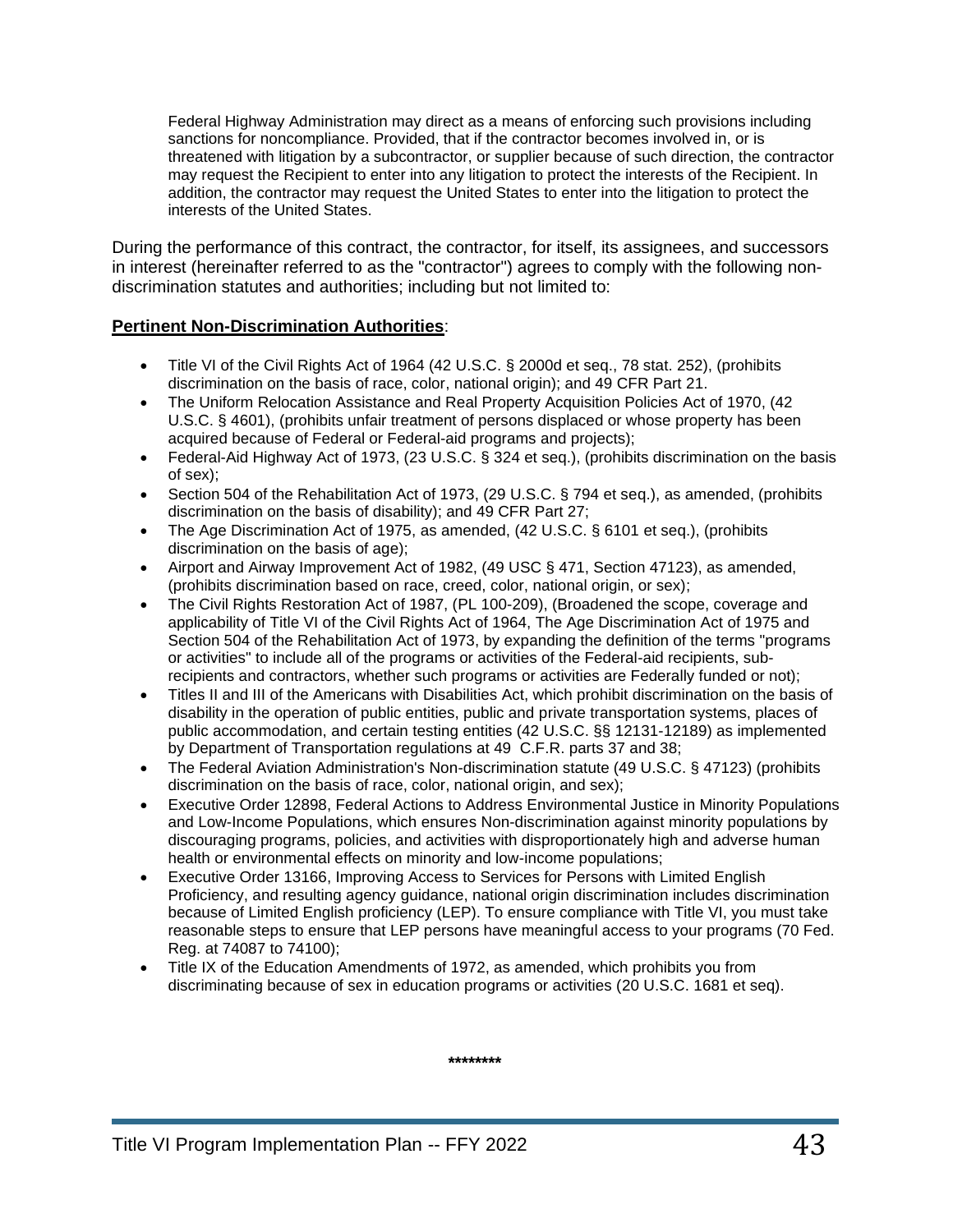Federal Highway Administration may direct as a means of enforcing such provisions including sanctions for noncompliance. Provided, that if the contractor becomes involved in, or is threatened with litigation by a subcontractor, or supplier because of such direction, the contractor may request the Recipient to enter into any litigation to protect the interests of the Recipient. In addition, the contractor may request the United States to enter into the litigation to protect the interests of the United States.

During the performance of this contract, the contractor, for itself, its assignees, and successors in interest (hereinafter referred to as the "contractor") agrees to comply with the following non-discrimination statutes and authorities; including but not limited to:

**Pertinent Non-Discrimination Authorities**:

- Title VI of the Civil Rights Act of 1964 (42 U.S.C. § 2000d et seq., 78 stat. 252), (prohibits discrimination on the basis of race, color, national origin); and 49 CFR Part 21.
- The Uniform Relocation Assistance and Real Property Acquisition Policies Act of 1970, (42 U.S.C. § 4601), (prohibits unfair treatment of persons displaced or whose property has been acquired because of Federal or Federal-aid programs and projects);
- Federal-Aid Highway Act of 1973, (23 U.S.C. § 324 et seq.), (prohibits discrimination on the basis of sex);
- Section 504 of the Rehabilitation Act of 1973, (29 U.S.C. § 794 et seq.), as amended, (prohibits discrimination on the basis of disability); and 49 CFR Part 27;
- The Age Discrimination Act of 1975, as amended, (42 U.S.C. § 6101 et seq.), (prohibits discrimination on the basis of age);
- Airport and Airway Improvement Act of 1982, (49 USC § 471, Section 47123), as amended, (prohibits discrimination based on race, creed, color, national origin, or sex);
- The Civil Rights Restoration Act of 1987, (PL 100-209), (Broadened the scope, coverage and applicability of Title VI of the Civil Rights Act of 1964, The Age Discrimination Act of 1975 and Section 504 of the Rehabilitation Act of 1973, by expanding the definition of the terms "programs or activities" to include all of the programs or activities of the Federal-aid recipients, sub-recipients and contractors, whether such programs or activities are Federally funded or not);
- Titles II and III of the Americans with Disabilities Act, which prohibit discrimination on the basis of disability in the operation of public entities, public and private transportation systems, places of public accommodation, and certain testing entities (42 U.S.C. §§ 12131-12189) as implemented by Department of Transportation regulations at 49 C.F.R. parts 37 and 38;
- The Federal Aviation Administration's Non-discrimination statute (49 U.S.C. § 47123) (prohibits discrimination on the basis of race, color, national origin, and sex);
- Executive Order 12898, Federal Actions to Address Environmental Justice in Minority Populations and Low-Income Populations, which ensures Non-discrimination against minority populations by discouraging programs, policies, and activities with disproportionately high and adverse human health or environmental effects on minority and low-income populations;
- Executive Order 13166, Improving Access to Services for Persons with Limited English Proficiency, and resulting agency guidance, national origin discrimination includes discrimination because of Limited English proficiency (LEP). To ensure compliance with Title VI, you must take reasonable steps to ensure that LEP persons have meaningful access to your programs (70 Fed. Reg. at 74087 to 74100);
- Title IX of the Education Amendments of 1972, as amended, which prohibits you from discriminating because of sex in education programs or activities (20 U.S.C. 1681 et seq).

**\*\*\*\*\*\*\*\***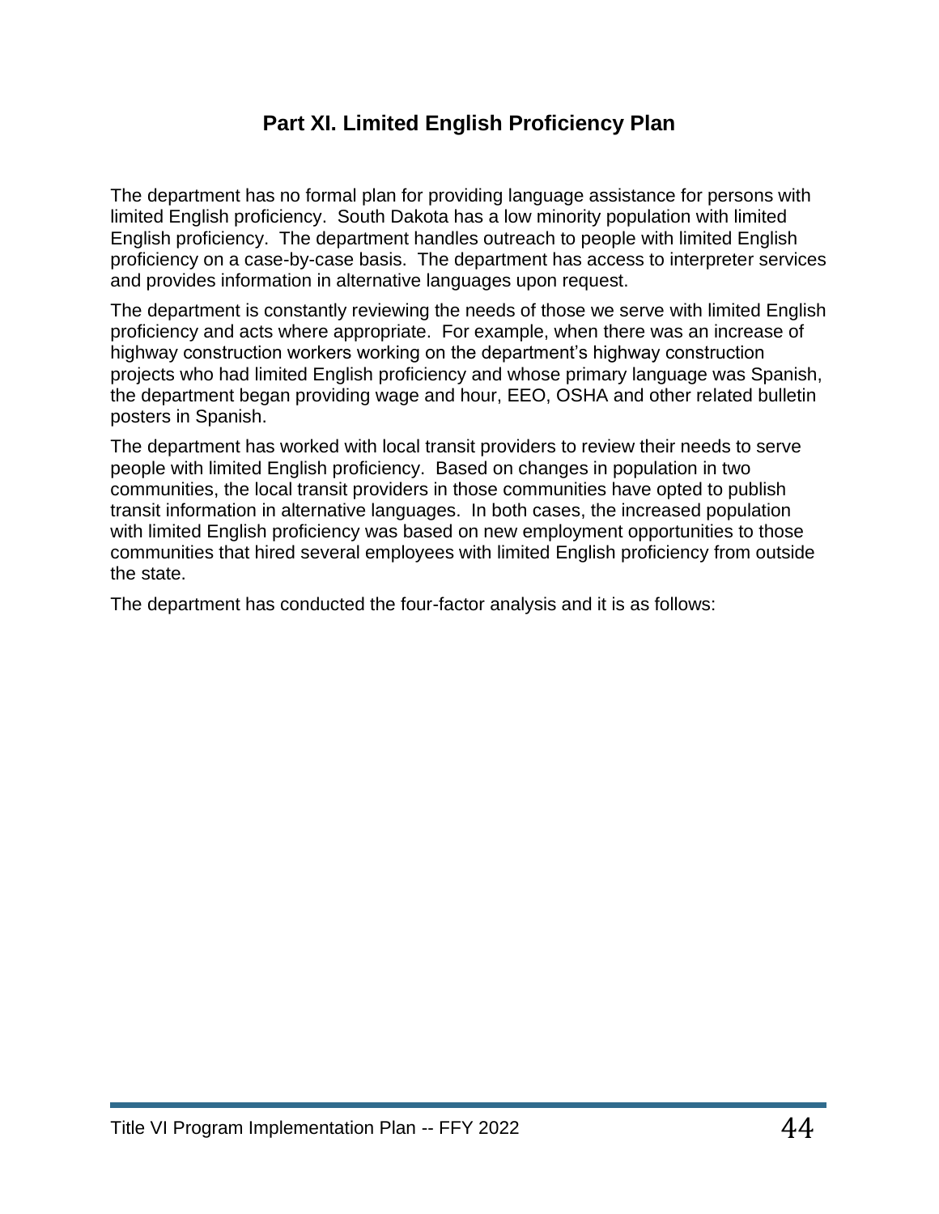## Part XI. Limited English Proficiency Plan

The department has no formal plan for providing language assistance for persons with limited English proficiency. South Dakota has a low minority population with limited English proficiency. The department handles outreach to people with limited English proficiency on a case-by-case basis. The department has access to interpreter services and provides information in alternative languages upon request.

The department is constantly reviewing the needs of those we serve with limited English proficiency and acts where appropriate. For example, when there was an increase of highway construction workers working on the department's highway construction projects who had limited English proficiency and whose primary language was Spanish, the department began providing wage and hour, EEO, OSHA and other related bulletin posters in Spanish.

The department has worked with local transit providers to review their needs to serve people with limited English proficiency. Based on changes in population in two communities, the local transit providers in those communities have opted to publish transit information in alternative languages. In both cases, the increased population with limited English proficiency was based on new employment opportunities to those communities that hired several employees with limited English proficiency from outside the state.

The department has conducted the four-factor analysis and it is as follows: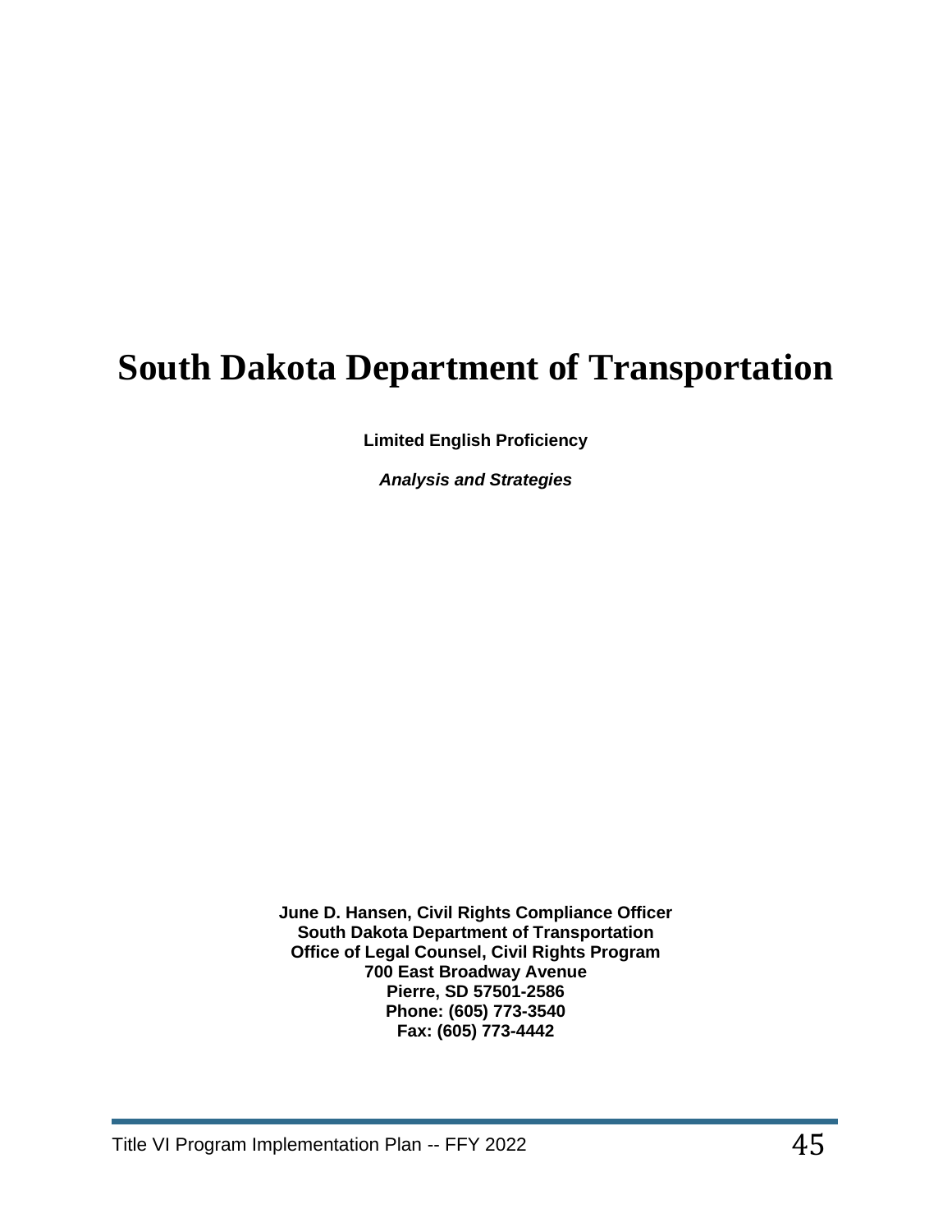# South Dakota Department of Transportation

**Limited English Proficiency**

***Analysis and Strategies***

**June D. Hansen, Civil Rights Compliance Officer**
**South Dakota Department of Transportation**
**Office of Legal Counsel, Civil Rights Program**
**700 East Broadway Avenue**
**Pierre, SD 57501-2586**
**Phone: (605) 773-3540**
**Fax: (605) 773-4442**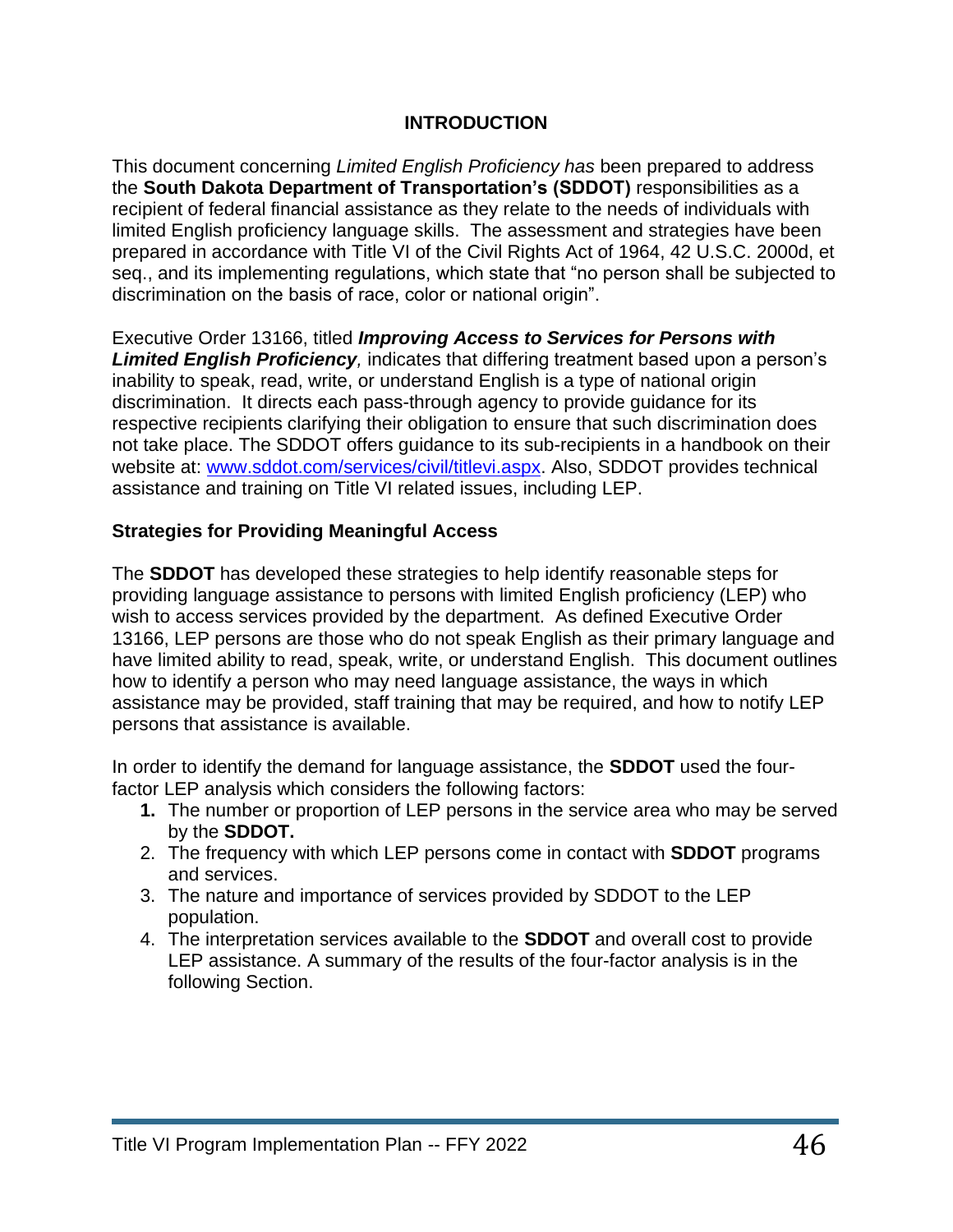## INTRODUCTION

This document concerning *Limited English Proficiency has* been prepared to address the **South Dakota Department of Transportation's (SDDOT)** responsibilities as a recipient of federal financial assistance as they relate to the needs of individuals with limited English proficiency language skills. The assessment and strategies have been prepared in accordance with Title VI of the Civil Rights Act of 1964, 42 U.S.C. 2000d, et seq., and its implementing regulations, which state that "no person shall be subjected to discrimination on the basis of race, color or national origin".

Executive Order 13166, titled ***Improving Access to Services for Persons with Limited English Proficiency****,* indicates that differing treatment based upon a person's inability to speak, read, write, or understand English is a type of national origin discrimination. It directs each pass-through agency to provide guidance for its respective recipients clarifying their obligation to ensure that such discrimination does not take place. The SDDOT offers guidance to its sub-recipients in a handbook on their website at: [www.sddot.com/services/civil/titlevi.aspx](http://www.sddot.com/services/civil/titlevi.aspx). Also, SDDOT provides technical assistance and training on Title VI related issues, including LEP.

### Strategies for Providing Meaningful Access

The **SDDOT** has developed these strategies to help identify reasonable steps for providing language assistance to persons with limited English proficiency (LEP) who wish to access services provided by the department. As defined Executive Order 13166, LEP persons are those who do not speak English as their primary language and have limited ability to read, speak, write, or understand English. This document outlines how to identify a person who may need language assistance, the ways in which assistance may be provided, staff training that may be required, and how to notify LEP persons that assistance is available.

In order to identify the demand for language assistance, the **SDDOT** used the four-factor LEP analysis which considers the following factors:

1. The number or proportion of LEP persons in the service area who may be served by the **SDDOT.**
2. The frequency with which LEP persons come in contact with **SDDOT** programs and services.
3. The nature and importance of services provided by SDDOT to the LEP population.
4. The interpretation services available to the **SDDOT** and overall cost to provide LEP assistance. A summary of the results of the four-factor analysis is in the following Section.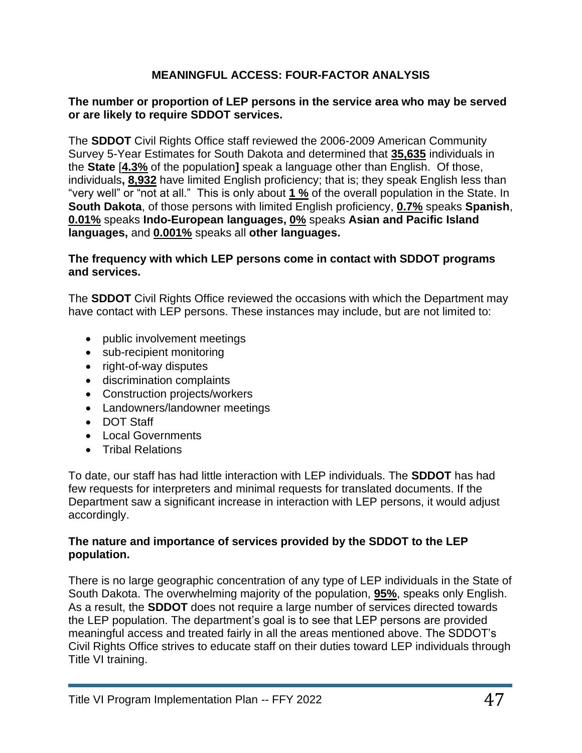## MEANINGFUL ACCESS: FOUR-FACTOR ANALYSIS

**The number or proportion of LEP persons in the service area who may be served or are likely to require SDDOT services.**

The **SDDOT** Civil Rights Office staff reviewed the 2006-2009 American Community Survey 5-Year Estimates for South Dakota and determined that **35,635** individuals in the **State** [**4.3%** of the population**]** speak a language other than English. Of those, individuals**, 8,932** have limited English proficiency; that is; they speak English less than "very well" or "not at all." This is only about **1 %** of the overall population in the State. In **South Dakota**, of those persons with limited English proficiency, **0.7%** speaks **Spanish**, **0.01%** speaks **Indo-European languages, 0%** speaks **Asian and Pacific Island languages,** and **0.001%** speaks all **other languages.**

**The frequency with which LEP persons come in contact with SDDOT programs and services.**

The **SDDOT** Civil Rights Office reviewed the occasions with which the Department may have contact with LEP persons. These instances may include, but are not limited to:

- public involvement meetings
- sub-recipient monitoring
- right-of-way disputes
- discrimination complaints
- Construction projects/workers
- Landowners/landowner meetings
- DOT Staff
- Local Governments
- Tribal Relations

To date, our staff has had little interaction with LEP individuals. The **SDDOT** has had few requests for interpreters and minimal requests for translated documents. If the Department saw a significant increase in interaction with LEP persons, it would adjust accordingly.

**The nature and importance of services provided by the SDDOT to the LEP population.**

There is no large geographic concentration of any type of LEP individuals in the State of South Dakota. The overwhelming majority of the population, **95%**, speaks only English. As a result, the **SDDOT** does not require a large number of services directed towards the LEP population. The department's goal is to see that LEP persons are provided meaningful access and treated fairly in all the areas mentioned above. The SDDOT's Civil Rights Office strives to educate staff on their duties toward LEP individuals through Title VI training.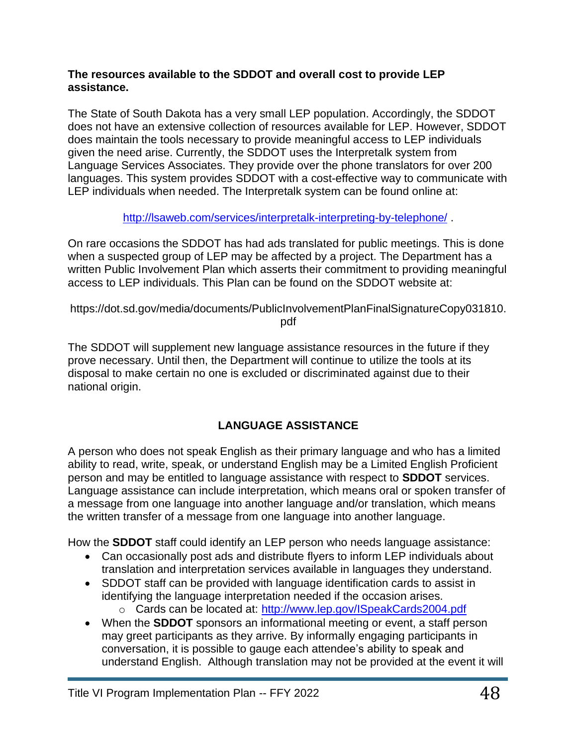**The resources available to the SDDOT and overall cost to provide LEP assistance.**

The State of South Dakota has a very small LEP population. Accordingly, the SDDOT does not have an extensive collection of resources available for LEP. However, SDDOT does maintain the tools necessary to provide meaningful access to LEP individuals given the need arise. Currently, the SDDOT uses the Interpretalk system from Language Services Associates. They provide over the phone translators for over 200 languages. This system provides SDDOT with a cost-effective way to communicate with LEP individuals when needed. The Interpretalk system can be found online at:

http://lsaweb.com/services/interpretalk-interpreting-by-telephone/ .

On rare occasions the SDDOT has had ads translated for public meetings. This is done when a suspected group of LEP may be affected by a project. The Department has a written Public Involvement Plan which asserts their commitment to providing meaningful access to LEP individuals. This Plan can be found on the SDDOT website at:

https://dot.sd.gov/media/documents/PublicInvolvementPlanFinalSignatureCopy031810.pdf

The SDDOT will supplement new language assistance resources in the future if they prove necessary. Until then, the Department will continue to utilize the tools at its disposal to make certain no one is excluded or discriminated against due to their national origin.

## LANGUAGE ASSISTANCE

A person who does not speak English as their primary language and who has a limited ability to read, write, speak, or understand English may be a Limited English Proficient person and may be entitled to language assistance with respect to **SDDOT** services. Language assistance can include interpretation, which means oral or spoken transfer of a message from one language into another language and/or translation, which means the written transfer of a message from one language into another language.

How the **SDDOT** staff could identify an LEP person who needs language assistance:

- Can occasionally post ads and distribute flyers to inform LEP individuals about translation and interpretation services available in languages they understand.
- SDDOT staff can be provided with language identification cards to assist in identifying the language interpretation needed if the occasion arises.
  - Cards can be located at: http://www.lep.gov/ISpeakCards2004.pdf
- When the **SDDOT** sponsors an informational meeting or event, a staff person may greet participants as they arrive. By informally engaging participants in conversation, it is possible to gauge each attendee's ability to speak and understand English. Although translation may not be provided at the event it will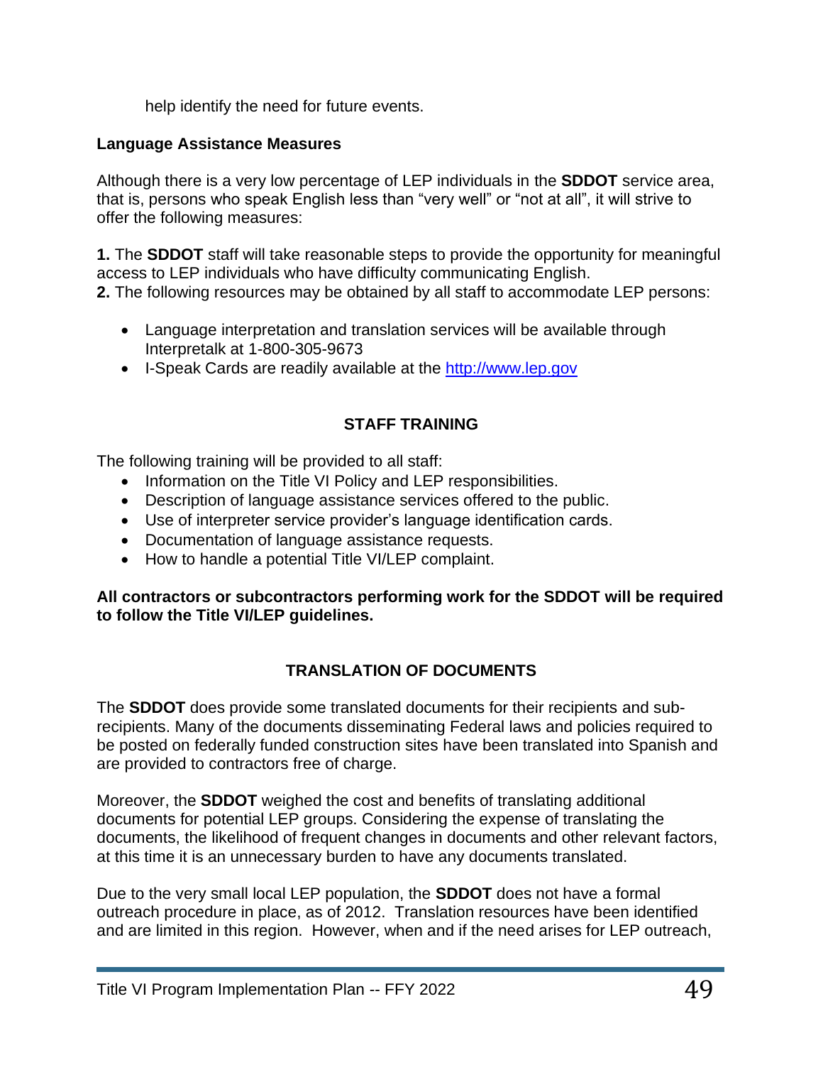help identify the need for future events.

**Language Assistance Measures**

Although there is a very low percentage of LEP individuals in the **SDDOT** service area, that is, persons who speak English less than "very well" or "not at all", it will strive to offer the following measures:

**1.** The **SDDOT** staff will take reasonable steps to provide the opportunity for meaningful access to LEP individuals who have difficulty communicating English.
**2.** The following resources may be obtained by all staff to accommodate LEP persons:

- Language interpretation and translation services will be available through Interpretalk at 1-800-305-9673
- I-Speak Cards are readily available at the [http://www.lep.gov](http://www.lep.gov)

## STAFF TRAINING

The following training will be provided to all staff:

- Information on the Title VI Policy and LEP responsibilities.
- Description of language assistance services offered to the public.
- Use of interpreter service provider's language identification cards.
- Documentation of language assistance requests.
- How to handle a potential Title VI/LEP complaint.

**All contractors or subcontractors performing work for the SDDOT will be required to follow the Title VI/LEP guidelines.**

## TRANSLATION OF DOCUMENTS

The **SDDOT** does provide some translated documents for their recipients and sub-recipients. Many of the documents disseminating Federal laws and policies required to be posted on federally funded construction sites have been translated into Spanish and are provided to contractors free of charge.

Moreover, the **SDDOT** weighed the cost and benefits of translating additional documents for potential LEP groups. Considering the expense of translating the documents, the likelihood of frequent changes in documents and other relevant factors, at this time it is an unnecessary burden to have any documents translated.

Due to the very small local LEP population, the **SDDOT** does not have a formal outreach procedure in place, as of 2012. Translation resources have been identified and are limited in this region. However, when and if the need arises for LEP outreach,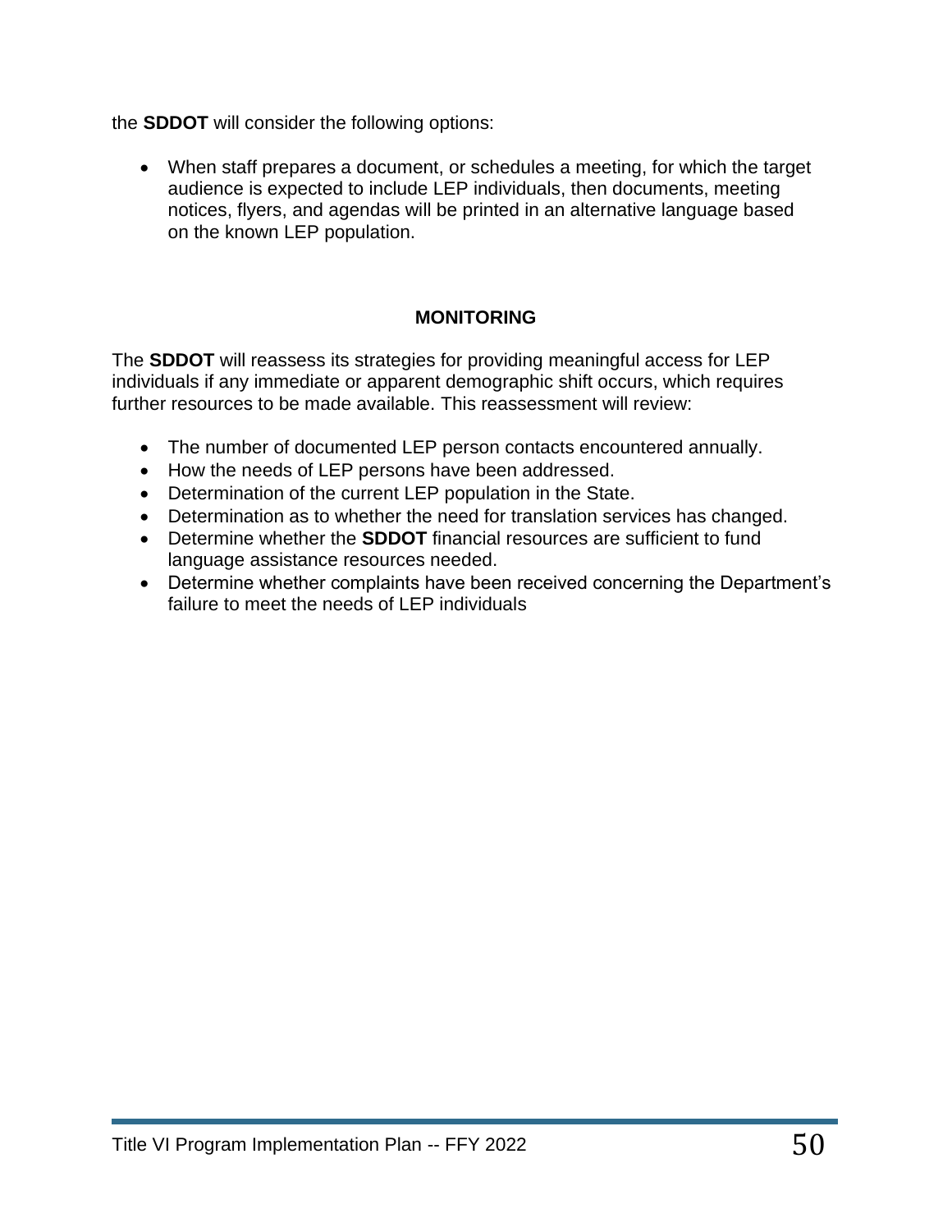the **SDDOT** will consider the following options:

- When staff prepares a document, or schedules a meeting, for which the target audience is expected to include LEP individuals, then documents, meeting notices, flyers, and agendas will be printed in an alternative language based on the known LEP population.

## MONITORING

The **SDDOT** will reassess its strategies for providing meaningful access for LEP individuals if any immediate or apparent demographic shift occurs, which requires further resources to be made available. This reassessment will review:

- The number of documented LEP person contacts encountered annually.
- How the needs of LEP persons have been addressed.
- Determination of the current LEP population in the State.
- Determination as to whether the need for translation services has changed.
- Determine whether the **SDDOT** financial resources are sufficient to fund language assistance resources needed.
- Determine whether complaints have been received concerning the Department's failure to meet the needs of LEP individuals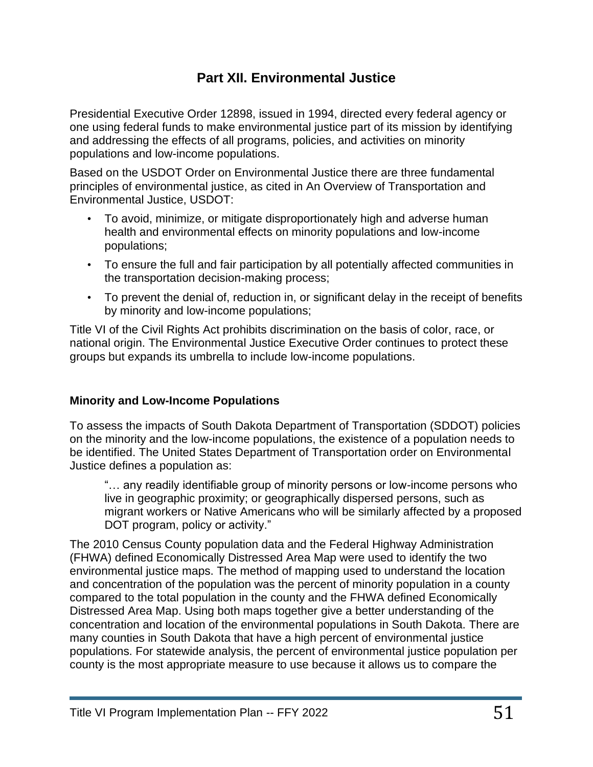# Part XII. Environmental Justice

Presidential Executive Order 12898, issued in 1994, directed every federal agency or one using federal funds to make environmental justice part of its mission by identifying and addressing the effects of all programs, policies, and activities on minority populations and low-income populations.

Based on the USDOT Order on Environmental Justice there are three fundamental principles of environmental justice, as cited in An Overview of Transportation and Environmental Justice, USDOT:

- To avoid, minimize, or mitigate disproportionately high and adverse human health and environmental effects on minority populations and low-income populations;
- To ensure the full and fair participation by all potentially affected communities in the transportation decision-making process;
- To prevent the denial of, reduction in, or significant delay in the receipt of benefits by minority and low-income populations;

Title VI of the Civil Rights Act prohibits discrimination on the basis of color, race, or national origin. The Environmental Justice Executive Order continues to protect these groups but expands its umbrella to include low-income populations.

### Minority and Low-Income Populations

To assess the impacts of South Dakota Department of Transportation (SDDOT) policies on the minority and the low-income populations, the existence of a population needs to be identified. The United States Department of Transportation order on Environmental Justice defines a population as:

> "… any readily identifiable group of minority persons or low-income persons who live in geographic proximity; or geographically dispersed persons, such as migrant workers or Native Americans who will be similarly affected by a proposed DOT program, policy or activity."

The 2010 Census County population data and the Federal Highway Administration (FHWA) defined Economically Distressed Area Map were used to identify the two environmental justice maps. The method of mapping used to understand the location and concentration of the population was the percent of minority population in a county compared to the total population in the county and the FHWA defined Economically Distressed Area Map. Using both maps together give a better understanding of the concentration and location of the environmental populations in South Dakota. There are many counties in South Dakota that have a high percent of environmental justice populations. For statewide analysis, the percent of environmental justice population per county is the most appropriate measure to use because it allows us to compare the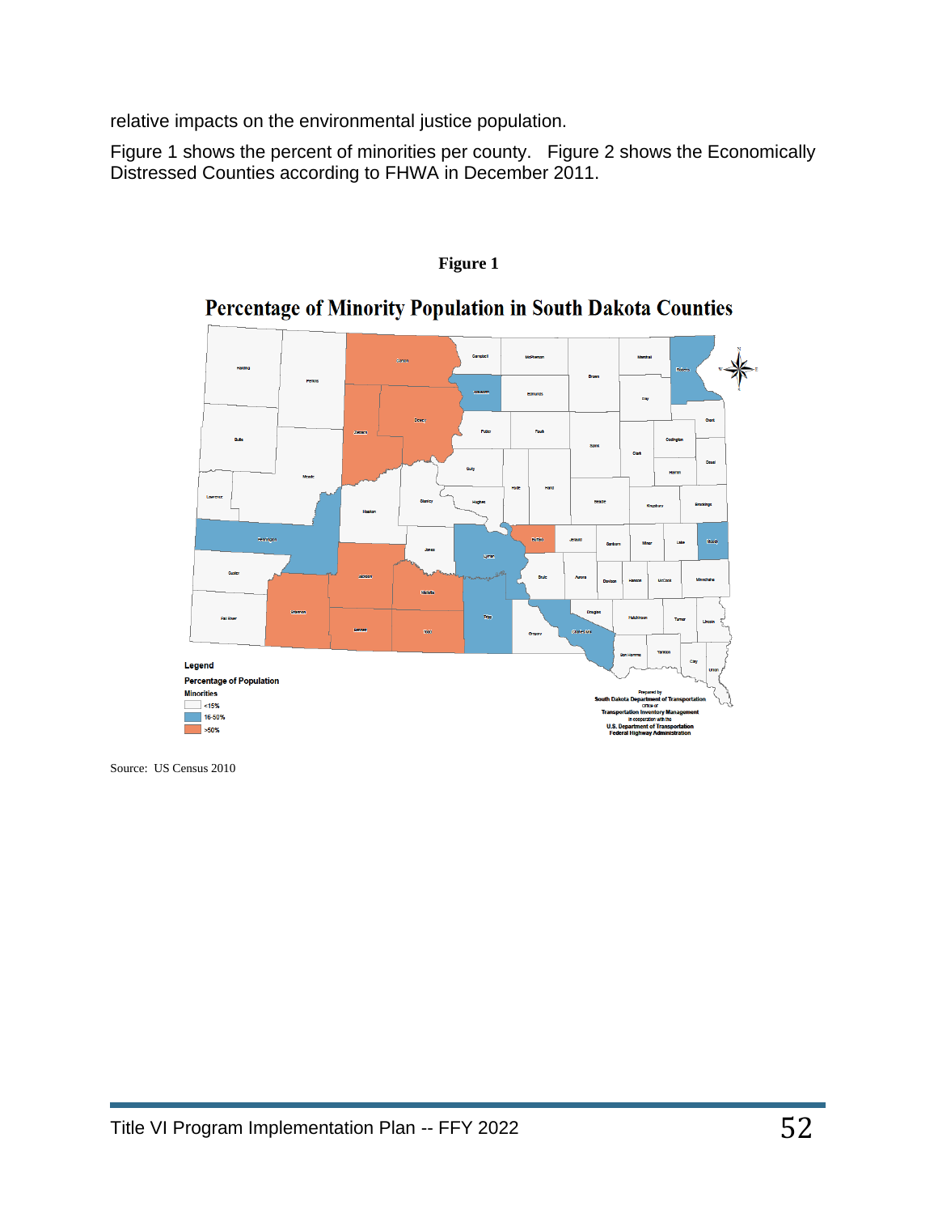relative impacts on the environmental justice population.

Figure 1 shows the percent of minorities per county. Figure 2 shows the Economically Distressed Counties according to FHWA in December 2011.

**Figure 1**

## Percentage of Minority Population in South Dakota Counties

Legend

Percentage of Population Minorities

- <15%
- 16-50%
- >50%

Prepared by South Dakota Department of Transportation Office of Transportation Inventory Management in cooperation with the U.S. Department of Transportation Federal Highway Administration

Source: US Census 2010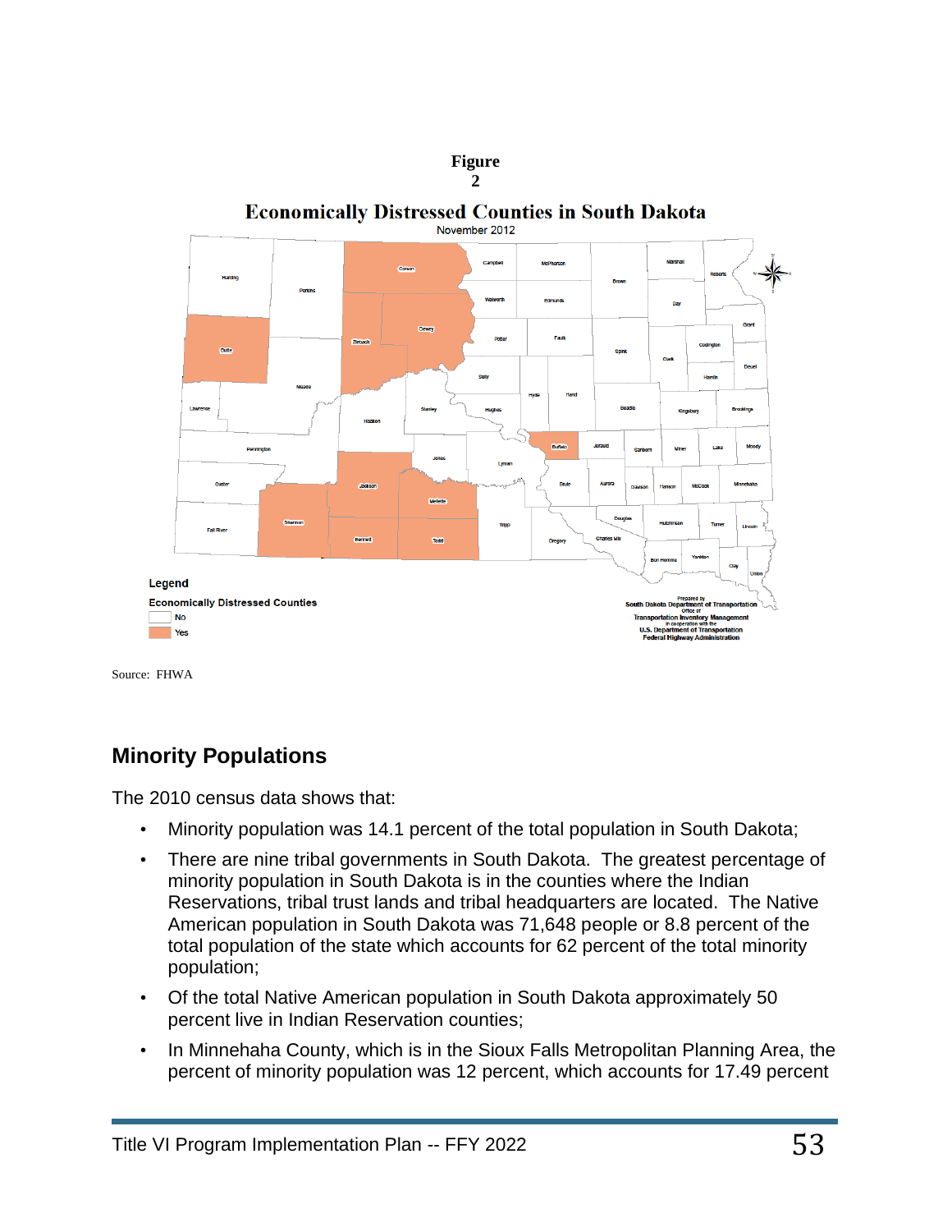**Figure 2**

**Economically Distressed Counties in South Dakota**

November 2012

Source: FHWA

## Minority Populations

The 2010 census data shows that:

- Minority population was 14.1 percent of the total population in South Dakota;
- There are nine tribal governments in South Dakota. The greatest percentage of minority population in South Dakota is in the counties where the Indian Reservations, tribal trust lands and tribal headquarters are located. The Native American population in South Dakota was 71,648 people or 8.8 percent of the total population of the state which accounts for 62 percent of the total minority population;
- Of the total Native American population in South Dakota approximately 50 percent live in Indian Reservation counties;
- In Minnehaha County, which is in the Sioux Falls Metropolitan Planning Area, the percent of minority population was 12 percent, which accounts for 17.49 percent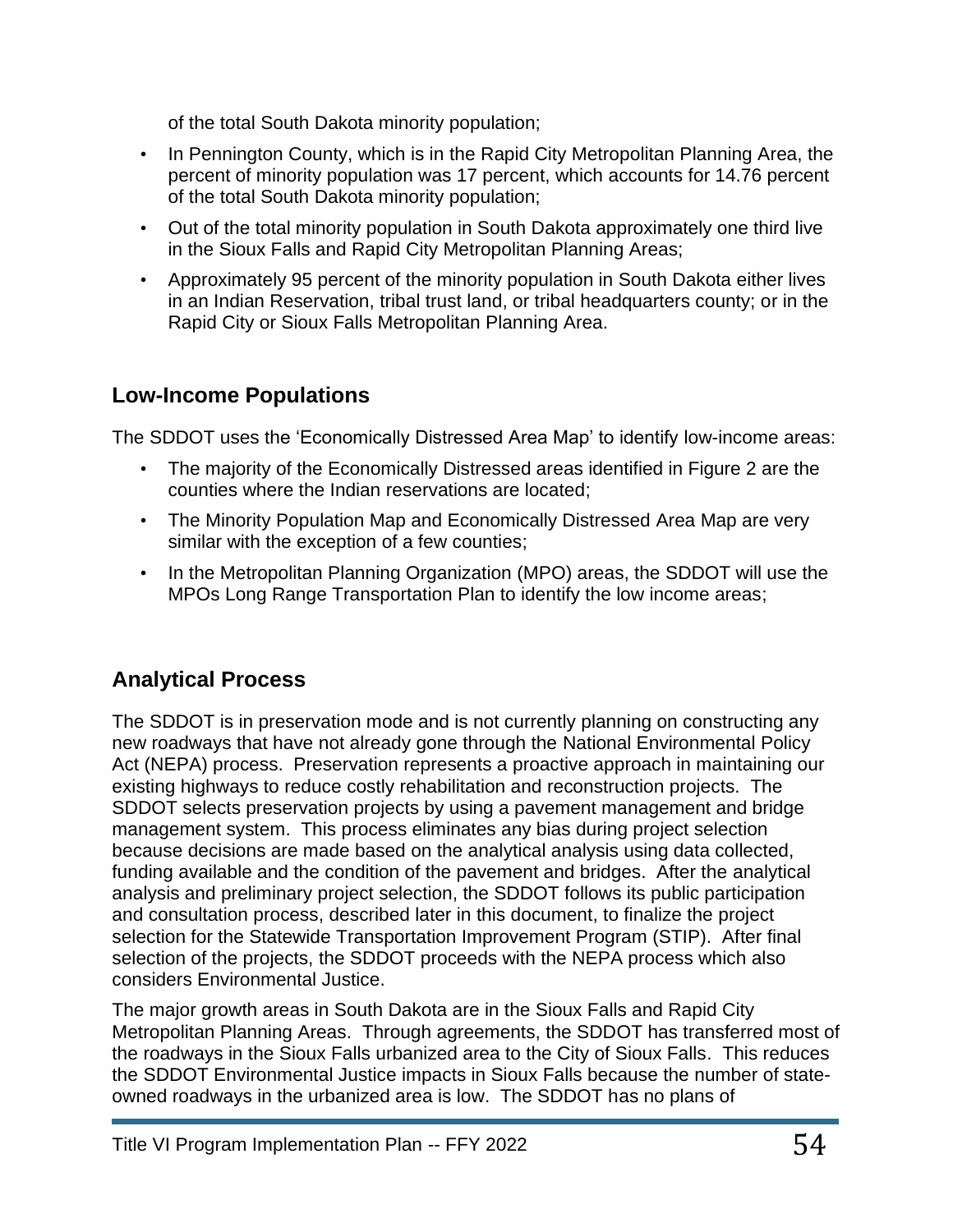of the total South Dakota minority population;

- In Pennington County, which is in the Rapid City Metropolitan Planning Area, the percent of minority population was 17 percent, which accounts for 14.76 percent of the total South Dakota minority population;
- Out of the total minority population in South Dakota approximately one third live in the Sioux Falls and Rapid City Metropolitan Planning Areas;
- Approximately 95 percent of the minority population in South Dakota either lives in an Indian Reservation, tribal trust land, or tribal headquarters county; or in the Rapid City or Sioux Falls Metropolitan Planning Area.

## Low-Income Populations

The SDDOT uses the 'Economically Distressed Area Map' to identify low-income areas:

- The majority of the Economically Distressed areas identified in Figure 2 are the counties where the Indian reservations are located;
- The Minority Population Map and Economically Distressed Area Map are very similar with the exception of a few counties;
- In the Metropolitan Planning Organization (MPO) areas, the SDDOT will use the MPOs Long Range Transportation Plan to identify the low income areas;

## Analytical Process

The SDDOT is in preservation mode and is not currently planning on constructing any new roadways that have not already gone through the National Environmental Policy Act (NEPA) process. Preservation represents a proactive approach in maintaining our existing highways to reduce costly rehabilitation and reconstruction projects. The SDDOT selects preservation projects by using a pavement management and bridge management system. This process eliminates any bias during project selection because decisions are made based on the analytical analysis using data collected, funding available and the condition of the pavement and bridges. After the analytical analysis and preliminary project selection, the SDDOT follows its public participation and consultation process, described later in this document, to finalize the project selection for the Statewide Transportation Improvement Program (STIP). After final selection of the projects, the SDDOT proceeds with the NEPA process which also considers Environmental Justice.

The major growth areas in South Dakota are in the Sioux Falls and Rapid City Metropolitan Planning Areas. Through agreements, the SDDOT has transferred most of the roadways in the Sioux Falls urbanized area to the City of Sioux Falls. This reduces the SDDOT Environmental Justice impacts in Sioux Falls because the number of state-owned roadways in the urbanized area is low. The SDDOT has no plans of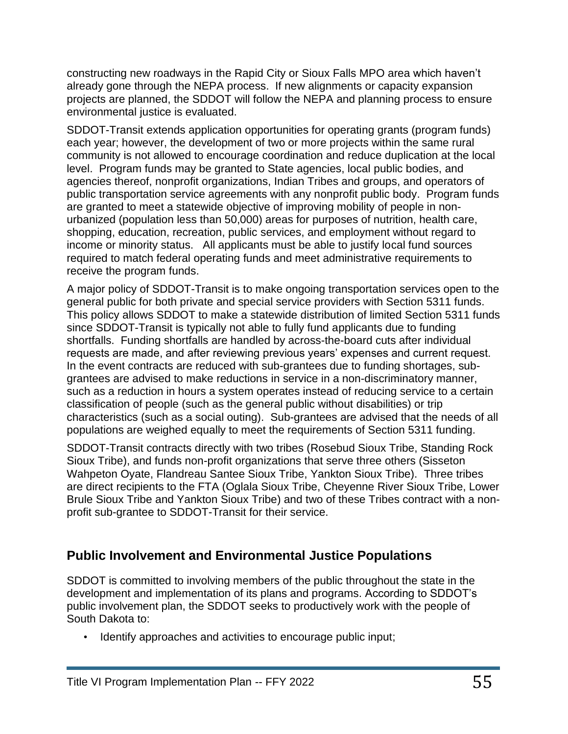constructing new roadways in the Rapid City or Sioux Falls MPO area which haven't already gone through the NEPA process. If new alignments or capacity expansion projects are planned, the SDDOT will follow the NEPA and planning process to ensure environmental justice is evaluated.

SDDOT-Transit extends application opportunities for operating grants (program funds) each year; however, the development of two or more projects within the same rural community is not allowed to encourage coordination and reduce duplication at the local level. Program funds may be granted to State agencies, local public bodies, and agencies thereof, nonprofit organizations, Indian Tribes and groups, and operators of public transportation service agreements with any nonprofit public body. Program funds are granted to meet a statewide objective of improving mobility of people in non-urbanized (population less than 50,000) areas for purposes of nutrition, health care, shopping, education, recreation, public services, and employment without regard to income or minority status. All applicants must be able to justify local fund sources required to match federal operating funds and meet administrative requirements to receive the program funds.

A major policy of SDDOT-Transit is to make ongoing transportation services open to the general public for both private and special service providers with Section 5311 funds. This policy allows SDDOT to make a statewide distribution of limited Section 5311 funds since SDDOT-Transit is typically not able to fully fund applicants due to funding shortfalls. Funding shortfalls are handled by across-the-board cuts after individual requests are made, and after reviewing previous years' expenses and current request. In the event contracts are reduced with sub-grantees due to funding shortages, sub-grantees are advised to make reductions in service in a non-discriminatory manner, such as a reduction in hours a system operates instead of reducing service to a certain classification of people (such as the general public without disabilities) or trip characteristics (such as a social outing). Sub-grantees are advised that the needs of all populations are weighed equally to meet the requirements of Section 5311 funding.

SDDOT-Transit contracts directly with two tribes (Rosebud Sioux Tribe, Standing Rock Sioux Tribe), and funds non-profit organizations that serve three others (Sisseton Wahpeton Oyate, Flandreau Santee Sioux Tribe, Yankton Sioux Tribe). Three tribes are direct recipients to the FTA (Oglala Sioux Tribe, Cheyenne River Sioux Tribe, Lower Brule Sioux Tribe and Yankton Sioux Tribe) and two of these Tribes contract with a non-profit sub-grantee to SDDOT-Transit for their service.

## Public Involvement and Environmental Justice Populations

SDDOT is committed to involving members of the public throughout the state in the development and implementation of its plans and programs. According to SDDOT's public involvement plan, the SDDOT seeks to productively work with the people of South Dakota to:

- Identify approaches and activities to encourage public input;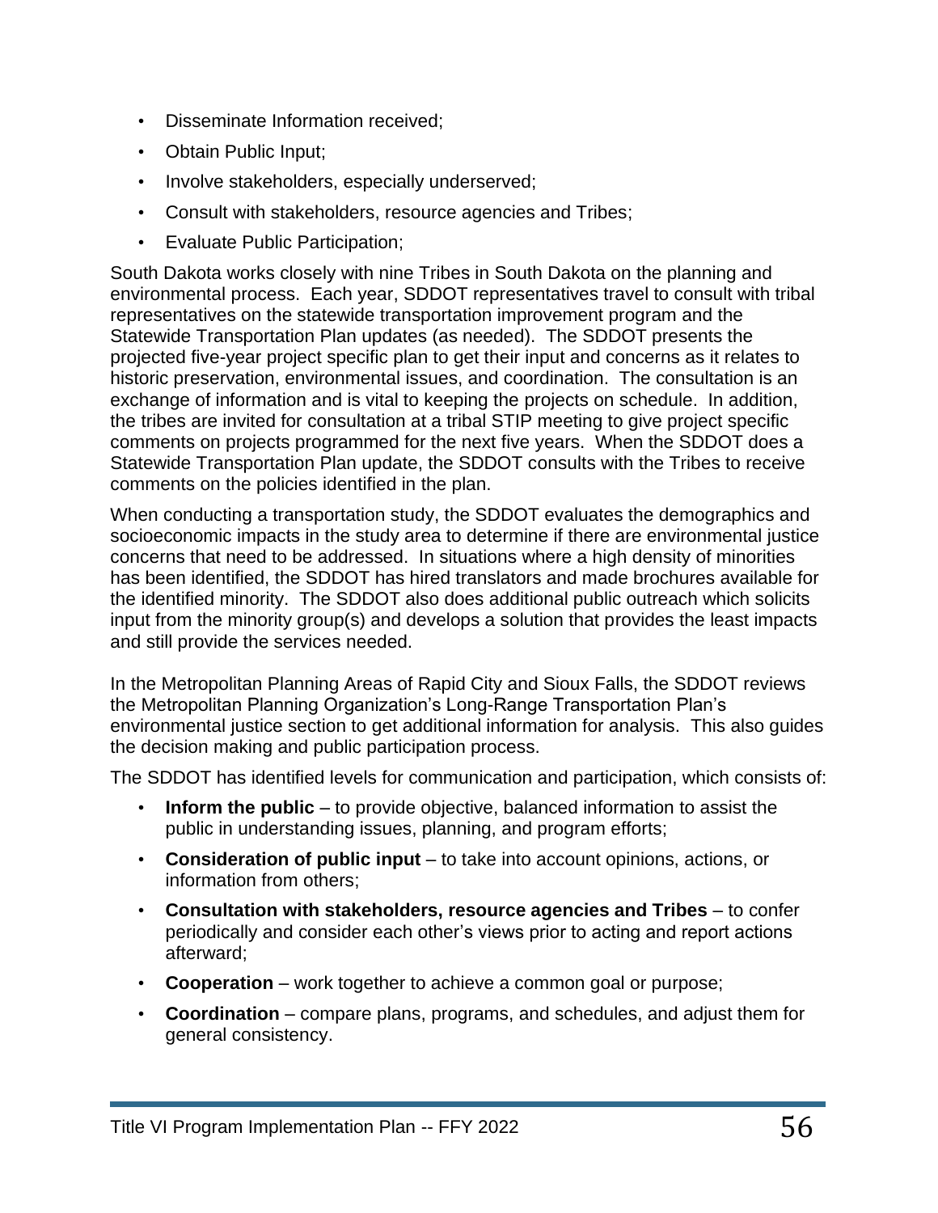- Disseminate Information received;
- Obtain Public Input;
- Involve stakeholders, especially underserved;
- Consult with stakeholders, resource agencies and Tribes;
- Evaluate Public Participation;

South Dakota works closely with nine Tribes in South Dakota on the planning and environmental process. Each year, SDDOT representatives travel to consult with tribal representatives on the statewide transportation improvement program and the Statewide Transportation Plan updates (as needed). The SDDOT presents the projected five-year project specific plan to get their input and concerns as it relates to historic preservation, environmental issues, and coordination. The consultation is an exchange of information and is vital to keeping the projects on schedule. In addition, the tribes are invited for consultation at a tribal STIP meeting to give project specific comments on projects programmed for the next five years. When the SDDOT does a Statewide Transportation Plan update, the SDDOT consults with the Tribes to receive comments on the policies identified in the plan.

When conducting a transportation study, the SDDOT evaluates the demographics and socioeconomic impacts in the study area to determine if there are environmental justice concerns that need to be addressed. In situations where a high density of minorities has been identified, the SDDOT has hired translators and made brochures available for the identified minority. The SDDOT also does additional public outreach which solicits input from the minority group(s) and develops a solution that provides the least impacts and still provide the services needed.

In the Metropolitan Planning Areas of Rapid City and Sioux Falls, the SDDOT reviews the Metropolitan Planning Organization's Long-Range Transportation Plan's environmental justice section to get additional information for analysis. This also guides the decision making and public participation process.

The SDDOT has identified levels for communication and participation, which consists of:

- **Inform the public** – to provide objective, balanced information to assist the public in understanding issues, planning, and program efforts;
- **Consideration of public input** – to take into account opinions, actions, or information from others;
- **Consultation with stakeholders, resource agencies and Tribes** – to confer periodically and consider each other's views prior to acting and report actions afterward;
- **Cooperation** – work together to achieve a common goal or purpose;
- **Coordination** – compare plans, programs, and schedules, and adjust them for general consistency.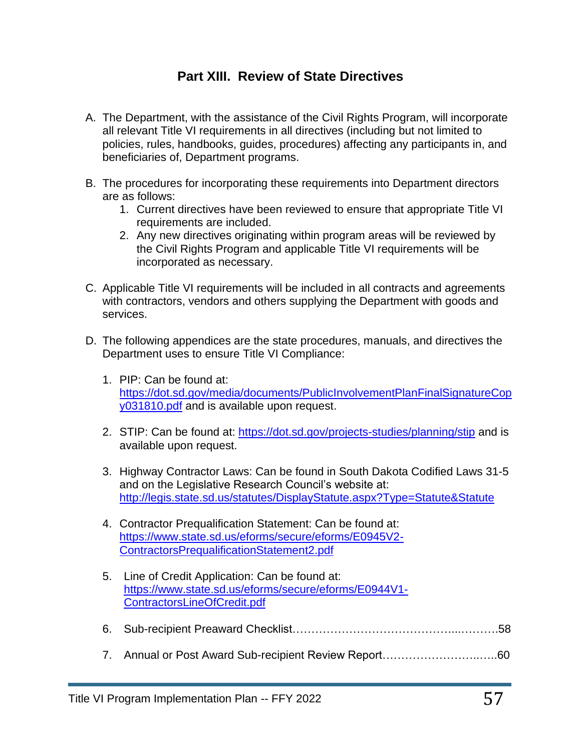## Part XIII. Review of State Directives

A. The Department, with the assistance of the Civil Rights Program, will incorporate all relevant Title VI requirements in all directives (including but not limited to policies, rules, handbooks, guides, procedures) affecting any participants in, and beneficiaries of, Department programs.

B. The procedures for incorporating these requirements into Department directors are as follows:
   1. Current directives have been reviewed to ensure that appropriate Title VI requirements are included.
   2. Any new directives originating within program areas will be reviewed by the Civil Rights Program and applicable Title VI requirements will be incorporated as necessary.

C. Applicable Title VI requirements will be included in all contracts and agreements with contractors, vendors and others supplying the Department with goods and services.

D. The following appendices are the state procedures, manuals, and directives the Department uses to ensure Title VI Compliance:

   1. PIP: Can be found at: https://dot.sd.gov/media/documents/PublicInvolvementPlanFinalSignatureCopy031810.pdf and is available upon request.

   2. STIP: Can be found at: https://dot.sd.gov/projects-studies/planning/stip and is available upon request.

   3. Highway Contractor Laws: Can be found in South Dakota Codified Laws 31-5 and on the Legislative Research Council's website at: http://legis.state.sd.us/statutes/DisplayStatute.aspx?Type=Statute&Statute

   4. Contractor Prequalification Statement: Can be found at: https://www.state.sd.us/eforms/secure/eforms/E0945V2-ContractorsPrequalificationStatement2.pdf

   5. Line of Credit Application: Can be found at: https://www.state.sd.us/eforms/secure/eforms/E0944V1-ContractorsLineOfCredit.pdf

   6. Sub-recipient Preaward Checklist……………………………………...……….58

   7. Annual or Post Award Sub-recipient Review Report…………………….…..60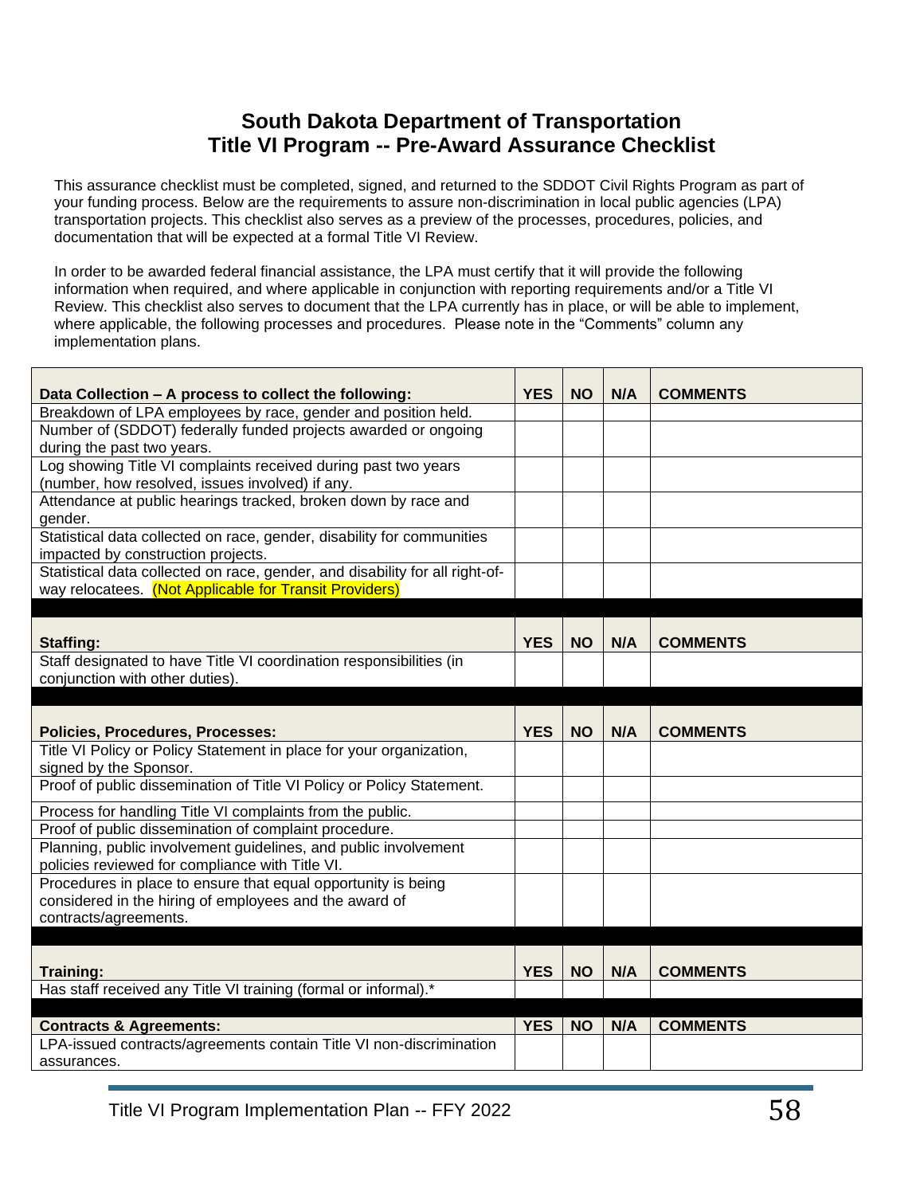# South Dakota Department of Transportation
# Title VI Program -- Pre-Award Assurance Checklist

This assurance checklist must be completed, signed, and returned to the SDDOT Civil Rights Program as part of your funding process. Below are the requirements to assure non-discrimination in local public agencies (LPA) transportation projects. This checklist also serves as a preview of the processes, procedures, policies, and documentation that will be expected at a formal Title VI Review.

In order to be awarded federal financial assistance, the LPA must certify that it will provide the following information when required, and where applicable in conjunction with reporting requirements and/or a Title VI Review. This checklist also serves to document that the LPA currently has in place, or will be able to implement, where applicable, the following processes and procedures. Please note in the "Comments" column any implementation plans.

| **Data Collection – A process to collect the following:** | **YES** | **NO** | **N/A** | **COMMENTS** |
|---|---|---|---|---|
| Breakdown of LPA employees by race, gender and position held. | | | | |
| Number of (SDDOT) federally funded projects awarded or ongoing during the past two years. | | | | |
| Log showing Title VI complaints received during past two years (number, how resolved, issues involved) if any. | | | | |
| Attendance at public hearings tracked, broken down by race and gender. | | | | |
| Statistical data collected on race, gender, disability for communities impacted by construction projects. | | | | |
| Statistical data collected on race, gender, and disability for all right-of-way relocatees. (Not Applicable for Transit Providers) | | | | |

| **Staffing:** | **YES** | **NO** | **N/A** | **COMMENTS** |
|---|---|---|---|---|
| Staff designated to have Title VI coordination responsibilities (in conjunction with other duties). | | | | |

| **Policies, Procedures, Processes:** | **YES** | **NO** | **N/A** | **COMMENTS** |
|---|---|---|---|---|
| Title VI Policy or Policy Statement in place for your organization, signed by the Sponsor. | | | | |
| Proof of public dissemination of Title VI Policy or Policy Statement. | | | | |
| Process for handling Title VI complaints from the public. | | | | |
| Proof of public dissemination of complaint procedure. | | | | |
| Planning, public involvement guidelines, and public involvement policies reviewed for compliance with Title VI. | | | | |
| Procedures in place to ensure that equal opportunity is being considered in the hiring of employees and the award of contracts/agreements. | | | | |

| **Training:** | **YES** | **NO** | **N/A** | **COMMENTS** |
|---|---|---|---|---|
| Has staff received any Title VI training (formal or informal).* | | | | |

| **Contracts & Agreements:** | **YES** | **NO** | **N/A** | **COMMENTS** |
|---|---|---|---|---|
| LPA-issued contracts/agreements contain Title VI non-discrimination assurances. | | | | |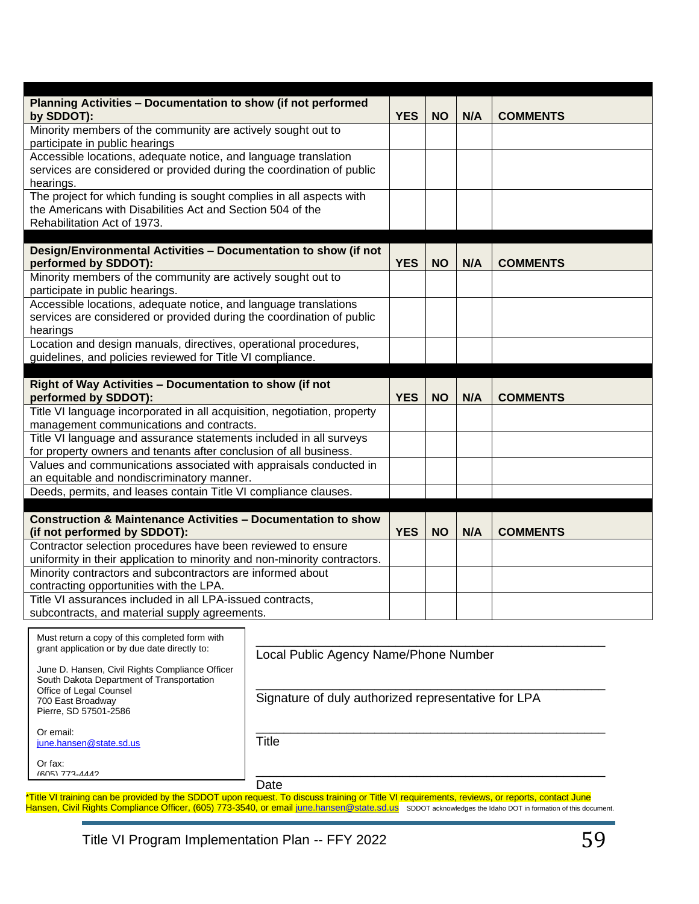| Planning Activities – Documentation to show (if not performed by SDDOT): | YES | NO | N/A | COMMENTS |
|---|---|---|---|---|
| Minority members of the community are actively sought out to participate in public hearings | | | | |
| Accessible locations, adequate notice, and language translation services are considered or provided during the coordination of public hearings. | | | | |
| The project for which funding is sought complies in all aspects with the Americans with Disabilities Act and Section 504 of the Rehabilitation Act of 1973. | | | | |

| Design/Environmental Activities – Documentation to show (if not performed by SDDOT): | YES | NO | N/A | COMMENTS |
|---|---|---|---|---|
| Minority members of the community are actively sought out to participate in public hearings. | | | | |
| Accessible locations, adequate notice, and language translations services are considered or provided during the coordination of public hearings | | | | |
| Location and design manuals, directives, operational procedures, guidelines, and policies reviewed for Title VI compliance. | | | | |

| Right of Way Activities – Documentation to show (if not performed by SDDOT): | YES | NO | N/A | COMMENTS |
|---|---|---|---|---|
| Title VI language incorporated in all acquisition, negotiation, property management communications and contracts. | | | | |
| Title VI language and assurance statements included in all surveys for property owners and tenants after conclusion of all business. | | | | |
| Values and communications associated with appraisals conducted in an equitable and nondiscriminatory manner. | | | | |
| Deeds, permits, and leases contain Title VI compliance clauses. | | | | |

| Construction & Maintenance Activities – Documentation to show (if not performed by SDDOT): | YES | NO | N/A | COMMENTS |
|---|---|---|---|---|
| Contractor selection procedures have been reviewed to ensure uniformity in their application to minority and non-minority contractors. | | | | |
| Minority contractors and subcontractors are informed about contracting opportunities with the LPA. | | | | |
| Title VI assurances included in all LPA-issued contracts, subcontracts, and material supply agreements. | | | | |

Must return a copy of this completed form with grant application or by due date directly to:

June D. Hansen, Civil Rights Compliance Officer
South Dakota Department of Transportation
Office of Legal Counsel
700 East Broadway
Pierre, SD 57501-2586

Or email:
june.hansen@state.sd.us

Or fax:
(605) 773-4442

______________________________________________
Local Public Agency Name/Phone Number

______________________________________________
Signature of duly authorized representative for LPA

______________________________________________
Title

______________________________________________
Date

*Title VI training can be provided by the SDDOT upon request. To discuss training or Title VI requirements, reviews, or reports, contact June Hansen, Civil Rights Compliance Officer, (605) 773-3540, or email june.hansen@state.sd.us SDDOT acknowledges the Idaho DOT in formation of this document.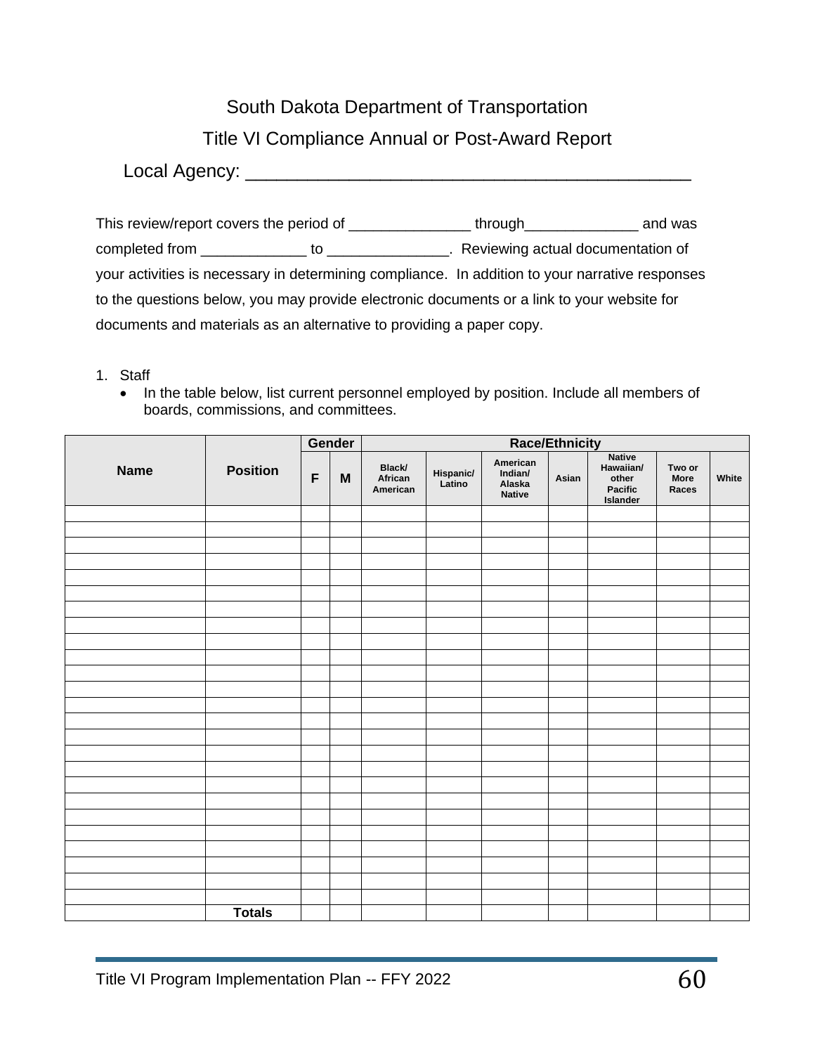South Dakota Department of Transportation

Title VI Compliance Annual or Post-Award Report

Local Agency: ___________________________________________

This review/report covers the period of _______________ through______________ and was completed from _____________ to _______________. Reviewing actual documentation of your activities is necessary in determining compliance. In addition to your narrative responses to the questions below, you may provide electronic documents or a link to your website for documents and materials as an alternative to providing a paper copy.

1. Staff
   - In the table below, list current personnel employed by position. Include all members of boards, commissions, and committees.

| Name | Position | Gender | | Race/Ethnicity | | | | | | |
|---|---|---|---|---|---|---|---|---|---|---|
| | | F | M | Black/ African American | Hispanic/ Latino | American Indian/ Alaska Native | Asian | Native Hawaiian/ other Pacific Islander | Two or More Races | White |
| | | | | | | | | | | |
| | | | | | | | | | | |
| | | | | | | | | | | |
| | | | | | | | | | | |
| | | | | | | | | | | |
| | | | | | | | | | | |
| | | | | | | | | | | |
| | | | | | | | | | | |
| | | | | | | | | | | |
| | | | | | | | | | | |
| | | | | | | | | | | |
| | | | | | | | | | | |
| | | | | | | | | | | |
| | | | | | | | | | | |
| | | | | | | | | | | |
| | | | | | | | | | | |
| | | | | | | | | | | |
| | | | | | | | | | | |
| | | | | | | | | | | |
| | | | | | | | | | | |
| | | | | | | | | | | |
| | | | | | | | | | | |
| | | | | | | | | | | |
| | | | | | | | | | | |
| | | | | | | | | | | |
| | Totals | | | | | | | | | |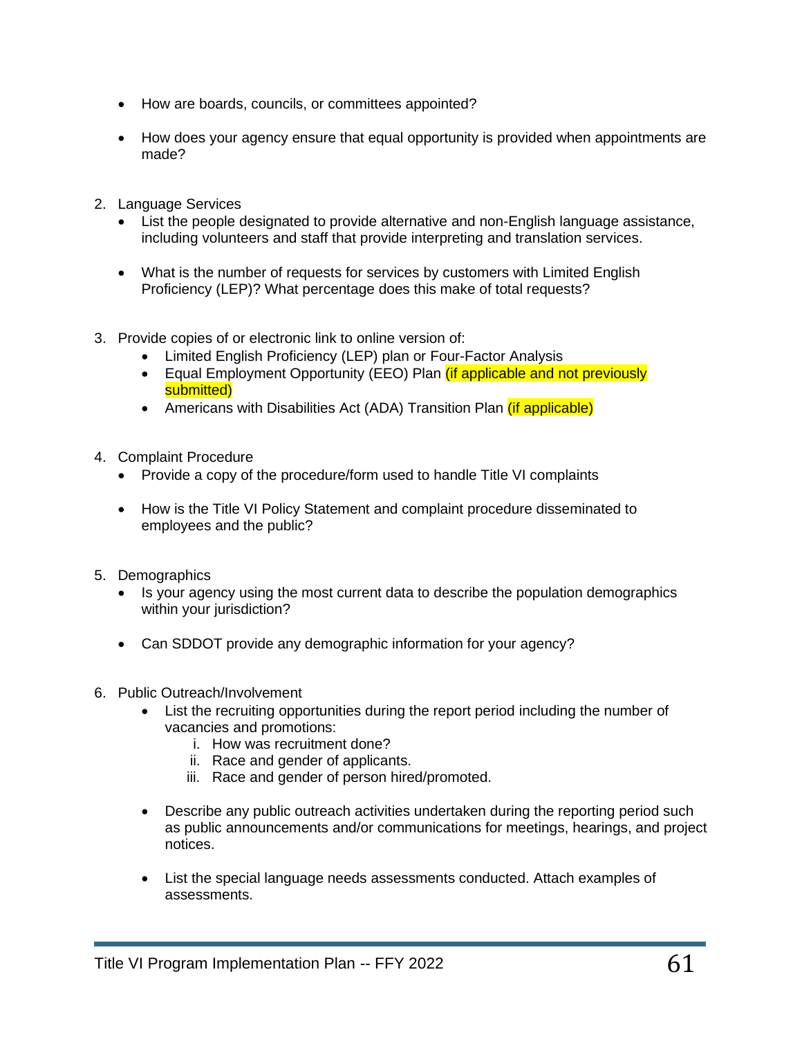- How are boards, councils, or committees appointed?

- How does your agency ensure that equal opportunity is provided when appointments are made?

2. Language Services
   - List the people designated to provide alternative and non-English language assistance, including volunteers and staff that provide interpreting and translation services.

   - What is the number of requests for services by customers with Limited English Proficiency (LEP)? What percentage does this make of total requests?

3. Provide copies of or electronic link to online version of:
   - Limited English Proficiency (LEP) plan or Four-Factor Analysis
   - Equal Employment Opportunity (EEO) Plan (if applicable and not previously submitted)
   - Americans with Disabilities Act (ADA) Transition Plan (if applicable)

4. Complaint Procedure
   - Provide a copy of the procedure/form used to handle Title VI complaints

   - How is the Title VI Policy Statement and complaint procedure disseminated to employees and the public?

5. Demographics
   - Is your agency using the most current data to describe the population demographics within your jurisdiction?

   - Can SDDOT provide any demographic information for your agency?

6. Public Outreach/Involvement
   - List the recruiting opportunities during the report period including the number of vacancies and promotions:
     i. How was recruitment done?
     ii. Race and gender of applicants.
     iii. Race and gender of person hired/promoted.

   - Describe any public outreach activities undertaken during the reporting period such as public announcements and/or communications for meetings, hearings, and project notices.

   - List the special language needs assessments conducted. Attach examples of assessments.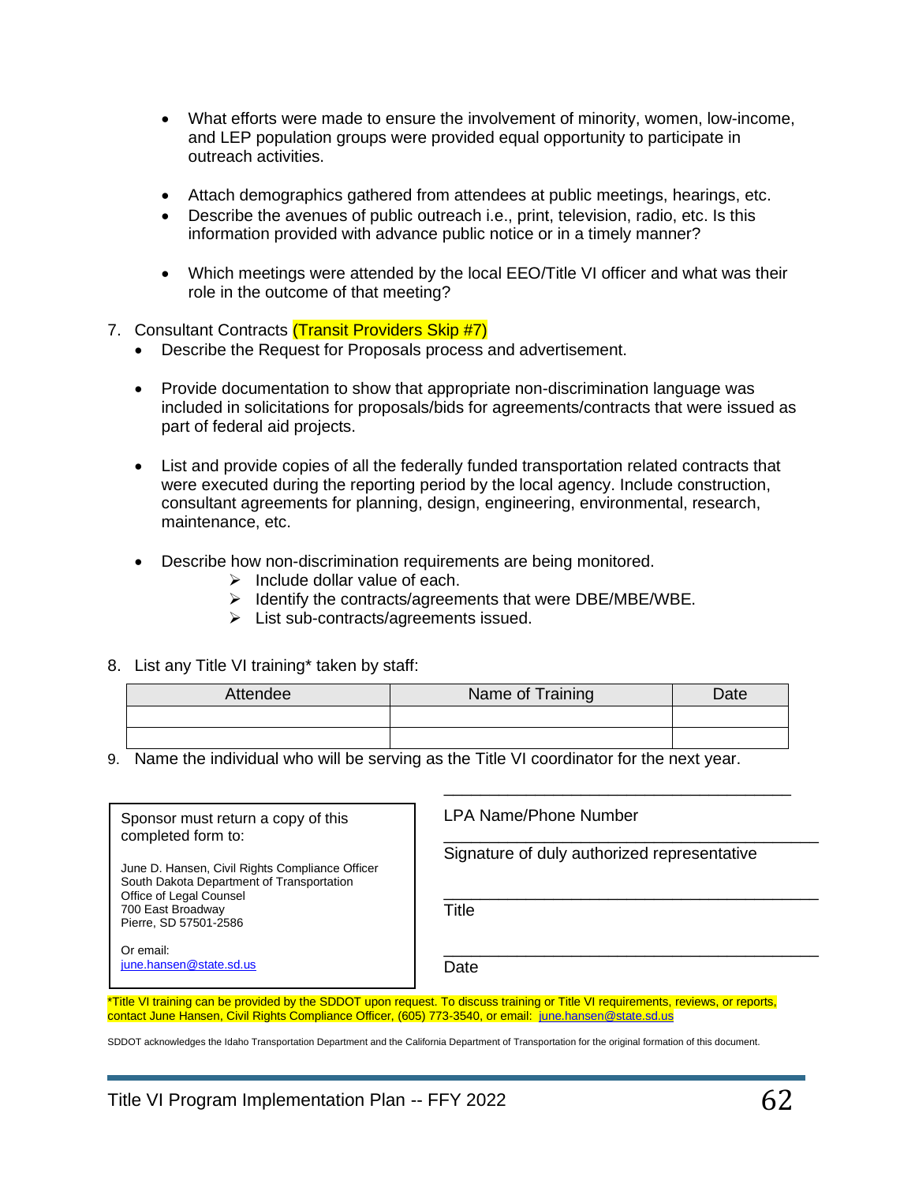- What efforts were made to ensure the involvement of minority, women, low-income, and LEP population groups were provided equal opportunity to participate in outreach activities.

- Attach demographics gathered from attendees at public meetings, hearings, etc.
- Describe the avenues of public outreach i.e., print, television, radio, etc. Is this information provided with advance public notice or in a timely manner?

- Which meetings were attended by the local EEO/Title VI officer and what was their role in the outcome of that meeting?

7. Consultant Contracts (Transit Providers Skip #7)
   - Describe the Request for Proposals process and advertisement.

   - Provide documentation to show that appropriate non-discrimination language was included in solicitations for proposals/bids for agreements/contracts that were issued as part of federal aid projects.

   - List and provide copies of all the federally funded transportation related contracts that were executed during the reporting period by the local agency. Include construction, consultant agreements for planning, design, engineering, environmental, research, maintenance, etc.

   - Describe how non-discrimination requirements are being monitored.
     - Include dollar value of each.
     - Identify the contracts/agreements that were DBE/MBE/WBE.
     - List sub-contracts/agreements issued.

8. List any Title VI training* taken by staff:

| Attendee | Name of Training | Date |
|---|---|---|
| | | |
| | | |

9. Name the individual who will be serving as the Title VI coordinator for the next year.

Sponsor must return a copy of this completed form to:

June D. Hansen, Civil Rights Compliance Officer
South Dakota Department of Transportation
Office of Legal Counsel
700 East Broadway
Pierre, SD 57501-2586

Or email:
june.hansen@state.sd.us

\_\_\_\_\_\_\_\_\_\_\_\_\_\_\_\_\_\_\_\_\_\_\_\_\_\_\_\_\_\_\_\_\_\_\_\_
LPA Name/Phone Number

\_\_\_\_\_\_\_\_\_\_\_\_\_\_\_\_\_\_\_\_\_\_\_\_\_\_\_\_\_\_\_\_\_\_\_\_
Signature of duly authorized representative

\_\_\_\_\_\_\_\_\_\_\_\_\_\_\_\_\_\_\_\_\_\_\_\_\_\_\_\_\_\_\_\_\_\_\_\_
Title

\_\_\_\_\_\_\_\_\_\_\_\_\_\_\_\_\_\_\_\_\_\_\_\_\_\_\_\_\_\_\_\_\_\_\_\_
Date

*Title VI training can be provided by the SDDOT upon request. To discuss training or Title VI requirements, reviews, or reports, contact June Hansen, Civil Rights Compliance Officer, (605) 773-3540, or email: june.hansen@state.sd.us

SDDOT acknowledges the Idaho Transportation Department and the California Department of Transportation for the original formation of this document.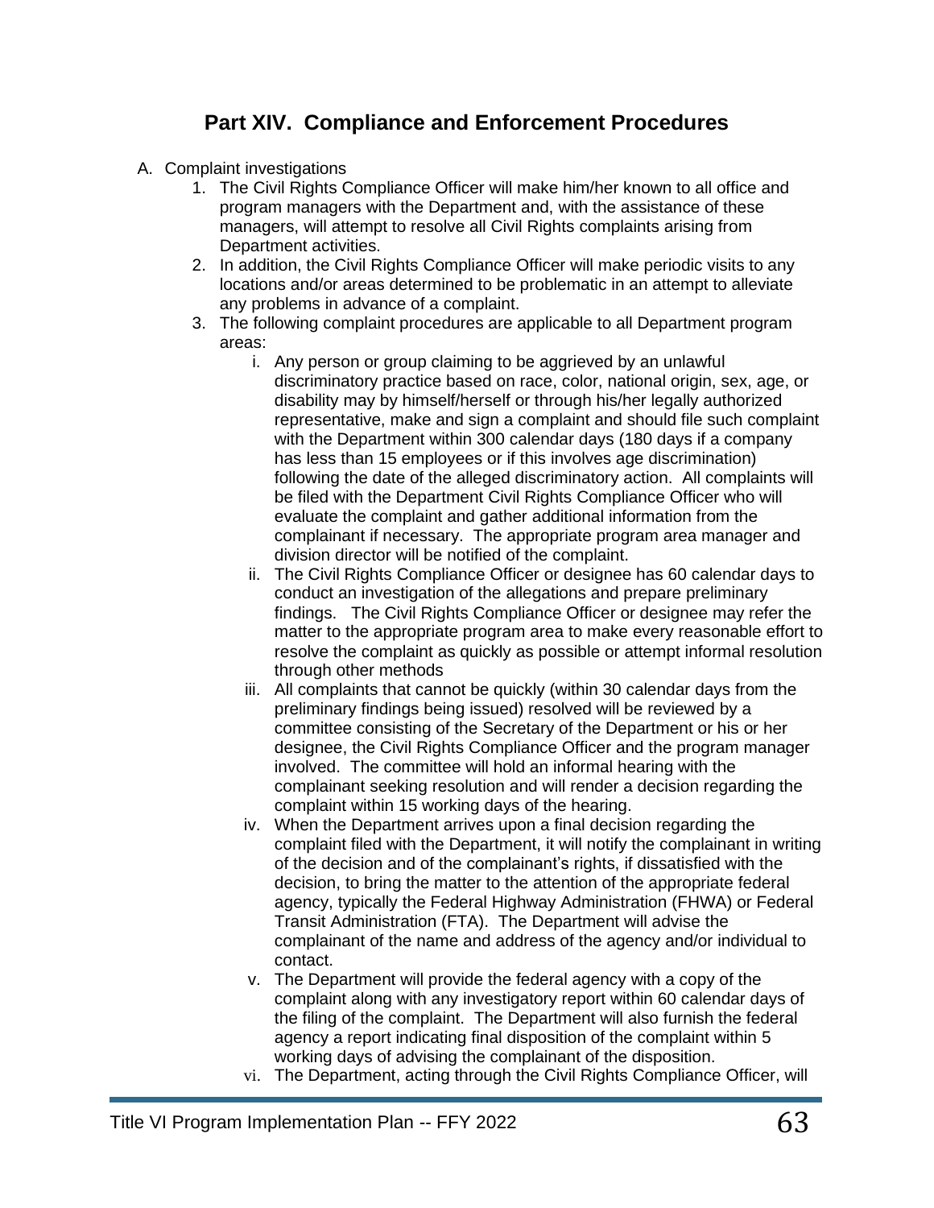# Part XIV. Compliance and Enforcement Procedures

A. Complaint investigations

1. The Civil Rights Compliance Officer will make him/her known to all office and program managers with the Department and, with the assistance of these managers, will attempt to resolve all Civil Rights complaints arising from Department activities.
2. In addition, the Civil Rights Compliance Officer will make periodic visits to any locations and/or areas determined to be problematic in an attempt to alleviate any problems in advance of a complaint.
3. The following complaint procedures are applicable to all Department program areas:
   i. Any person or group claiming to be aggrieved by an unlawful discriminatory practice based on race, color, national origin, sex, age, or disability may by himself/herself or through his/her legally authorized representative, make and sign a complaint and should file such complaint with the Department within 300 calendar days (180 days if a company has less than 15 employees or if this involves age discrimination) following the date of the alleged discriminatory action. All complaints will be filed with the Department Civil Rights Compliance Officer who will evaluate the complaint and gather additional information from the complainant if necessary. The appropriate program area manager and division director will be notified of the complaint.
   ii. The Civil Rights Compliance Officer or designee has 60 calendar days to conduct an investigation of the allegations and prepare preliminary findings. The Civil Rights Compliance Officer or designee may refer the matter to the appropriate program area to make every reasonable effort to resolve the complaint as quickly as possible or attempt informal resolution through other methods
   iii. All complaints that cannot be quickly (within 30 calendar days from the preliminary findings being issued) resolved will be reviewed by a committee consisting of the Secretary of the Department or his or her designee, the Civil Rights Compliance Officer and the program manager involved. The committee will hold an informal hearing with the complainant seeking resolution and will render a decision regarding the complaint within 15 working days of the hearing.
   iv. When the Department arrives upon a final decision regarding the complaint filed with the Department, it will notify the complainant in writing of the decision and of the complainant's rights, if dissatisfied with the decision, to bring the matter to the attention of the appropriate federal agency, typically the Federal Highway Administration (FHWA) or Federal Transit Administration (FTA). The Department will advise the complainant of the name and address of the agency and/or individual to contact.
   v. The Department will provide the federal agency with a copy of the complaint along with any investigatory report within 60 calendar days of the filing of the complaint. The Department will also furnish the federal agency a report indicating final disposition of the complaint within 5 working days of advising the complainant of the disposition.
   vi. The Department, acting through the Civil Rights Compliance Officer, will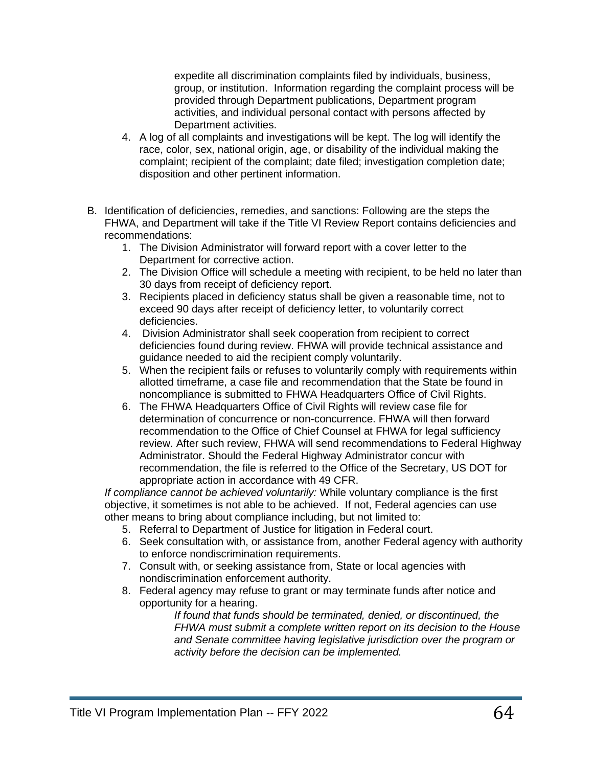expedite all discrimination complaints filed by individuals, business, group, or institution. Information regarding the complaint process will be provided through Department publications, Department program activities, and individual personal contact with persons affected by Department activities.

4. A log of all complaints and investigations will be kept. The log will identify the race, color, sex, national origin, age, or disability of the individual making the complaint; recipient of the complaint; date filed; investigation completion date; disposition and other pertinent information.

B. Identification of deficiencies, remedies, and sanctions: Following are the steps the FHWA, and Department will take if the Title VI Review Report contains deficiencies and recommendations:
   1. The Division Administrator will forward report with a cover letter to the Department for corrective action.
   2. The Division Office will schedule a meeting with recipient, to be held no later than 30 days from receipt of deficiency report.
   3. Recipients placed in deficiency status shall be given a reasonable time, not to exceed 90 days after receipt of deficiency letter, to voluntarily correct deficiencies.
   4. Division Administrator shall seek cooperation from recipient to correct deficiencies found during review. FHWA will provide technical assistance and guidance needed to aid the recipient comply voluntarily.
   5. When the recipient fails or refuses to voluntarily comply with requirements within allotted timeframe, a case file and recommendation that the State be found in noncompliance is submitted to FHWA Headquarters Office of Civil Rights.
   6. The FHWA Headquarters Office of Civil Rights will review case file for determination of concurrence or non-concurrence. FHWA will then forward recommendation to the Office of Chief Counsel at FHWA for legal sufficiency review. After such review, FHWA will send recommendations to Federal Highway Administrator. Should the Federal Highway Administrator concur with recommendation, the file is referred to the Office of the Secretary, US DOT for appropriate action in accordance with 49 CFR.

   *If compliance cannot be achieved voluntarily:* While voluntary compliance is the first objective, it sometimes is not able to be achieved. If not, Federal agencies can use other means to bring about compliance including, but not limited to:

   5. Referral to Department of Justice for litigation in Federal court.
   6. Seek consultation with, or assistance from, another Federal agency with authority to enforce nondiscrimination requirements.
   7. Consult with, or seeking assistance from, State or local agencies with nondiscrimination enforcement authority.
   8. Federal agency may refuse to grant or may terminate funds after notice and opportunity for a hearing.

      *If found that funds should be terminated, denied, or discontinued, the FHWA must submit a complete written report on its decision to the House and Senate committee having legislative jurisdiction over the program or activity before the decision can be implemented.*